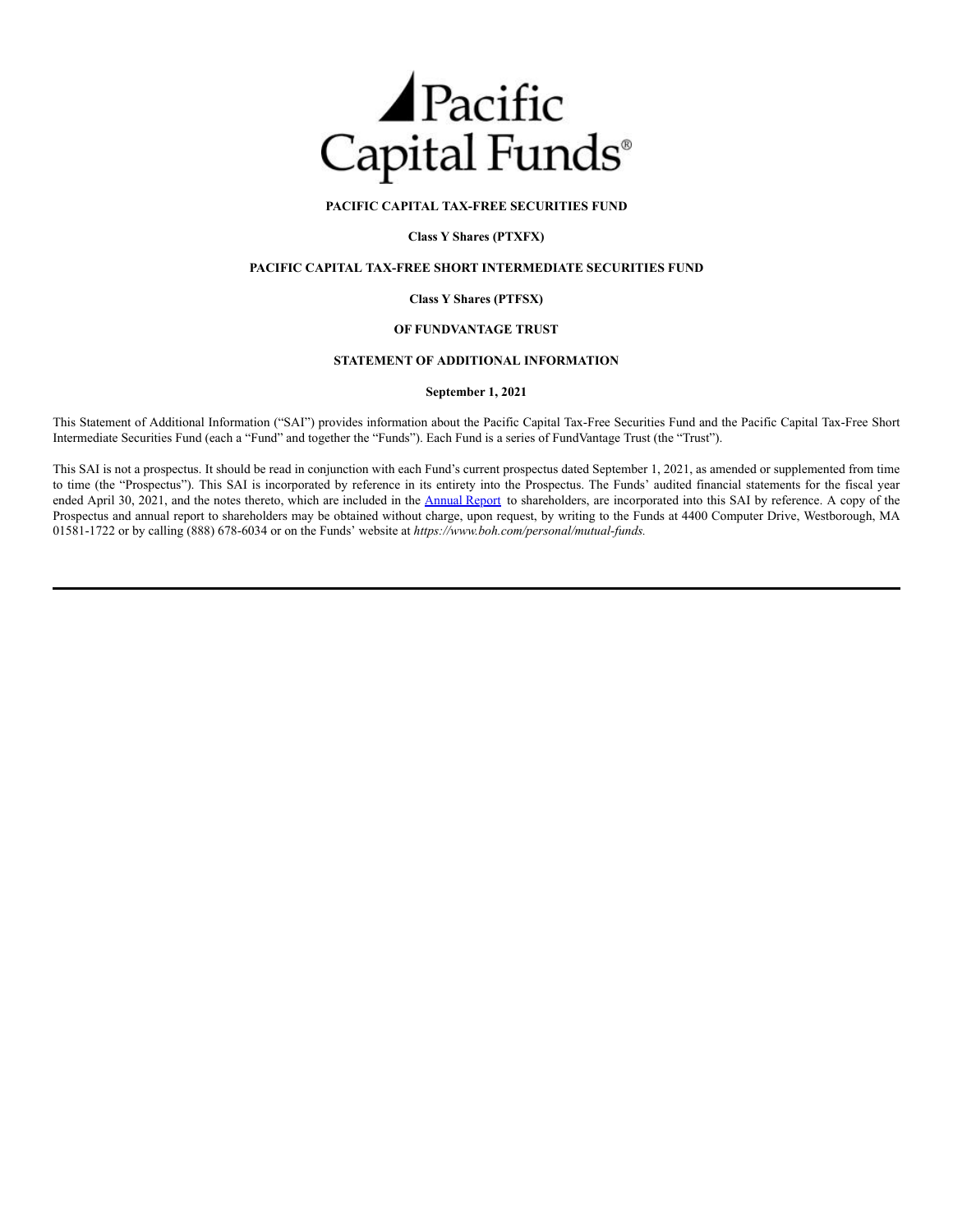Pacific Capital Funds®

**PACIFIC CAPITAL TAX-FREE SECURITIES FUND**

**Class Y Shares (PTXFX)**

**PACIFIC CAPITAL TAX-FREE SHORT INTERMEDIATE SECURITIES FUND**

**Class Y Shares (PTFSX)**

**OF FUNDVANTAGE TRUST**

**STATEMENT OF ADDITIONAL INFORMATION**

**September 1, 2021**

This Statement of Additional Information ("SAI") provides information about the Pacific Capital Tax-Free Securities Fund and the Pacific Capital Tax-Free Short Intermediate Securities Fund (each a "Fund" and together the "Funds"). Each Fund is a series of FundVantage Trust (the "Trust").

This SAI is not a prospectus. It should be read in conjunction with each Fund's current prospectus dated September 1, 2021, as amended or supplemented from time to time (the "Prospectus"). This SAI is incorporated by reference in its entirety into the Prospectus. The Funds' audited financial statements for the fiscal year ended April 30, 2021, and the notes thereto, which are included in the Annual Report to shareholders, are incorporated into this SAI by reference. A copy of the Prospectus and annual report to shareholders may be obtained without charge, upon request, by writing to the Funds at 4400 Computer Drive, Westborough, MA 01581-1722 or by calling (888) 678-6034 or on the Funds' website at *https://www.boh.com/personal/mutual-funds.*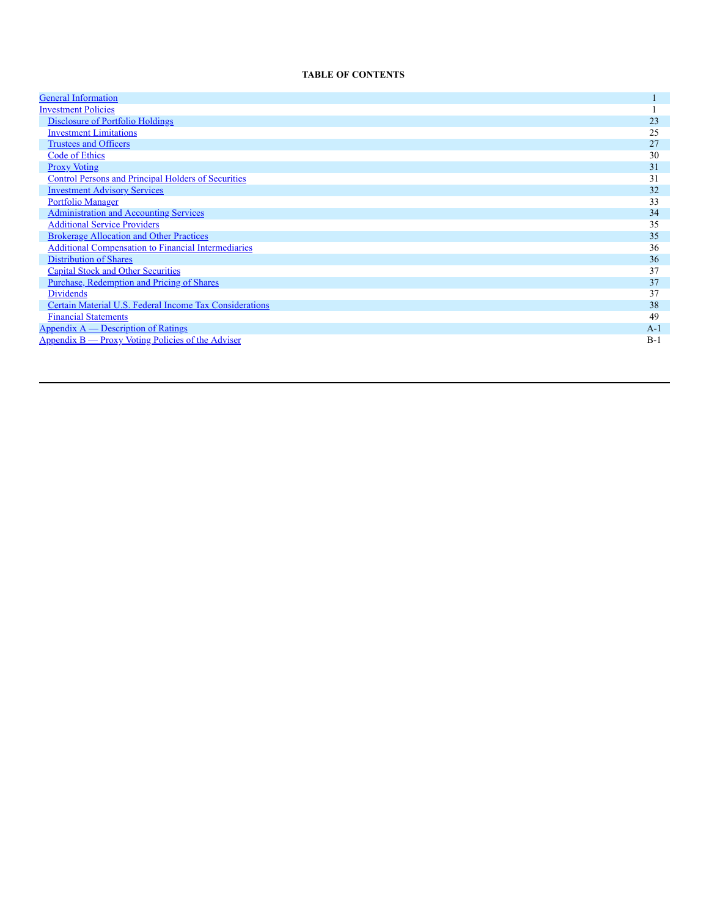**TABLE OF CONTENTS**

| | |
|---|---|
| General Information | 1 |
| Investment Policies | 1 |
| Disclosure of Portfolio Holdings | 23 |
| Investment Limitations | 25 |
| Trustees and Officers | 27 |
| Code of Ethics | 30 |
| Proxy Voting | 31 |
| Control Persons and Principal Holders of Securities | 31 |
| Investment Advisory Services | 32 |
| Portfolio Manager | 33 |
| Administration and Accounting Services | 34 |
| Additional Service Providers | 35 |
| Brokerage Allocation and Other Practices | 35 |
| Additional Compensation to Financial Intermediaries | 36 |
| Distribution of Shares | 36 |
| Capital Stock and Other Securities | 37 |
| Purchase, Redemption and Pricing of Shares | 37 |
| Dividends | 37 |
| Certain Material U.S. Federal Income Tax Considerations | 38 |
| Financial Statements | 49 |
| Appendix A — Description of Ratings | A-1 |
| Appendix B — Proxy Voting Policies of the Adviser | B-1 |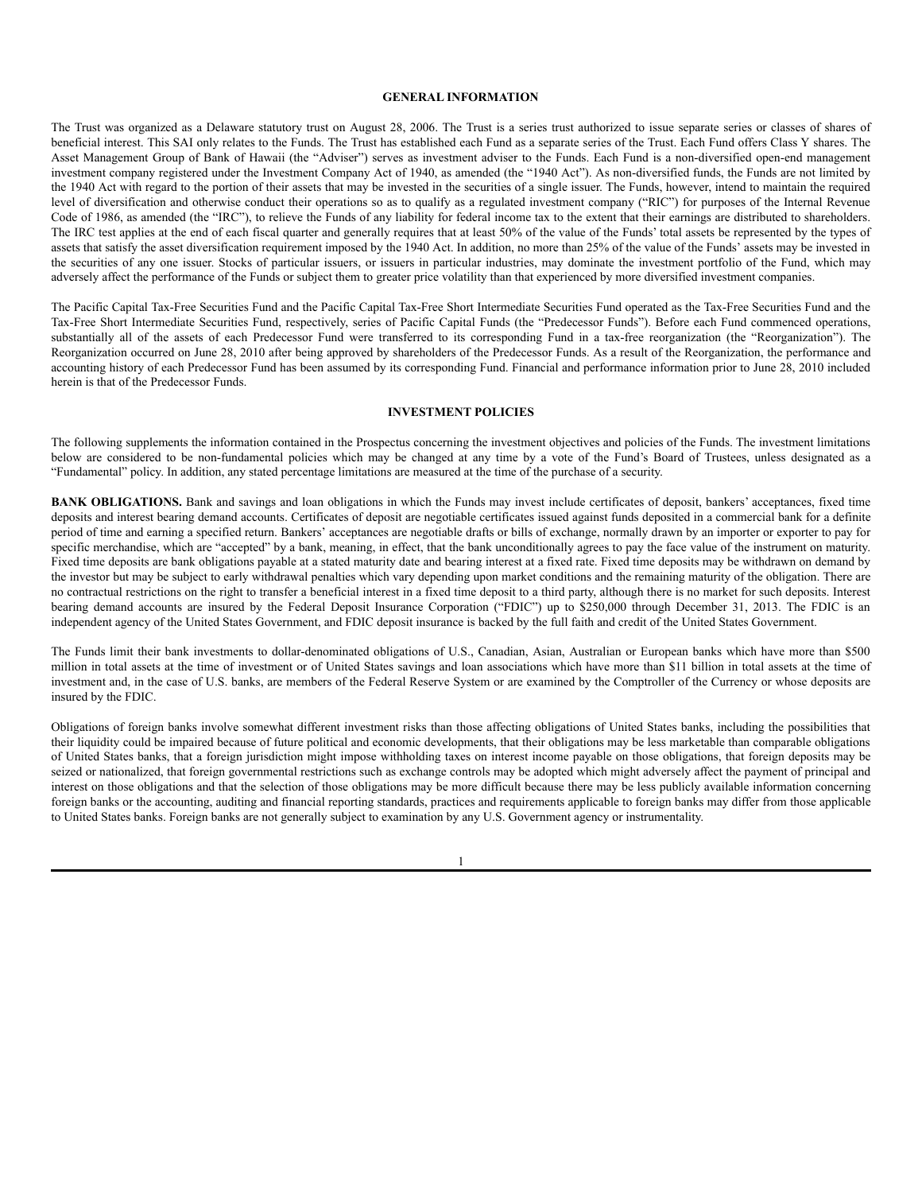## GENERAL INFORMATION

The Trust was organized as a Delaware statutory trust on August 28, 2006. The Trust is a series trust authorized to issue separate series or classes of shares of beneficial interest. This SAI only relates to the Funds. The Trust has established each Fund as a separate series of the Trust. Each Fund offers Class Y shares. The Asset Management Group of Bank of Hawaii (the "Adviser") serves as investment adviser to the Funds. Each Fund is a non-diversified open-end management investment company registered under the Investment Company Act of 1940, as amended (the "1940 Act"). As non-diversified funds, the Funds are not limited by the 1940 Act with regard to the portion of their assets that may be invested in the securities of a single issuer. The Funds, however, intend to maintain the required level of diversification and otherwise conduct their operations so as to qualify as a regulated investment company ("RIC") for purposes of the Internal Revenue Code of 1986, as amended (the "IRC"), to relieve the Funds of any liability for federal income tax to the extent that their earnings are distributed to shareholders. The IRC test applies at the end of each fiscal quarter and generally requires that at least 50% of the value of the Funds' total assets be represented by the types of assets that satisfy the asset diversification requirement imposed by the 1940 Act. In addition, no more than 25% of the value of the Funds' assets may be invested in the securities of any one issuer. Stocks of particular issuers, or issuers in particular industries, may dominate the investment portfolio of the Fund, which may adversely affect the performance of the Funds or subject them to greater price volatility than that experienced by more diversified investment companies.

The Pacific Capital Tax-Free Securities Fund and the Pacific Capital Tax-Free Short Intermediate Securities Fund operated as the Tax-Free Securities Fund and the Tax-Free Short Intermediate Securities Fund, respectively, series of Pacific Capital Funds (the "Predecessor Funds"). Before each Fund commenced operations, substantially all of the assets of each Predecessor Fund were transferred to its corresponding Fund in a tax-free reorganization (the "Reorganization"). The Reorganization occurred on June 28, 2010 after being approved by shareholders of the Predecessor Funds. As a result of the Reorganization, the performance and accounting history of each Predecessor Fund has been assumed by its corresponding Fund. Financial and performance information prior to June 28, 2010 included herein is that of the Predecessor Funds.

## INVESTMENT POLICIES

The following supplements the information contained in the Prospectus concerning the investment objectives and policies of the Funds. The investment limitations below are considered to be non-fundamental policies which may be changed at any time by a vote of the Fund's Board of Trustees, unless designated as a "Fundamental" policy. In addition, any stated percentage limitations are measured at the time of the purchase of a security.

**BANK OBLIGATIONS.** Bank and savings and loan obligations in which the Funds may invest include certificates of deposit, bankers' acceptances, fixed time deposits and interest bearing demand accounts. Certificates of deposit are negotiable certificates issued against funds deposited in a commercial bank for a definite period of time and earning a specified return. Bankers' acceptances are negotiable drafts or bills of exchange, normally drawn by an importer or exporter to pay for specific merchandise, which are "accepted" by a bank, meaning, in effect, that the bank unconditionally agrees to pay the face value of the instrument on maturity. Fixed time deposits are bank obligations payable at a stated maturity date and bearing interest at a fixed rate. Fixed time deposits may be withdrawn on demand by the investor but may be subject to early withdrawal penalties which vary depending upon market conditions and the remaining maturity of the obligation. There are no contractual restrictions on the right to transfer a beneficial interest in a fixed time deposit to a third party, although there is no market for such deposits. Interest bearing demand accounts are insured by the Federal Deposit Insurance Corporation ("FDIC") up to $250,000 through December 31, 2013. The FDIC is an independent agency of the United States Government, and FDIC deposit insurance is backed by the full faith and credit of the United States Government.

The Funds limit their bank investments to dollar-denominated obligations of U.S., Canadian, Asian, Australian or European banks which have more than $500 million in total assets at the time of investment or of United States savings and loan associations which have more than $11 billion in total assets at the time of investment and, in the case of U.S. banks, are members of the Federal Reserve System or are examined by the Comptroller of the Currency or whose deposits are insured by the FDIC.

Obligations of foreign banks involve somewhat different investment risks than those affecting obligations of United States banks, including the possibilities that their liquidity could be impaired because of future political and economic developments, that their obligations may be less marketable than comparable obligations of United States banks, that a foreign jurisdiction might impose withholding taxes on interest income payable on those obligations, that foreign deposits may be seized or nationalized, that foreign governmental restrictions such as exchange controls may be adopted which might adversely affect the payment of principal and interest on those obligations and that the selection of those obligations may be more difficult because there may be less publicly available information concerning foreign banks or the accounting, auditing and financial reporting standards, practices and requirements applicable to foreign banks may differ from those applicable to United States banks. Foreign banks are not generally subject to examination by any U.S. Government agency or instrumentality.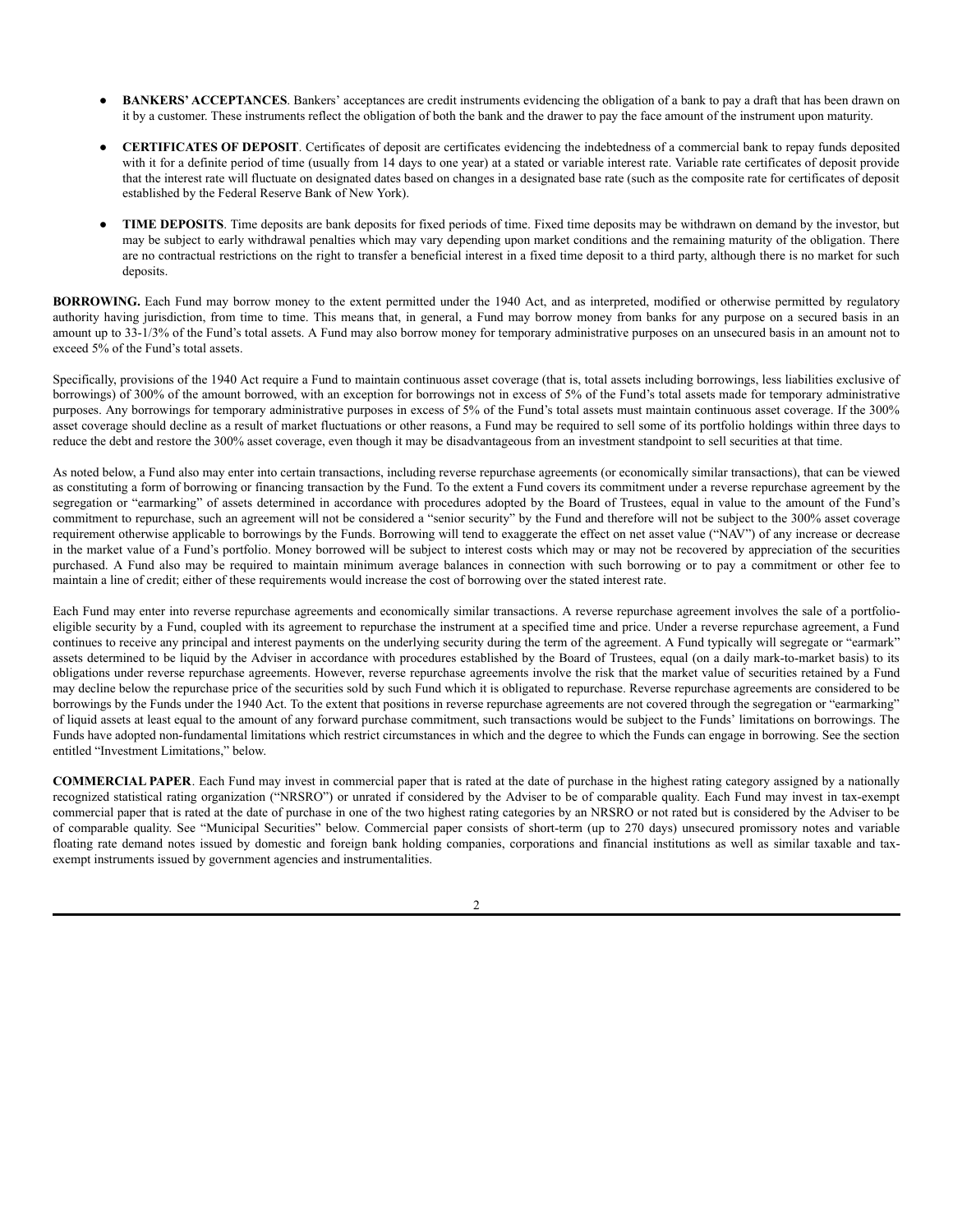- **BANKERS' ACCEPTANCES**. Bankers' acceptances are credit instruments evidencing the obligation of a bank to pay a draft that has been drawn on it by a customer. These instruments reflect the obligation of both the bank and the drawer to pay the face amount of the instrument upon maturity.

- **CERTIFICATES OF DEPOSIT**. Certificates of deposit are certificates evidencing the indebtedness of a commercial bank to repay funds deposited with it for a definite period of time (usually from 14 days to one year) at a stated or variable interest rate. Variable rate certificates of deposit provide that the interest rate will fluctuate on designated dates based on changes in a designated base rate (such as the composite rate for certificates of deposit established by the Federal Reserve Bank of New York).

- **TIME DEPOSITS**. Time deposits are bank deposits for fixed periods of time. Fixed time deposits may be withdrawn on demand by the investor, but may be subject to early withdrawal penalties which may vary depending upon market conditions and the remaining maturity of the obligation. There are no contractual restrictions on the right to transfer a beneficial interest in a fixed time deposit to a third party, although there is no market for such deposits.

**BORROWING.** Each Fund may borrow money to the extent permitted under the 1940 Act, and as interpreted, modified or otherwise permitted by regulatory authority having jurisdiction, from time to time. This means that, in general, a Fund may borrow money from banks for any purpose on a secured basis in an amount up to 33-1/3% of the Fund's total assets. A Fund may also borrow money for temporary administrative purposes on an unsecured basis in an amount not to exceed 5% of the Fund's total assets.

Specifically, provisions of the 1940 Act require a Fund to maintain continuous asset coverage (that is, total assets including borrowings, less liabilities exclusive of borrowings) of 300% of the amount borrowed, with an exception for borrowings not in excess of 5% of the Fund's total assets made for temporary administrative purposes. Any borrowings for temporary administrative purposes in excess of 5% of the Fund's total assets must maintain continuous asset coverage. If the 300% asset coverage should decline as a result of market fluctuations or other reasons, a Fund may be required to sell some of its portfolio holdings within three days to reduce the debt and restore the 300% asset coverage, even though it may be disadvantageous from an investment standpoint to sell securities at that time.

As noted below, a Fund also may enter into certain transactions, including reverse repurchase agreements (or economically similar transactions), that can be viewed as constituting a form of borrowing or financing transaction by the Fund. To the extent a Fund covers its commitment under a reverse repurchase agreement by the segregation or "earmarking" of assets determined in accordance with procedures adopted by the Board of Trustees, equal in value to the amount of the Fund's commitment to repurchase, such an agreement will not be considered a "senior security" by the Fund and therefore will not be subject to the 300% asset coverage requirement otherwise applicable to borrowings by the Funds. Borrowing will tend to exaggerate the effect on net asset value ("NAV") of any increase or decrease in the market value of a Fund's portfolio. Money borrowed will be subject to interest costs which may or may not be recovered by appreciation of the securities purchased. A Fund also may be required to maintain minimum average balances in connection with such borrowing or to pay a commitment or other fee to maintain a line of credit; either of these requirements would increase the cost of borrowing over the stated interest rate.

Each Fund may enter into reverse repurchase agreements and economically similar transactions. A reverse repurchase agreement involves the sale of a portfolio-eligible security by a Fund, coupled with its agreement to repurchase the instrument at a specified time and price. Under a reverse repurchase agreement, a Fund continues to receive any principal and interest payments on the underlying security during the term of the agreement. A Fund typically will segregate or "earmark" assets determined to be liquid by the Adviser in accordance with procedures established by the Board of Trustees, equal (on a daily mark-to-market basis) to its obligations under reverse repurchase agreements. However, reverse repurchase agreements involve the risk that the market value of securities retained by a Fund may decline below the repurchase price of the securities sold by such Fund which it is obligated to repurchase. Reverse repurchase agreements are considered to be borrowings by the Funds under the 1940 Act. To the extent that positions in reverse repurchase agreements are not covered through the segregation or "earmarking" of liquid assets at least equal to the amount of any forward purchase commitment, such transactions would be subject to the Funds' limitations on borrowings. The Funds have adopted non-fundamental limitations which restrict circumstances in which and the degree to which the Funds can engage in borrowing. See the section entitled "Investment Limitations," below.

**COMMERCIAL PAPER**. Each Fund may invest in commercial paper that is rated at the date of purchase in the highest rating category assigned by a nationally recognized statistical rating organization ("NRSRO") or unrated if considered by the Adviser to be of comparable quality. Each Fund may invest in tax-exempt commercial paper that is rated at the date of purchase in one of the two highest rating categories by an NRSRO or not rated but is considered by the Adviser to be of comparable quality. See "Municipal Securities" below. Commercial paper consists of short-term (up to 270 days) unsecured promissory notes and variable floating rate demand notes issued by domestic and foreign bank holding companies, corporations and financial institutions as well as similar taxable and tax-exempt instruments issued by government agencies and instrumentalities.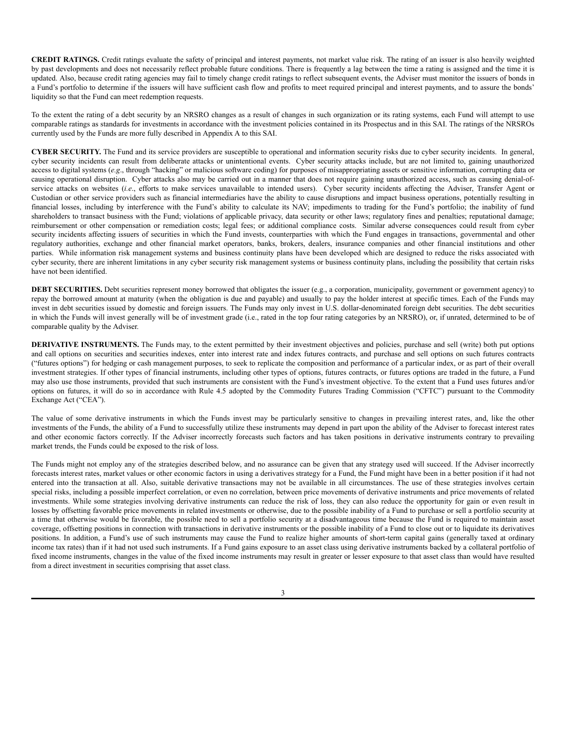**CREDIT RATINGS.** Credit ratings evaluate the safety of principal and interest payments, not market value risk. The rating of an issuer is also heavily weighted by past developments and does not necessarily reflect probable future conditions. There is frequently a lag between the time a rating is assigned and the time it is updated. Also, because credit rating agencies may fail to timely change credit ratings to reflect subsequent events, the Adviser must monitor the issuers of bonds in a Fund's portfolio to determine if the issuers will have sufficient cash flow and profits to meet required principal and interest payments, and to assure the bonds' liquidity so that the Fund can meet redemption requests.

To the extent the rating of a debt security by an NRSRO changes as a result of changes in such organization or its rating systems, each Fund will attempt to use comparable ratings as standards for investments in accordance with the investment policies contained in its Prospectus and in this SAI. The ratings of the NRSROs currently used by the Funds are more fully described in Appendix A to this SAI.

**CYBER SECURITY.** The Fund and its service providers are susceptible to operational and information security risks due to cyber security incidents. In general, cyber security incidents can result from deliberate attacks or unintentional events. Cyber security attacks include, but are not limited to, gaining unauthorized access to digital systems (*e.g*., through "hacking" or malicious software coding) for purposes of misappropriating assets or sensitive information, corrupting data or causing operational disruption. Cyber attacks also may be carried out in a manner that does not require gaining unauthorized access, such as causing denial-of-service attacks on websites (*i.e*., efforts to make services unavailable to intended users). Cyber security incidents affecting the Adviser, Transfer Agent or Custodian or other service providers such as financial intermediaries have the ability to cause disruptions and impact business operations, potentially resulting in financial losses, including by interference with the Fund's ability to calculate its NAV; impediments to trading for the Fund's portfolio; the inability of fund shareholders to transact business with the Fund; violations of applicable privacy, data security or other laws; regulatory fines and penalties; reputational damage; reimbursement or other compensation or remediation costs; legal fees; or additional compliance costs. Similar adverse consequences could result from cyber security incidents affecting issuers of securities in which the Fund invests, counterparties with which the Fund engages in transactions, governmental and other regulatory authorities, exchange and other financial market operators, banks, brokers, dealers, insurance companies and other financial institutions and other parties. While information risk management systems and business continuity plans have been developed which are designed to reduce the risks associated with cyber security, there are inherent limitations in any cyber security risk management systems or business continuity plans, including the possibility that certain risks have not been identified.

**DEBT SECURITIES.** Debt securities represent money borrowed that obligates the issuer (e.g., a corporation, municipality, government or government agency) to repay the borrowed amount at maturity (when the obligation is due and payable) and usually to pay the holder interest at specific times. Each of the Funds may invest in debt securities issued by domestic and foreign issuers. The Funds may only invest in U.S. dollar-denominated foreign debt securities. The debt securities in which the Funds will invest generally will be of investment grade (i.e., rated in the top four rating categories by an NRSRO), or, if unrated, determined to be of comparable quality by the Adviser.

**DERIVATIVE INSTRUMENTS.** The Funds may, to the extent permitted by their investment objectives and policies, purchase and sell (write) both put options and call options on securities and securities indexes, enter into interest rate and index futures contracts, and purchase and sell options on such futures contracts ("futures options") for hedging or cash management purposes, to seek to replicate the composition and performance of a particular index, or as part of their overall investment strategies. If other types of financial instruments, including other types of options, futures contracts, or futures options are traded in the future, a Fund may also use those instruments, provided that such instruments are consistent with the Fund's investment objective. To the extent that a Fund uses futures and/or options on futures, it will do so in accordance with Rule 4.5 adopted by the Commodity Futures Trading Commission ("CFTC") pursuant to the Commodity Exchange Act ("CEA").

The value of some derivative instruments in which the Funds invest may be particularly sensitive to changes in prevailing interest rates, and, like the other investments of the Funds, the ability of a Fund to successfully utilize these instruments may depend in part upon the ability of the Adviser to forecast interest rates and other economic factors correctly. If the Adviser incorrectly forecasts such factors and has taken positions in derivative instruments contrary to prevailing market trends, the Funds could be exposed to the risk of loss.

The Funds might not employ any of the strategies described below, and no assurance can be given that any strategy used will succeed. If the Adviser incorrectly forecasts interest rates, market values or other economic factors in using a derivatives strategy for a Fund, the Fund might have been in a better position if it had not entered into the transaction at all. Also, suitable derivative transactions may not be available in all circumstances. The use of these strategies involves certain special risks, including a possible imperfect correlation, or even no correlation, between price movements of derivative instruments and price movements of related investments. While some strategies involving derivative instruments can reduce the risk of loss, they can also reduce the opportunity for gain or even result in losses by offsetting favorable price movements in related investments or otherwise, due to the possible inability of a Fund to purchase or sell a portfolio security at a time that otherwise would be favorable, the possible need to sell a portfolio security at a disadvantageous time because the Fund is required to maintain asset coverage, offsetting positions in connection with transactions in derivative instruments or the possible inability of a Fund to close out or to liquidate its derivatives positions. In addition, a Fund's use of such instruments may cause the Fund to realize higher amounts of short-term capital gains (generally taxed at ordinary income tax rates) than if it had not used such instruments. If a Fund gains exposure to an asset class using derivative instruments backed by a collateral portfolio of fixed income instruments, changes in the value of the fixed income instruments may result in greater or lesser exposure to that asset class than would have resulted from a direct investment in securities comprising that asset class.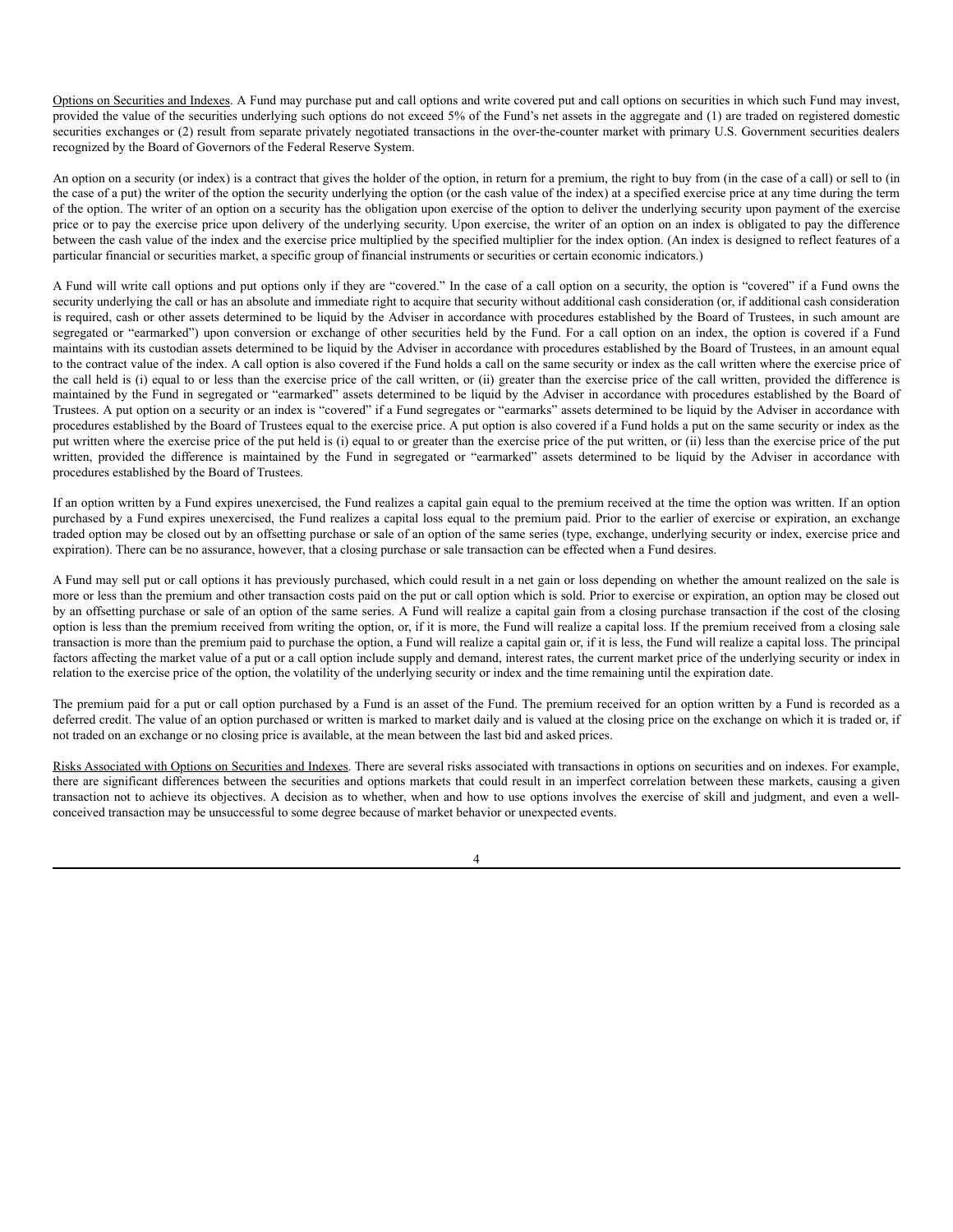Options on Securities and Indexes. A Fund may purchase put and call options and write covered put and call options on securities in which such Fund may invest, provided the value of the securities underlying such options do not exceed 5% of the Fund's net assets in the aggregate and (1) are traded on registered domestic securities exchanges or (2) result from separate privately negotiated transactions in the over-the-counter market with primary U.S. Government securities dealers recognized by the Board of Governors of the Federal Reserve System.

An option on a security (or index) is a contract that gives the holder of the option, in return for a premium, the right to buy from (in the case of a call) or sell to (in the case of a put) the writer of the option the security underlying the option (or the cash value of the index) at a specified exercise price at any time during the term of the option. The writer of an option on a security has the obligation upon exercise of the option to deliver the underlying security upon payment of the exercise price or to pay the exercise price upon delivery of the underlying security. Upon exercise, the writer of an option on an index is obligated to pay the difference between the cash value of the index and the exercise price multiplied by the specified multiplier for the index option. (An index is designed to reflect features of a particular financial or securities market, a specific group of financial instruments or securities or certain economic indicators.)

A Fund will write call options and put options only if they are "covered." In the case of a call option on a security, the option is "covered" if a Fund owns the security underlying the call or has an absolute and immediate right to acquire that security without additional cash consideration (or, if additional cash consideration is required, cash or other assets determined to be liquid by the Adviser in accordance with procedures established by the Board of Trustees, in such amount are segregated or "earmarked") upon conversion or exchange of other securities held by the Fund. For a call option on an index, the option is covered if a Fund maintains with its custodian assets determined to be liquid by the Adviser in accordance with procedures established by the Board of Trustees, in an amount equal to the contract value of the index. A call option is also covered if the Fund holds a call on the same security or index as the call written where the exercise price of the call held is (i) equal to or less than the exercise price of the call written, or (ii) greater than the exercise price of the call written, provided the difference is maintained by the Fund in segregated or "earmarked" assets determined to be liquid by the Adviser in accordance with procedures established by the Board of Trustees. A put option on a security or an index is "covered" if a Fund segregates or "earmarks" assets determined to be liquid by the Adviser in accordance with procedures established by the Board of Trustees equal to the exercise price. A put option is also covered if a Fund holds a put on the same security or index as the put written where the exercise price of the put held is (i) equal to or greater than the exercise price of the put written, or (ii) less than the exercise price of the put written, provided the difference is maintained by the Fund in segregated or "earmarked" assets determined to be liquid by the Adviser in accordance with procedures established by the Board of Trustees.

If an option written by a Fund expires unexercised, the Fund realizes a capital gain equal to the premium received at the time the option was written. If an option purchased by a Fund expires unexercised, the Fund realizes a capital loss equal to the premium paid. Prior to the earlier of exercise or expiration, an exchange traded option may be closed out by an offsetting purchase or sale of an option of the same series (type, exchange, underlying security or index, exercise price and expiration). There can be no assurance, however, that a closing purchase or sale transaction can be effected when a Fund desires.

A Fund may sell put or call options it has previously purchased, which could result in a net gain or loss depending on whether the amount realized on the sale is more or less than the premium and other transaction costs paid on the put or call option which is sold. Prior to exercise or expiration, an option may be closed out by an offsetting purchase or sale of an option of the same series. A Fund will realize a capital gain from a closing purchase transaction if the cost of the closing option is less than the premium received from writing the option, or, if it is more, the Fund will realize a capital loss. If the premium received from a closing sale transaction is more than the premium paid to purchase the option, a Fund will realize a capital gain or, if it is less, the Fund will realize a capital loss. The principal factors affecting the market value of a put or a call option include supply and demand, interest rates, the current market price of the underlying security or index in relation to the exercise price of the option, the volatility of the underlying security or index and the time remaining until the expiration date.

The premium paid for a put or call option purchased by a Fund is an asset of the Fund. The premium received for an option written by a Fund is recorded as a deferred credit. The value of an option purchased or written is marked to market daily and is valued at the closing price on the exchange on which it is traded or, if not traded on an exchange or no closing price is available, at the mean between the last bid and asked prices.

Risks Associated with Options on Securities and Indexes. There are several risks associated with transactions in options on securities and on indexes. For example, there are significant differences between the securities and options markets that could result in an imperfect correlation between these markets, causing a given transaction not to achieve its objectives. A decision as to whether, when and how to use options involves the exercise of skill and judgment, and even a well-conceived transaction may be unsuccessful to some degree because of market behavior or unexpected events.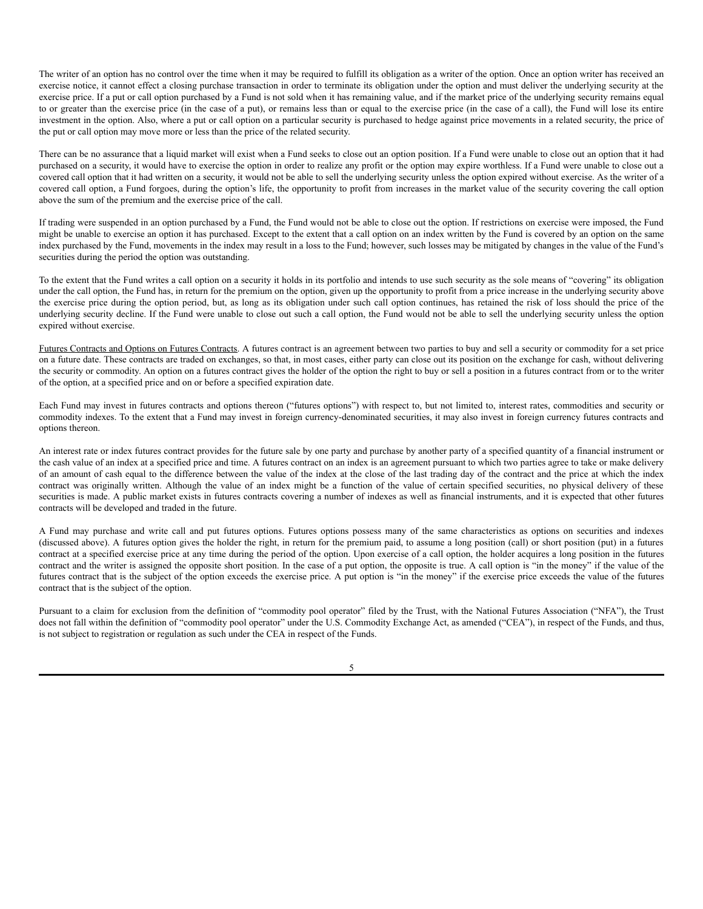The writer of an option has no control over the time when it may be required to fulfill its obligation as a writer of the option. Once an option writer has received an exercise notice, it cannot effect a closing purchase transaction in order to terminate its obligation under the option and must deliver the underlying security at the exercise price. If a put or call option purchased by a Fund is not sold when it has remaining value, and if the market price of the underlying security remains equal to or greater than the exercise price (in the case of a put), or remains less than or equal to the exercise price (in the case of a call), the Fund will lose its entire investment in the option. Also, where a put or call option on a particular security is purchased to hedge against price movements in a related security, the price of the put or call option may move more or less than the price of the related security.

There can be no assurance that a liquid market will exist when a Fund seeks to close out an option position. If a Fund were unable to close out an option that it had purchased on a security, it would have to exercise the option in order to realize any profit or the option may expire worthless. If a Fund were unable to close out a covered call option that it had written on a security, it would not be able to sell the underlying security unless the option expired without exercise. As the writer of a covered call option, a Fund forgoes, during the option's life, the opportunity to profit from increases in the market value of the security covering the call option above the sum of the premium and the exercise price of the call.

If trading were suspended in an option purchased by a Fund, the Fund would not be able to close out the option. If restrictions on exercise were imposed, the Fund might be unable to exercise an option it has purchased. Except to the extent that a call option on an index written by the Fund is covered by an option on the same index purchased by the Fund, movements in the index may result in a loss to the Fund; however, such losses may be mitigated by changes in the value of the Fund's securities during the period the option was outstanding.

To the extent that the Fund writes a call option on a security it holds in its portfolio and intends to use such security as the sole means of "covering" its obligation under the call option, the Fund has, in return for the premium on the option, given up the opportunity to profit from a price increase in the underlying security above the exercise price during the option period, but, as long as its obligation under such call option continues, has retained the risk of loss should the price of the underlying security decline. If the Fund were unable to close out such a call option, the Fund would not be able to sell the underlying security unless the option expired without exercise.

Futures Contracts and Options on Futures Contracts. A futures contract is an agreement between two parties to buy and sell a security or commodity for a set price on a future date. These contracts are traded on exchanges, so that, in most cases, either party can close out its position on the exchange for cash, without delivering the security or commodity. An option on a futures contract gives the holder of the option the right to buy or sell a position in a futures contract from or to the writer of the option, at a specified price and on or before a specified expiration date.

Each Fund may invest in futures contracts and options thereon ("futures options") with respect to, but not limited to, interest rates, commodities and security or commodity indexes. To the extent that a Fund may invest in foreign currency-denominated securities, it may also invest in foreign currency futures contracts and options thereon.

An interest rate or index futures contract provides for the future sale by one party and purchase by another party of a specified quantity of a financial instrument or the cash value of an index at a specified price and time. A futures contract on an index is an agreement pursuant to which two parties agree to take or make delivery of an amount of cash equal to the difference between the value of the index at the close of the last trading day of the contract and the price at which the index contract was originally written. Although the value of an index might be a function of the value of certain specified securities, no physical delivery of these securities is made. A public market exists in futures contracts covering a number of indexes as well as financial instruments, and it is expected that other futures contracts will be developed and traded in the future.

A Fund may purchase and write call and put futures options. Futures options possess many of the same characteristics as options on securities and indexes (discussed above). A futures option gives the holder the right, in return for the premium paid, to assume a long position (call) or short position (put) in a futures contract at a specified exercise price at any time during the period of the option. Upon exercise of a call option, the holder acquires a long position in the futures contract and the writer is assigned the opposite short position. In the case of a put option, the opposite is true. A call option is "in the money" if the value of the futures contract that is the subject of the option exceeds the exercise price. A put option is "in the money" if the exercise price exceeds the value of the futures contract that is the subject of the option.

Pursuant to a claim for exclusion from the definition of "commodity pool operator" filed by the Trust, with the National Futures Association ("NFA"), the Trust does not fall within the definition of "commodity pool operator" under the U.S. Commodity Exchange Act, as amended ("CEA"), in respect of the Funds, and thus, is not subject to registration or regulation as such under the CEA in respect of the Funds.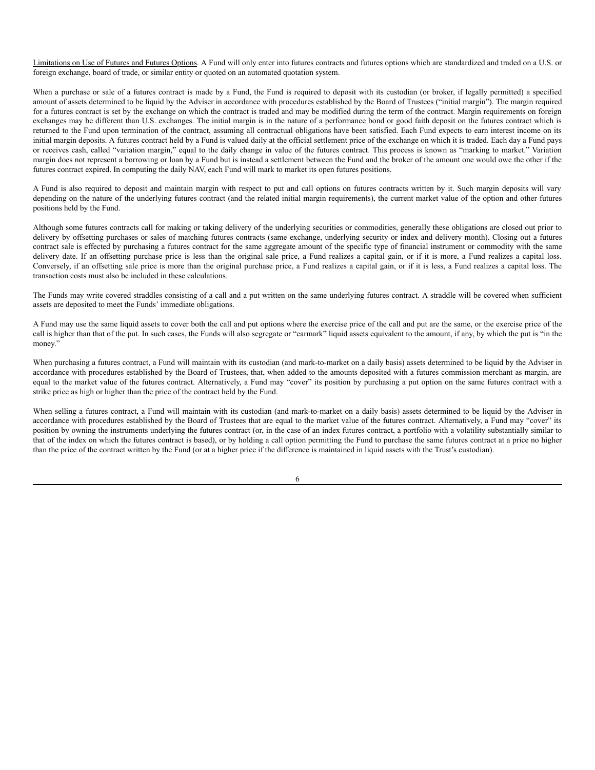<u>Limitations on Use of Futures and Futures Options</u>. A Fund will only enter into futures contracts and futures options which are standardized and traded on a U.S. or foreign exchange, board of trade, or similar entity or quoted on an automated quotation system.

When a purchase or sale of a futures contract is made by a Fund, the Fund is required to deposit with its custodian (or broker, if legally permitted) a specified amount of assets determined to be liquid by the Adviser in accordance with procedures established by the Board of Trustees ("initial margin"). The margin required for a futures contract is set by the exchange on which the contract is traded and may be modified during the term of the contract. Margin requirements on foreign exchanges may be different than U.S. exchanges. The initial margin is in the nature of a performance bond or good faith deposit on the futures contract which is returned to the Fund upon termination of the contract, assuming all contractual obligations have been satisfied. Each Fund expects to earn interest income on its initial margin deposits. A futures contract held by a Fund is valued daily at the official settlement price of the exchange on which it is traded. Each day a Fund pays or receives cash, called "variation margin," equal to the daily change in value of the futures contract. This process is known as "marking to market." Variation margin does not represent a borrowing or loan by a Fund but is instead a settlement between the Fund and the broker of the amount one would owe the other if the futures contract expired. In computing the daily NAV, each Fund will mark to market its open futures positions.

A Fund is also required to deposit and maintain margin with respect to put and call options on futures contracts written by it. Such margin deposits will vary depending on the nature of the underlying futures contract (and the related initial margin requirements), the current market value of the option and other futures positions held by the Fund.

Although some futures contracts call for making or taking delivery of the underlying securities or commodities, generally these obligations are closed out prior to delivery by offsetting purchases or sales of matching futures contracts (same exchange, underlying security or index and delivery month). Closing out a futures contract sale is effected by purchasing a futures contract for the same aggregate amount of the specific type of financial instrument or commodity with the same delivery date. If an offsetting purchase price is less than the original sale price, a Fund realizes a capital gain, or if it is more, a Fund realizes a capital loss. Conversely, if an offsetting sale price is more than the original purchase price, a Fund realizes a capital gain, or if it is less, a Fund realizes a capital loss. The transaction costs must also be included in these calculations.

The Funds may write covered straddles consisting of a call and a put written on the same underlying futures contract. A straddle will be covered when sufficient assets are deposited to meet the Funds' immediate obligations.

A Fund may use the same liquid assets to cover both the call and put options where the exercise price of the call and put are the same, or the exercise price of the call is higher than that of the put. In such cases, the Funds will also segregate or "earmark" liquid assets equivalent to the amount, if any, by which the put is "in the money."

When purchasing a futures contract, a Fund will maintain with its custodian (and mark-to-market on a daily basis) assets determined to be liquid by the Adviser in accordance with procedures established by the Board of Trustees, that, when added to the amounts deposited with a futures commission merchant as margin, are equal to the market value of the futures contract. Alternatively, a Fund may "cover" its position by purchasing a put option on the same futures contract with a strike price as high or higher than the price of the contract held by the Fund.

When selling a futures contract, a Fund will maintain with its custodian (and mark-to-market on a daily basis) assets determined to be liquid by the Adviser in accordance with procedures established by the Board of Trustees that are equal to the market value of the futures contract. Alternatively, a Fund may "cover" its position by owning the instruments underlying the futures contract (or, in the case of an index futures contract, a portfolio with a volatility substantially similar to that of the index on which the futures contract is based), or by holding a call option permitting the Fund to purchase the same futures contract at a price no higher than the price of the contract written by the Fund (or at a higher price if the difference is maintained in liquid assets with the Trust's custodian).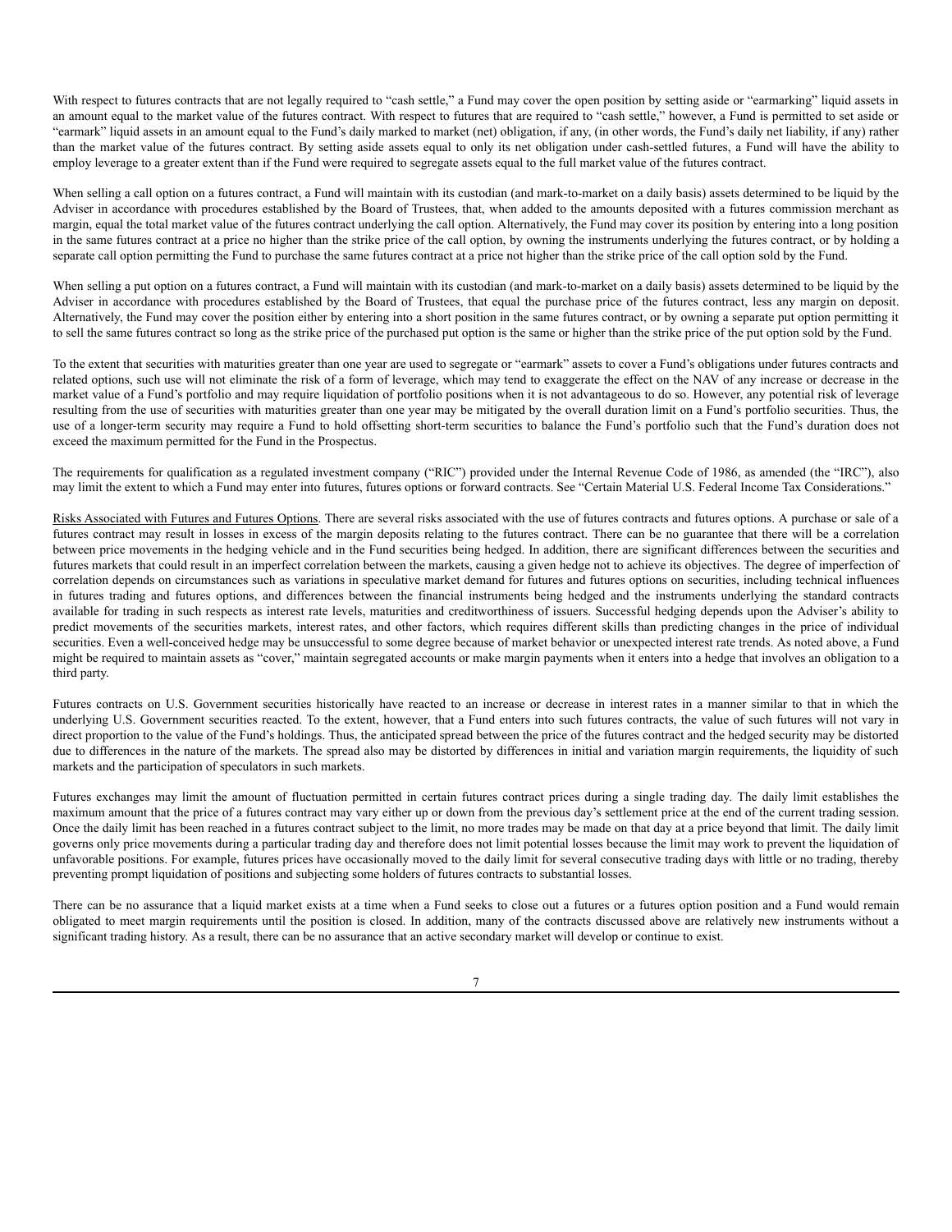With respect to futures contracts that are not legally required to "cash settle," a Fund may cover the open position by setting aside or "earmarking" liquid assets in an amount equal to the market value of the futures contract. With respect to futures that are required to "cash settle," however, a Fund is permitted to set aside or "earmark" liquid assets in an amount equal to the Fund's daily marked to market (net) obligation, if any, (in other words, the Fund's daily net liability, if any) rather than the market value of the futures contract. By setting aside assets equal to only its net obligation under cash-settled futures, a Fund will have the ability to employ leverage to a greater extent than if the Fund were required to segregate assets equal to the full market value of the futures contract.

When selling a call option on a futures contract, a Fund will maintain with its custodian (and mark-to-market on a daily basis) assets determined to be liquid by the Adviser in accordance with procedures established by the Board of Trustees, that, when added to the amounts deposited with a futures commission merchant as margin, equal the total market value of the futures contract underlying the call option. Alternatively, the Fund may cover its position by entering into a long position in the same futures contract at a price no higher than the strike price of the call option, by owning the instruments underlying the futures contract, or by holding a separate call option permitting the Fund to purchase the same futures contract at a price not higher than the strike price of the call option sold by the Fund.

When selling a put option on a futures contract, a Fund will maintain with its custodian (and mark-to-market on a daily basis) assets determined to be liquid by the Adviser in accordance with procedures established by the Board of Trustees, that equal the purchase price of the futures contract, less any margin on deposit. Alternatively, the Fund may cover the position either by entering into a short position in the same futures contract, or by owning a separate put option permitting it to sell the same futures contract so long as the strike price of the purchased put option is the same or higher than the strike price of the put option sold by the Fund.

To the extent that securities with maturities greater than one year are used to segregate or "earmark" assets to cover a Fund's obligations under futures contracts and related options, such use will not eliminate the risk of a form of leverage, which may tend to exaggerate the effect on the NAV of any increase or decrease in the market value of a Fund's portfolio and may require liquidation of portfolio positions when it is not advantageous to do so. However, any potential risk of leverage resulting from the use of securities with maturities greater than one year may be mitigated by the overall duration limit on a Fund's portfolio securities. Thus, the use of a longer-term security may require a Fund to hold offsetting short-term securities to balance the Fund's portfolio such that the Fund's duration does not exceed the maximum permitted for the Fund in the Prospectus.

The requirements for qualification as a regulated investment company ("RIC") provided under the Internal Revenue Code of 1986, as amended (the "IRC"), also may limit the extent to which a Fund may enter into futures, futures options or forward contracts. See "Certain Material U.S. Federal Income Tax Considerations."

Risks Associated with Futures and Futures Options. There are several risks associated with the use of futures contracts and futures options. A purchase or sale of a futures contract may result in losses in excess of the margin deposits relating to the futures contract. There can be no guarantee that there will be a correlation between price movements in the hedging vehicle and in the Fund securities being hedged. In addition, there are significant differences between the securities and futures markets that could result in an imperfect correlation between the markets, causing a given hedge not to achieve its objectives. The degree of imperfection of correlation depends on circumstances such as variations in speculative market demand for futures and futures options on securities, including technical influences in futures trading and futures options, and differences between the financial instruments being hedged and the instruments underlying the standard contracts available for trading in such respects as interest rate levels, maturities and creditworthiness of issuers. Successful hedging depends upon the Adviser's ability to predict movements of the securities markets, interest rates, and other factors, which requires different skills than predicting changes in the price of individual securities. Even a well-conceived hedge may be unsuccessful to some degree because of market behavior or unexpected interest rate trends. As noted above, a Fund might be required to maintain assets as "cover," maintain segregated accounts or make margin payments when it enters into a hedge that involves an obligation to a third party.

Futures contracts on U.S. Government securities historically have reacted to an increase or decrease in interest rates in a manner similar to that in which the underlying U.S. Government securities reacted. To the extent, however, that a Fund enters into such futures contracts, the value of such futures will not vary in direct proportion to the value of the Fund's holdings. Thus, the anticipated spread between the price of the futures contract and the hedged security may be distorted due to differences in the nature of the markets. The spread also may be distorted by differences in initial and variation margin requirements, the liquidity of such markets and the participation of speculators in such markets.

Futures exchanges may limit the amount of fluctuation permitted in certain futures contract prices during a single trading day. The daily limit establishes the maximum amount that the price of a futures contract may vary either up or down from the previous day's settlement price at the end of the current trading session. Once the daily limit has been reached in a futures contract subject to the limit, no more trades may be made on that day at a price beyond that limit. The daily limit governs only price movements during a particular trading day and therefore does not limit potential losses because the limit may work to prevent the liquidation of unfavorable positions. For example, futures prices have occasionally moved to the daily limit for several consecutive trading days with little or no trading, thereby preventing prompt liquidation of positions and subjecting some holders of futures contracts to substantial losses.

There can be no assurance that a liquid market exists at a time when a Fund seeks to close out a futures or a futures option position and a Fund would remain obligated to meet margin requirements until the position is closed. In addition, many of the contracts discussed above are relatively new instruments without a significant trading history. As a result, there can be no assurance that an active secondary market will develop or continue to exist.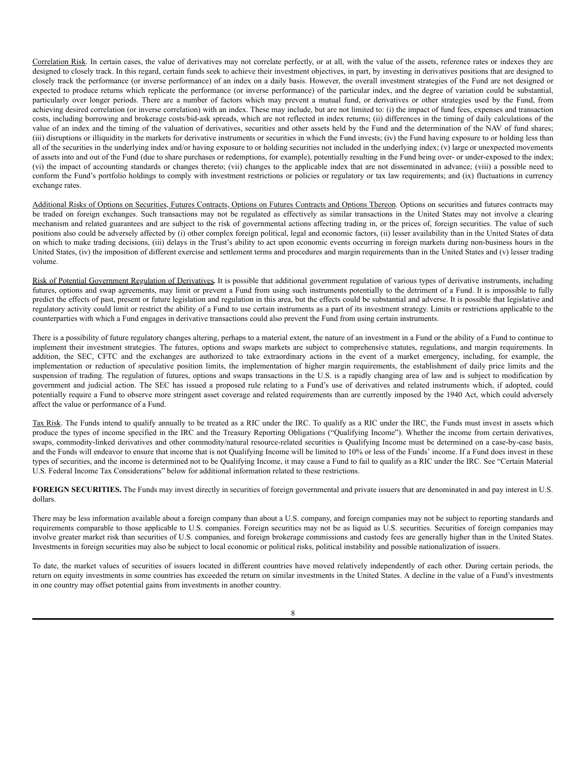Correlation Risk. In certain cases, the value of derivatives may not correlate perfectly, or at all, with the value of the assets, reference rates or indexes they are designed to closely track. In this regard, certain funds seek to achieve their investment objectives, in part, by investing in derivatives positions that are designed to closely track the performance (or inverse performance) of an index on a daily basis. However, the overall investment strategies of the Fund are not designed or expected to produce returns which replicate the performance (or inverse performance) of the particular index, and the degree of variation could be substantial, particularly over longer periods. There are a number of factors which may prevent a mutual fund, or derivatives or other strategies used by the Fund, from achieving desired correlation (or inverse correlation) with an index. These may include, but are not limited to: (i) the impact of fund fees, expenses and transaction costs, including borrowing and brokerage costs/bid-ask spreads, which are not reflected in index returns; (ii) differences in the timing of daily calculations of the value of an index and the timing of the valuation of derivatives, securities and other assets held by the Fund and the determination of the NAV of fund shares; (iii) disruptions or illiquidity in the markets for derivative instruments or securities in which the Fund invests; (iv) the Fund having exposure to or holding less than all of the securities in the underlying index and/or having exposure to or holding securities not included in the underlying index; (v) large or unexpected movements of assets into and out of the Fund (due to share purchases or redemptions, for example), potentially resulting in the Fund being over- or under-exposed to the index; (vi) the impact of accounting standards or changes thereto; (vii) changes to the applicable index that are not disseminated in advance; (viii) a possible need to conform the Fund's portfolio holdings to comply with investment restrictions or policies or regulatory or tax law requirements; and (ix) fluctuations in currency exchange rates.

Additional Risks of Options on Securities, Futures Contracts, Options on Futures Contracts and Options Thereon. Options on securities and futures contracts may be traded on foreign exchanges. Such transactions may not be regulated as effectively as similar transactions in the United States may not involve a clearing mechanism and related guarantees and are subject to the risk of governmental actions affecting trading in, or the prices of, foreign securities. The value of such positions also could be adversely affected by (i) other complex foreign political, legal and economic factors, (ii) lesser availability than in the United States of data on which to make trading decisions, (iii) delays in the Trust's ability to act upon economic events occurring in foreign markets during non-business hours in the United States, (iv) the imposition of different exercise and settlement terms and procedures and margin requirements than in the United States and (v) lesser trading volume.

Risk of Potential Government Regulation of Derivatives**.** It is possible that additional government regulation of various types of derivative instruments, including futures, options and swap agreements, may limit or prevent a Fund from using such instruments potentially to the detriment of a Fund. It is impossible to fully predict the effects of past, present or future legislation and regulation in this area, but the effects could be substantial and adverse. It is possible that legislative and regulatory activity could limit or restrict the ability of a Fund to use certain instruments as a part of its investment strategy. Limits or restrictions applicable to the counterparties with which a Fund engages in derivative transactions could also prevent the Fund from using certain instruments.

There is a possibility of future regulatory changes altering, perhaps to a material extent, the nature of an investment in a Fund or the ability of a Fund to continue to implement their investment strategies. The futures, options and swaps markets are subject to comprehensive statutes, regulations, and margin requirements. In addition, the SEC, CFTC and the exchanges are authorized to take extraordinary actions in the event of a market emergency, including, for example, the implementation or reduction of speculative position limits, the implementation of higher margin requirements, the establishment of daily price limits and the suspension of trading. The regulation of futures, options and swaps transactions in the U.S. is a rapidly changing area of law and is subject to modification by government and judicial action. The SEC has issued a proposed rule relating to a Fund's use of derivatives and related instruments which, if adopted, could potentially require a Fund to observe more stringent asset coverage and related requirements than are currently imposed by the 1940 Act, which could adversely affect the value or performance of a Fund.

Tax Risk. The Funds intend to qualify annually to be treated as a RIC under the IRC. To qualify as a RIC under the IRC, the Funds must invest in assets which produce the types of income specified in the IRC and the Treasury Reporting Obligations ("Qualifying Income"). Whether the income from certain derivatives, swaps, commodity-linked derivatives and other commodity/natural resource-related securities is Qualifying Income must be determined on a case-by-case basis, and the Funds will endeavor to ensure that income that is not Qualifying Income will be limited to 10% or less of the Funds' income. If a Fund does invest in these types of securities, and the income is determined not to be Qualifying Income, it may cause a Fund to fail to qualify as a RIC under the IRC. See "Certain Material U.S. Federal Income Tax Considerations" below for additional information related to these restrictions.

**FOREIGN SECURITIES.** The Funds may invest directly in securities of foreign governmental and private issuers that are denominated in and pay interest in U.S. dollars.

There may be less information available about a foreign company than about a U.S. company, and foreign companies may not be subject to reporting standards and requirements comparable to those applicable to U.S. companies. Foreign securities may not be as liquid as U.S. securities. Securities of foreign companies may involve greater market risk than securities of U.S. companies, and foreign brokerage commissions and custody fees are generally higher than in the United States. Investments in foreign securities may also be subject to local economic or political risks, political instability and possible nationalization of issuers.

To date, the market values of securities of issuers located in different countries have moved relatively independently of each other. During certain periods, the return on equity investments in some countries has exceeded the return on similar investments in the United States. A decline in the value of a Fund's investments in one country may offset potential gains from investments in another country.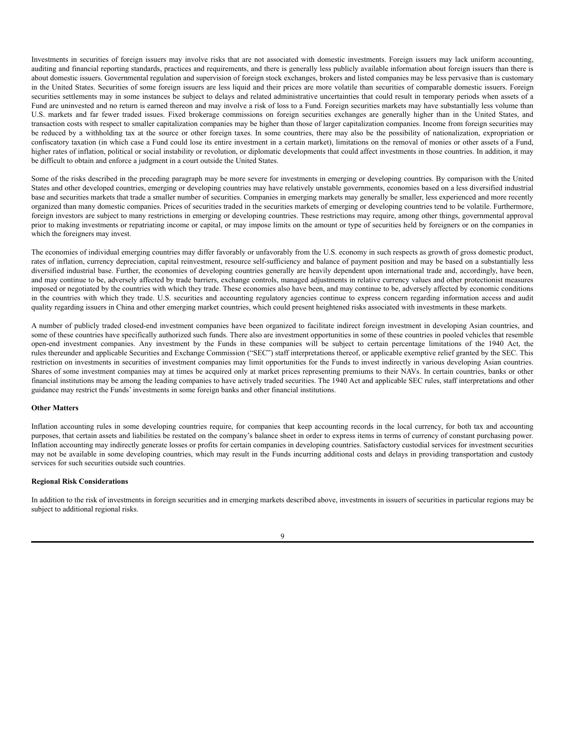Investments in securities of foreign issuers may involve risks that are not associated with domestic investments. Foreign issuers may lack uniform accounting, auditing and financial reporting standards, practices and requirements, and there is generally less publicly available information about foreign issuers than there is about domestic issuers. Governmental regulation and supervision of foreign stock exchanges, brokers and listed companies may be less pervasive than is customary in the United States. Securities of some foreign issuers are less liquid and their prices are more volatile than securities of comparable domestic issuers. Foreign securities settlements may in some instances be subject to delays and related administrative uncertainties that could result in temporary periods when assets of a Fund are uninvested and no return is earned thereon and may involve a risk of loss to a Fund. Foreign securities markets may have substantially less volume than U.S. markets and far fewer traded issues. Fixed brokerage commissions on foreign securities exchanges are generally higher than in the United States, and transaction costs with respect to smaller capitalization companies may be higher than those of larger capitalization companies. Income from foreign securities may be reduced by a withholding tax at the source or other foreign taxes. In some countries, there may also be the possibility of nationalization, expropriation or confiscatory taxation (in which case a Fund could lose its entire investment in a certain market), limitations on the removal of monies or other assets of a Fund, higher rates of inflation, political or social instability or revolution, or diplomatic developments that could affect investments in those countries. In addition, it may be difficult to obtain and enforce a judgment in a court outside the United States.

Some of the risks described in the preceding paragraph may be more severe for investments in emerging or developing countries. By comparison with the United States and other developed countries, emerging or developing countries may have relatively unstable governments, economies based on a less diversified industrial base and securities markets that trade a smaller number of securities. Companies in emerging markets may generally be smaller, less experienced and more recently organized than many domestic companies. Prices of securities traded in the securities markets of emerging or developing countries tend to be volatile. Furthermore, foreign investors are subject to many restrictions in emerging or developing countries. These restrictions may require, among other things, governmental approval prior to making investments or repatriating income or capital, or may impose limits on the amount or type of securities held by foreigners or on the companies in which the foreigners may invest.

The economies of individual emerging countries may differ favorably or unfavorably from the U.S. economy in such respects as growth of gross domestic product, rates of inflation, currency depreciation, capital reinvestment, resource self-sufficiency and balance of payment position and may be based on a substantially less diversified industrial base. Further, the economies of developing countries generally are heavily dependent upon international trade and, accordingly, have been, and may continue to be, adversely affected by trade barriers, exchange controls, managed adjustments in relative currency values and other protectionist measures imposed or negotiated by the countries with which they trade. These economies also have been, and may continue to be, adversely affected by economic conditions in the countries with which they trade. U.S. securities and accounting regulatory agencies continue to express concern regarding information access and audit quality regarding issuers in China and other emerging market countries, which could present heightened risks associated with investments in these markets.

A number of publicly traded closed-end investment companies have been organized to facilitate indirect foreign investment in developing Asian countries, and some of these countries have specifically authorized such funds. There also are investment opportunities in some of these countries in pooled vehicles that resemble open-end investment companies. Any investment by the Funds in these companies will be subject to certain percentage limitations of the 1940 Act, the rules thereunder and applicable Securities and Exchange Commission ("SEC") staff interpretations thereof, or applicable exemptive relief granted by the SEC. This restriction on investments in securities of investment companies may limit opportunities for the Funds to invest indirectly in various developing Asian countries. Shares of some investment companies may at times be acquired only at market prices representing premiums to their NAVs. In certain countries, banks or other financial institutions may be among the leading companies to have actively traded securities. The 1940 Act and applicable SEC rules, staff interpretations and other guidance may restrict the Funds' investments in some foreign banks and other financial institutions.

**Other Matters**

Inflation accounting rules in some developing countries require, for companies that keep accounting records in the local currency, for both tax and accounting purposes, that certain assets and liabilities be restated on the company's balance sheet in order to express items in terms of currency of constant purchasing power. Inflation accounting may indirectly generate losses or profits for certain companies in developing countries. Satisfactory custodial services for investment securities may not be available in some developing countries, which may result in the Funds incurring additional costs and delays in providing transportation and custody services for such securities outside such countries.

**Regional Risk Considerations**

In addition to the risk of investments in foreign securities and in emerging markets described above, investments in issuers of securities in particular regions may be subject to additional regional risks.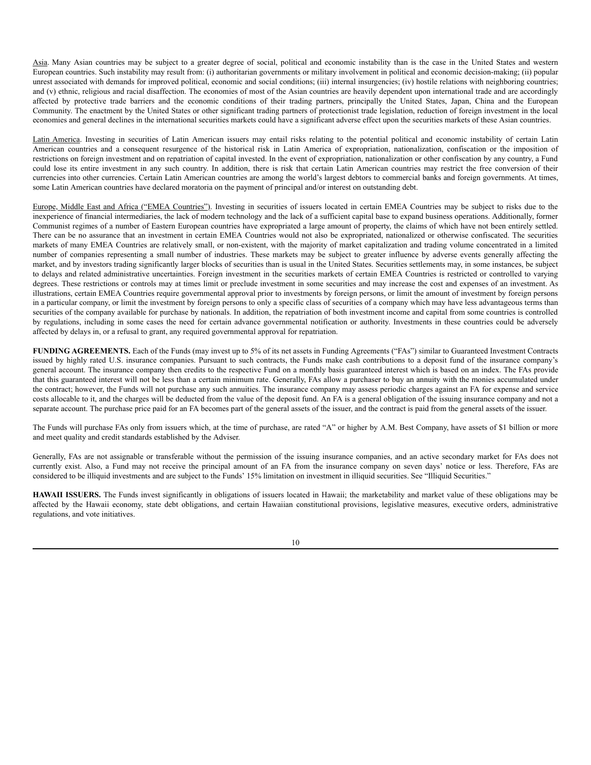Asia. Many Asian countries may be subject to a greater degree of social, political and economic instability than is the case in the United States and western European countries. Such instability may result from: (i) authoritarian governments or military involvement in political and economic decision-making; (ii) popular unrest associated with demands for improved political, economic and social conditions; (iii) internal insurgencies; (iv) hostile relations with neighboring countries; and (v) ethnic, religious and racial disaffection. The economies of most of the Asian countries are heavily dependent upon international trade and are accordingly affected by protective trade barriers and the economic conditions of their trading partners, principally the United States, Japan, China and the European Community. The enactment by the United States or other significant trading partners of protectionist trade legislation, reduction of foreign investment in the local economies and general declines in the international securities markets could have a significant adverse effect upon the securities markets of these Asian countries.

Latin America. Investing in securities of Latin American issuers may entail risks relating to the potential political and economic instability of certain Latin American countries and a consequent resurgence of the historical risk in Latin America of expropriation, nationalization, confiscation or the imposition of restrictions on foreign investment and on repatriation of capital invested. In the event of expropriation, nationalization or other confiscation by any country, a Fund could lose its entire investment in any such country. In addition, there is risk that certain Latin American countries may restrict the free conversion of their currencies into other currencies. Certain Latin American countries are among the world's largest debtors to commercial banks and foreign governments. At times, some Latin American countries have declared moratoria on the payment of principal and/or interest on outstanding debt.

Europe, Middle East and Africa ("EMEA Countries"). Investing in securities of issuers located in certain EMEA Countries may be subject to risks due to the inexperience of financial intermediaries, the lack of modern technology and the lack of a sufficient capital base to expand business operations. Additionally, former Communist regimes of a number of Eastern European countries have expropriated a large amount of property, the claims of which have not been entirely settled. There can be no assurance that an investment in certain EMEA Countries would not also be expropriated, nationalized or otherwise confiscated. The securities markets of many EMEA Countries are relatively small, or non-existent, with the majority of market capitalization and trading volume concentrated in a limited number of companies representing a small number of industries. These markets may be subject to greater influence by adverse events generally affecting the market, and by investors trading significantly larger blocks of securities than is usual in the United States. Securities settlements may, in some instances, be subject to delays and related administrative uncertainties. Foreign investment in the securities markets of certain EMEA Countries is restricted or controlled to varying degrees. These restrictions or controls may at times limit or preclude investment in some securities and may increase the cost and expenses of an investment. As illustrations, certain EMEA Countries require governmental approval prior to investments by foreign persons, or limit the amount of investment by foreign persons in a particular company, or limit the investment by foreign persons to only a specific class of securities of a company which may have less advantageous terms than securities of the company available for purchase by nationals. In addition, the repatriation of both investment income and capital from some countries is controlled by regulations, including in some cases the need for certain advance governmental notification or authority. Investments in these countries could be adversely affected by delays in, or a refusal to grant, any required governmental approval for repatriation.

**FUNDING AGREEMENTS.** Each of the Funds (may invest up to 5% of its net assets in Funding Agreements ("FAs") similar to Guaranteed Investment Contracts issued by highly rated U.S. insurance companies. Pursuant to such contracts, the Funds make cash contributions to a deposit fund of the insurance company's general account. The insurance company then credits to the respective Fund on a monthly basis guaranteed interest which is based on an index. The FAs provide that this guaranteed interest will not be less than a certain minimum rate. Generally, FAs allow a purchaser to buy an annuity with the monies accumulated under the contract; however, the Funds will not purchase any such annuities. The insurance company may assess periodic charges against an FA for expense and service costs allocable to it, and the charges will be deducted from the value of the deposit fund. An FA is a general obligation of the issuing insurance company and not a separate account. The purchase price paid for an FA becomes part of the general assets of the issuer, and the contract is paid from the general assets of the issuer.

The Funds will purchase FAs only from issuers which, at the time of purchase, are rated "A" or higher by A.M. Best Company, have assets of $1 billion or more and meet quality and credit standards established by the Adviser.

Generally, FAs are not assignable or transferable without the permission of the issuing insurance companies, and an active secondary market for FAs does not currently exist. Also, a Fund may not receive the principal amount of an FA from the insurance company on seven days' notice or less. Therefore, FAs are considered to be illiquid investments and are subject to the Funds' 15% limitation on investment in illiquid securities. See "Illiquid Securities."

**HAWAII ISSUERS.** The Funds invest significantly in obligations of issuers located in Hawaii; the marketability and market value of these obligations may be affected by the Hawaii economy, state debt obligations, and certain Hawaiian constitutional provisions, legislative measures, executive orders, administrative regulations, and vote initiatives.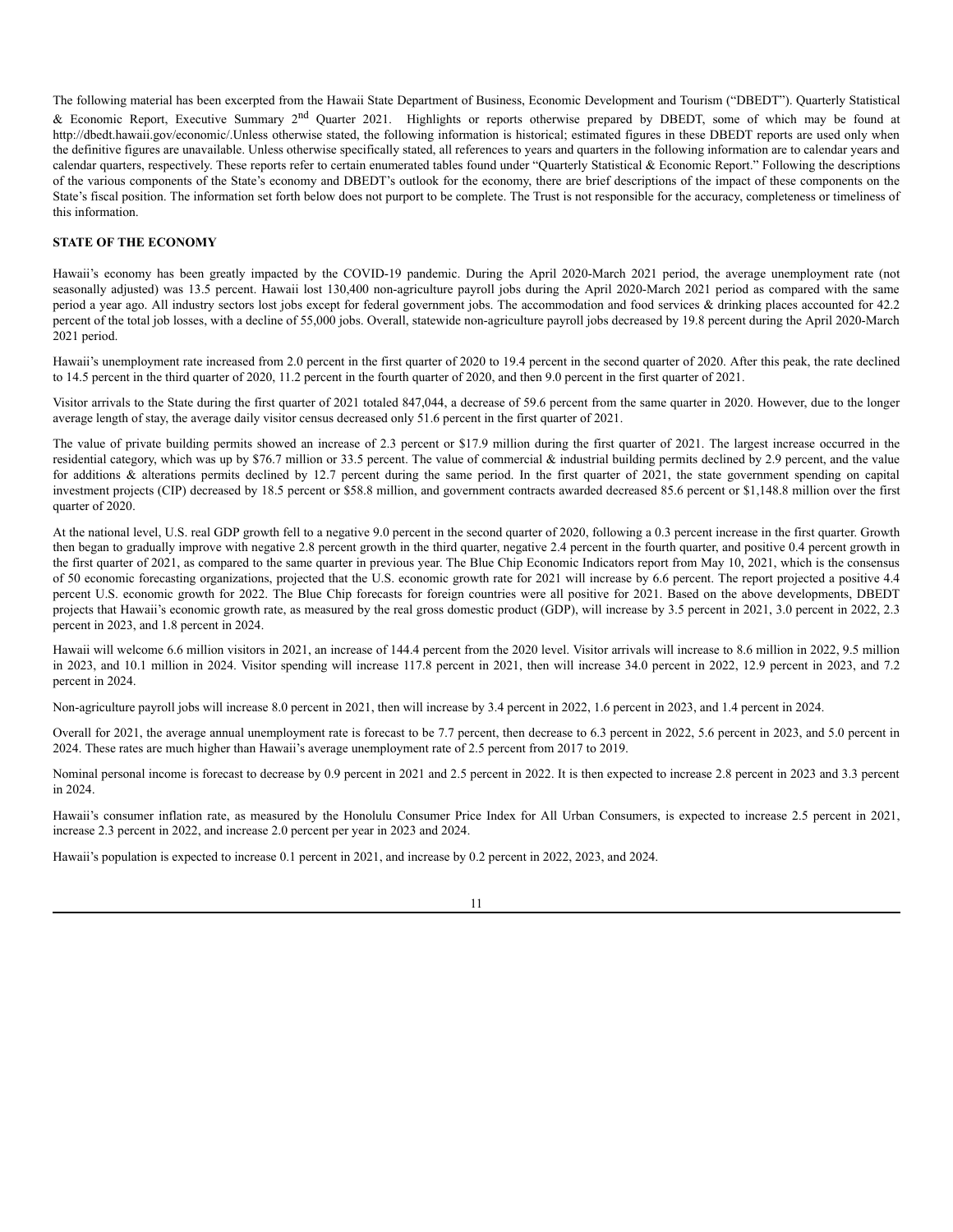The following material has been excerpted from the Hawaii State Department of Business, Economic Development and Tourism ("DBEDT"). Quarterly Statistical & Economic Report, Executive Summary 2nd Quarter 2021. Highlights or reports otherwise prepared by DBEDT, some of which may be found at http://dbedt.hawaii.gov/economic/.Unless otherwise stated, the following information is historical; estimated figures in these DBEDT reports are used only when the definitive figures are unavailable. Unless otherwise specifically stated, all references to years and quarters in the following information are to calendar years and calendar quarters, respectively. These reports refer to certain enumerated tables found under "Quarterly Statistical & Economic Report." Following the descriptions of the various components of the State's economy and DBEDT's outlook for the economy, there are brief descriptions of the impact of these components on the State's fiscal position. The information set forth below does not purport to be complete. The Trust is not responsible for the accuracy, completeness or timeliness of this information.

**STATE OF THE ECONOMY**

Hawaii's economy has been greatly impacted by the COVID-19 pandemic. During the April 2020-March 2021 period, the average unemployment rate (not seasonally adjusted) was 13.5 percent. Hawaii lost 130,400 non-agriculture payroll jobs during the April 2020-March 2021 period as compared with the same period a year ago. All industry sectors lost jobs except for federal government jobs. The accommodation and food services & drinking places accounted for 42.2 percent of the total job losses, with a decline of 55,000 jobs. Overall, statewide non-agriculture payroll jobs decreased by 19.8 percent during the April 2020-March 2021 period.

Hawaii's unemployment rate increased from 2.0 percent in the first quarter of 2020 to 19.4 percent in the second quarter of 2020. After this peak, the rate declined to 14.5 percent in the third quarter of 2020, 11.2 percent in the fourth quarter of 2020, and then 9.0 percent in the first quarter of 2021.

Visitor arrivals to the State during the first quarter of 2021 totaled 847,044, a decrease of 59.6 percent from the same quarter in 2020. However, due to the longer average length of stay, the average daily visitor census decreased only 51.6 percent in the first quarter of 2021.

The value of private building permits showed an increase of 2.3 percent or $17.9 million during the first quarter of 2021. The largest increase occurred in the residential category, which was up by $76.7 million or 33.5 percent. The value of commercial & industrial building permits declined by 2.9 percent, and the value for additions & alterations permits declined by 12.7 percent during the same period. In the first quarter of 2021, the state government spending on capital investment projects (CIP) decreased by 18.5 percent or $58.8 million, and government contracts awarded decreased 85.6 percent or $1,148.8 million over the first quarter of 2020.

At the national level, U.S. real GDP growth fell to a negative 9.0 percent in the second quarter of 2020, following a 0.3 percent increase in the first quarter. Growth then began to gradually improve with negative 2.8 percent growth in the third quarter, negative 2.4 percent in the fourth quarter, and positive 0.4 percent growth in the first quarter of 2021, as compared to the same quarter in previous year. The Blue Chip Economic Indicators report from May 10, 2021, which is the consensus of 50 economic forecasting organizations, projected that the U.S. economic growth rate for 2021 will increase by 6.6 percent. The report projected a positive 4.4 percent U.S. economic growth for 2022. The Blue Chip forecasts for foreign countries were all positive for 2021. Based on the above developments, DBEDT projects that Hawaii's economic growth rate, as measured by the real gross domestic product (GDP), will increase by 3.5 percent in 2021, 3.0 percent in 2022, 2.3 percent in 2023, and 1.8 percent in 2024.

Hawaii will welcome 6.6 million visitors in 2021, an increase of 144.4 percent from the 2020 level. Visitor arrivals will increase to 8.6 million in 2022, 9.5 million in 2023, and 10.1 million in 2024. Visitor spending will increase 117.8 percent in 2021, then will increase 34.0 percent in 2022, 12.9 percent in 2023, and 7.2 percent in 2024.

Non-agriculture payroll jobs will increase 8.0 percent in 2021, then will increase by 3.4 percent in 2022, 1.6 percent in 2023, and 1.4 percent in 2024.

Overall for 2021, the average annual unemployment rate is forecast to be 7.7 percent, then decrease to 6.3 percent in 2022, 5.6 percent in 2023, and 5.0 percent in 2024. These rates are much higher than Hawaii's average unemployment rate of 2.5 percent from 2017 to 2019.

Nominal personal income is forecast to decrease by 0.9 percent in 2021 and 2.5 percent in 2022. It is then expected to increase 2.8 percent in 2023 and 3.3 percent in 2024.

Hawaii's consumer inflation rate, as measured by the Honolulu Consumer Price Index for All Urban Consumers, is expected to increase 2.5 percent in 2021, increase 2.3 percent in 2022, and increase 2.0 percent per year in 2023 and 2024.

Hawaii's population is expected to increase 0.1 percent in 2021, and increase by 0.2 percent in 2022, 2023, and 2024.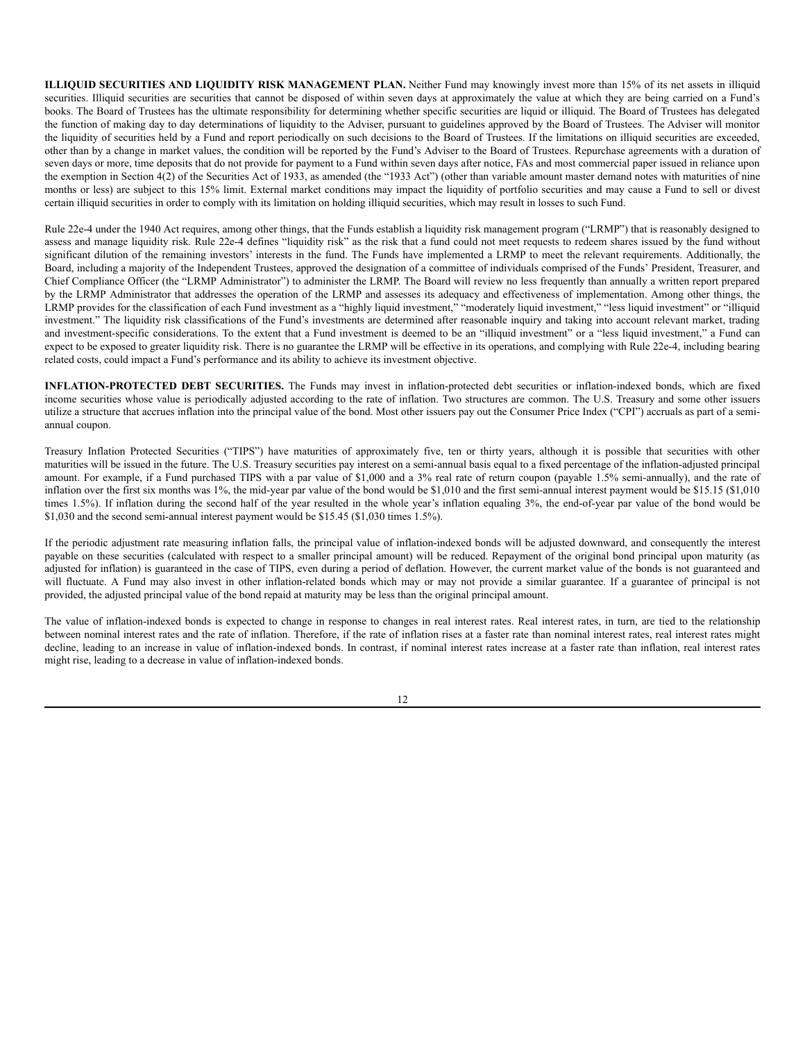**ILLIQUID SECURITIES AND LIQUIDITY RISK MANAGEMENT PLAN.** Neither Fund may knowingly invest more than 15% of its net assets in illiquid securities. Illiquid securities are securities that cannot be disposed of within seven days at approximately the value at which they are being carried on a Fund's books. The Board of Trustees has the ultimate responsibility for determining whether specific securities are liquid or illiquid. The Board of Trustees has delegated the function of making day to day determinations of liquidity to the Adviser, pursuant to guidelines approved by the Board of Trustees. The Adviser will monitor the liquidity of securities held by a Fund and report periodically on such decisions to the Board of Trustees. If the limitations on illiquid securities are exceeded, other than by a change in market values, the condition will be reported by the Fund's Adviser to the Board of Trustees. Repurchase agreements with a duration of seven days or more, time deposits that do not provide for payment to a Fund within seven days after notice, FAs and most commercial paper issued in reliance upon the exemption in Section 4(2) of the Securities Act of 1933, as amended (the "1933 Act") (other than variable amount master demand notes with maturities of nine months or less) are subject to this 15% limit. External market conditions may impact the liquidity of portfolio securities and may cause a Fund to sell or divest certain illiquid securities in order to comply with its limitation on holding illiquid securities, which may result in losses to such Fund.

Rule 22e-4 under the 1940 Act requires, among other things, that the Funds establish a liquidity risk management program ("LRMP") that is reasonably designed to assess and manage liquidity risk. Rule 22e-4 defines "liquidity risk" as the risk that a fund could not meet requests to redeem shares issued by the fund without significant dilution of the remaining investors' interests in the fund. The Funds have implemented a LRMP to meet the relevant requirements. Additionally, the Board, including a majority of the Independent Trustees, approved the designation of a committee of individuals comprised of the Funds' President, Treasurer, and Chief Compliance Officer (the "LRMP Administrator") to administer the LRMP. The Board will review no less frequently than annually a written report prepared by the LRMP Administrator that addresses the operation of the LRMP and assesses its adequacy and effectiveness of implementation. Among other things, the LRMP provides for the classification of each Fund investment as a "highly liquid investment," "moderately liquid investment," "less liquid investment" or "illiquid investment." The liquidity risk classifications of the Fund's investments are determined after reasonable inquiry and taking into account relevant market, trading and investment-specific considerations. To the extent that a Fund investment is deemed to be an "illiquid investment" or a "less liquid investment," a Fund can expect to be exposed to greater liquidity risk. There is no guarantee the LRMP will be effective in its operations, and complying with Rule 22e-4, including bearing related costs, could impact a Fund's performance and its ability to achieve its investment objective.

**INFLATION-PROTECTED DEBT SECURITIES.** The Funds may invest in inflation-protected debt securities or inflation-indexed bonds, which are fixed income securities whose value is periodically adjusted according to the rate of inflation. Two structures are common. The U.S. Treasury and some other issuers utilize a structure that accrues inflation into the principal value of the bond. Most other issuers pay out the Consumer Price Index ("CPI") accruals as part of a semi-annual coupon.

Treasury Inflation Protected Securities ("TIPS") have maturities of approximately five, ten or thirty years, although it is possible that securities with other maturities will be issued in the future. The U.S. Treasury securities pay interest on a semi-annual basis equal to a fixed percentage of the inflation-adjusted principal amount. For example, if a Fund purchased TIPS with a par value of $1,000 and a 3% real rate of return coupon (payable 1.5% semi-annually), and the rate of inflation over the first six months was 1%, the mid-year par value of the bond would be $1,010 and the first semi-annual interest payment would be $15.15 ($1,010 times 1.5%). If inflation during the second half of the year resulted in the whole year's inflation equaling 3%, the end-of-year par value of the bond would be $1,030 and the second semi-annual interest payment would be $15.45 ($1,030 times 1.5%).

If the periodic adjustment rate measuring inflation falls, the principal value of inflation-indexed bonds will be adjusted downward, and consequently the interest payable on these securities (calculated with respect to a smaller principal amount) will be reduced. Repayment of the original bond principal upon maturity (as adjusted for inflation) is guaranteed in the case of TIPS, even during a period of deflation. However, the current market value of the bonds is not guaranteed and will fluctuate. A Fund may also invest in other inflation-related bonds which may or may not provide a similar guarantee. If a guarantee of principal is not provided, the adjusted principal value of the bond repaid at maturity may be less than the original principal amount.

The value of inflation-indexed bonds is expected to change in response to changes in real interest rates. Real interest rates, in turn, are tied to the relationship between nominal interest rates and the rate of inflation. Therefore, if the rate of inflation rises at a faster rate than nominal interest rates, real interest rates might decline, leading to an increase in value of inflation-indexed bonds. In contrast, if nominal interest rates increase at a faster rate than inflation, real interest rates might rise, leading to a decrease in value of inflation-indexed bonds.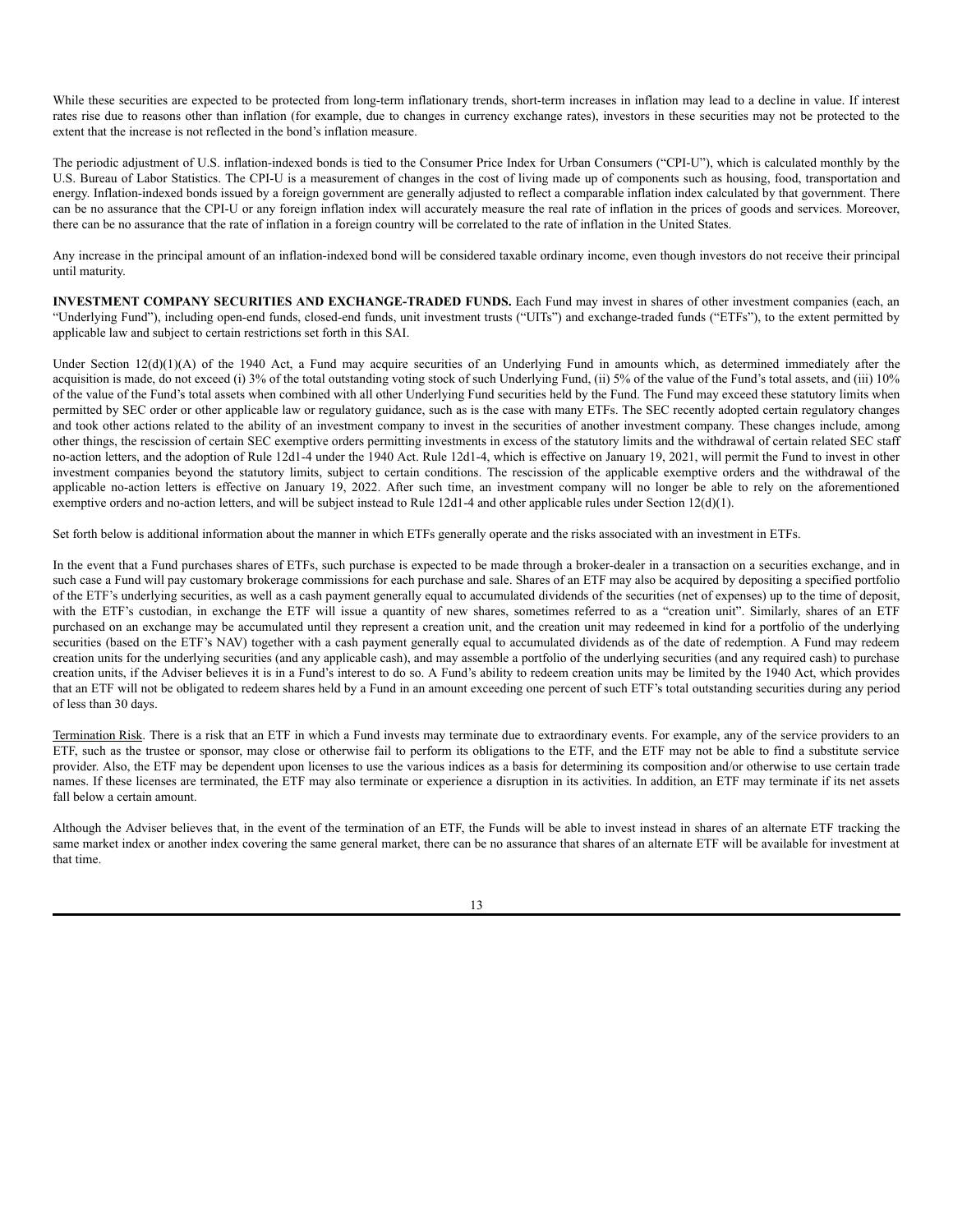While these securities are expected to be protected from long-term inflationary trends, short-term increases in inflation may lead to a decline in value. If interest rates rise due to reasons other than inflation (for example, due to changes in currency exchange rates), investors in these securities may not be protected to the extent that the increase is not reflected in the bond's inflation measure.

The periodic adjustment of U.S. inflation-indexed bonds is tied to the Consumer Price Index for Urban Consumers ("CPI-U"), which is calculated monthly by the U.S. Bureau of Labor Statistics. The CPI-U is a measurement of changes in the cost of living made up of components such as housing, food, transportation and energy. Inflation-indexed bonds issued by a foreign government are generally adjusted to reflect a comparable inflation index calculated by that government. There can be no assurance that the CPI-U or any foreign inflation index will accurately measure the real rate of inflation in the prices of goods and services. Moreover, there can be no assurance that the rate of inflation in a foreign country will be correlated to the rate of inflation in the United States.

Any increase in the principal amount of an inflation-indexed bond will be considered taxable ordinary income, even though investors do not receive their principal until maturity.

**INVESTMENT COMPANY SECURITIES AND EXCHANGE-TRADED FUNDS.** Each Fund may invest in shares of other investment companies (each, an "Underlying Fund"), including open-end funds, closed-end funds, unit investment trusts ("UITs") and exchange-traded funds ("ETFs"), to the extent permitted by applicable law and subject to certain restrictions set forth in this SAI.

Under Section 12(d)(1)(A) of the 1940 Act, a Fund may acquire securities of an Underlying Fund in amounts which, as determined immediately after the acquisition is made, do not exceed (i) 3% of the total outstanding voting stock of such Underlying Fund, (ii) 5% of the value of the Fund's total assets, and (iii) 10% of the value of the Fund's total assets when combined with all other Underlying Fund securities held by the Fund. The Fund may exceed these statutory limits when permitted by SEC order or other applicable law or regulatory guidance, such as is the case with many ETFs. The SEC recently adopted certain regulatory changes and took other actions related to the ability of an investment company to invest in the securities of another investment company. These changes include, among other things, the rescission of certain SEC exemptive orders permitting investments in excess of the statutory limits and the withdrawal of certain related SEC staff no-action letters, and the adoption of Rule 12d1-4 under the 1940 Act. Rule 12d1-4, which is effective on January 19, 2021, will permit the Fund to invest in other investment companies beyond the statutory limits, subject to certain conditions. The rescission of the applicable exemptive orders and the withdrawal of the applicable no-action letters is effective on January 19, 2022. After such time, an investment company will no longer be able to rely on the aforementioned exemptive orders and no-action letters, and will be subject instead to Rule 12d1-4 and other applicable rules under Section 12(d)(1).

Set forth below is additional information about the manner in which ETFs generally operate and the risks associated with an investment in ETFs.

In the event that a Fund purchases shares of ETFs, such purchase is expected to be made through a broker-dealer in a transaction on a securities exchange, and in such case a Fund will pay customary brokerage commissions for each purchase and sale. Shares of an ETF may also be acquired by depositing a specified portfolio of the ETF's underlying securities, as well as a cash payment generally equal to accumulated dividends of the securities (net of expenses) up to the time of deposit, with the ETF's custodian, in exchange the ETF will issue a quantity of new shares, sometimes referred to as a "creation unit". Similarly, shares of an ETF purchased on an exchange may be accumulated until they represent a creation unit, and the creation unit may redeemed in kind for a portfolio of the underlying securities (based on the ETF's NAV) together with a cash payment generally equal to accumulated dividends as of the date of redemption. A Fund may redeem creation units for the underlying securities (and any applicable cash), and may assemble a portfolio of the underlying securities (and any required cash) to purchase creation units, if the Adviser believes it is in a Fund's interest to do so. A Fund's ability to redeem creation units may be limited by the 1940 Act, which provides that an ETF will not be obligated to redeem shares held by a Fund in an amount exceeding one percent of such ETF's total outstanding securities during any period of less than 30 days.

Termination Risk. There is a risk that an ETF in which a Fund invests may terminate due to extraordinary events. For example, any of the service providers to an ETF, such as the trustee or sponsor, may close or otherwise fail to perform its obligations to the ETF, and the ETF may not be able to find a substitute service provider. Also, the ETF may be dependent upon licenses to use the various indices as a basis for determining its composition and/or otherwise to use certain trade names. If these licenses are terminated, the ETF may also terminate or experience a disruption in its activities. In addition, an ETF may terminate if its net assets fall below a certain amount.

Although the Adviser believes that, in the event of the termination of an ETF, the Funds will be able to invest instead in shares of an alternate ETF tracking the same market index or another index covering the same general market, there can be no assurance that shares of an alternate ETF will be available for investment at that time.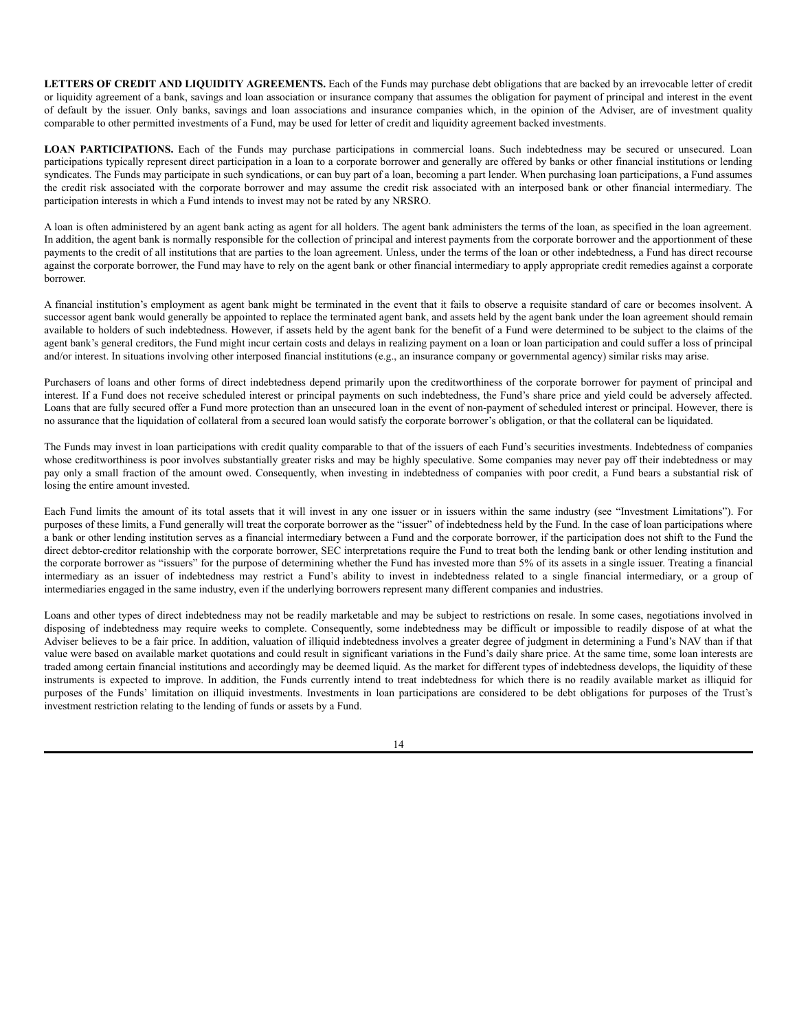**LETTERS OF CREDIT AND LIQUIDITY AGREEMENTS.** Each of the Funds may purchase debt obligations that are backed by an irrevocable letter of credit or liquidity agreement of a bank, savings and loan association or insurance company that assumes the obligation for payment of principal and interest in the event of default by the issuer. Only banks, savings and loan associations and insurance companies which, in the opinion of the Adviser, are of investment quality comparable to other permitted investments of a Fund, may be used for letter of credit and liquidity agreement backed investments.

**LOAN PARTICIPATIONS.** Each of the Funds may purchase participations in commercial loans. Such indebtedness may be secured or unsecured. Loan participations typically represent direct participation in a loan to a corporate borrower and generally are offered by banks or other financial institutions or lending syndicates. The Funds may participate in such syndications, or can buy part of a loan, becoming a part lender. When purchasing loan participations, a Fund assumes the credit risk associated with the corporate borrower and may assume the credit risk associated with an interposed bank or other financial intermediary. The participation interests in which a Fund intends to invest may not be rated by any NRSRO.

A loan is often administered by an agent bank acting as agent for all holders. The agent bank administers the terms of the loan, as specified in the loan agreement. In addition, the agent bank is normally responsible for the collection of principal and interest payments from the corporate borrower and the apportionment of these payments to the credit of all institutions that are parties to the loan agreement. Unless, under the terms of the loan or other indebtedness, a Fund has direct recourse against the corporate borrower, the Fund may have to rely on the agent bank or other financial intermediary to apply appropriate credit remedies against a corporate borrower.

A financial institution's employment as agent bank might be terminated in the event that it fails to observe a requisite standard of care or becomes insolvent. A successor agent bank would generally be appointed to replace the terminated agent bank, and assets held by the agent bank under the loan agreement should remain available to holders of such indebtedness. However, if assets held by the agent bank for the benefit of a Fund were determined to be subject to the claims of the agent bank's general creditors, the Fund might incur certain costs and delays in realizing payment on a loan or loan participation and could suffer a loss of principal and/or interest. In situations involving other interposed financial institutions (e.g., an insurance company or governmental agency) similar risks may arise.

Purchasers of loans and other forms of direct indebtedness depend primarily upon the creditworthiness of the corporate borrower for payment of principal and interest. If a Fund does not receive scheduled interest or principal payments on such indebtedness, the Fund's share price and yield could be adversely affected. Loans that are fully secured offer a Fund more protection than an unsecured loan in the event of non-payment of scheduled interest or principal. However, there is no assurance that the liquidation of collateral from a secured loan would satisfy the corporate borrower's obligation, or that the collateral can be liquidated.

The Funds may invest in loan participations with credit quality comparable to that of the issuers of each Fund's securities investments. Indebtedness of companies whose creditworthiness is poor involves substantially greater risks and may be highly speculative. Some companies may never pay off their indebtedness or may pay only a small fraction of the amount owed. Consequently, when investing in indebtedness of companies with poor credit, a Fund bears a substantial risk of losing the entire amount invested.

Each Fund limits the amount of its total assets that it will invest in any one issuer or in issuers within the same industry (see "Investment Limitations"). For purposes of these limits, a Fund generally will treat the corporate borrower as the "issuer" of indebtedness held by the Fund. In the case of loan participations where a bank or other lending institution serves as a financial intermediary between a Fund and the corporate borrower, if the participation does not shift to the Fund the direct debtor-creditor relationship with the corporate borrower, SEC interpretations require the Fund to treat both the lending bank or other lending institution and the corporate borrower as "issuers" for the purpose of determining whether the Fund has invested more than 5% of its assets in a single issuer. Treating a financial intermediary as an issuer of indebtedness may restrict a Fund's ability to invest in indebtedness related to a single financial intermediary, or a group of intermediaries engaged in the same industry, even if the underlying borrowers represent many different companies and industries.

Loans and other types of direct indebtedness may not be readily marketable and may be subject to restrictions on resale. In some cases, negotiations involved in disposing of indebtedness may require weeks to complete. Consequently, some indebtedness may be difficult or impossible to readily dispose of at what the Adviser believes to be a fair price. In addition, valuation of illiquid indebtedness involves a greater degree of judgment in determining a Fund's NAV than if that value were based on available market quotations and could result in significant variations in the Fund's daily share price. At the same time, some loan interests are traded among certain financial institutions and accordingly may be deemed liquid. As the market for different types of indebtedness develops, the liquidity of these instruments is expected to improve. In addition, the Funds currently intend to treat indebtedness for which there is no readily available market as illiquid for purposes of the Funds' limitation on illiquid investments. Investments in loan participations are considered to be debt obligations for purposes of the Trust's investment restriction relating to the lending of funds or assets by a Fund.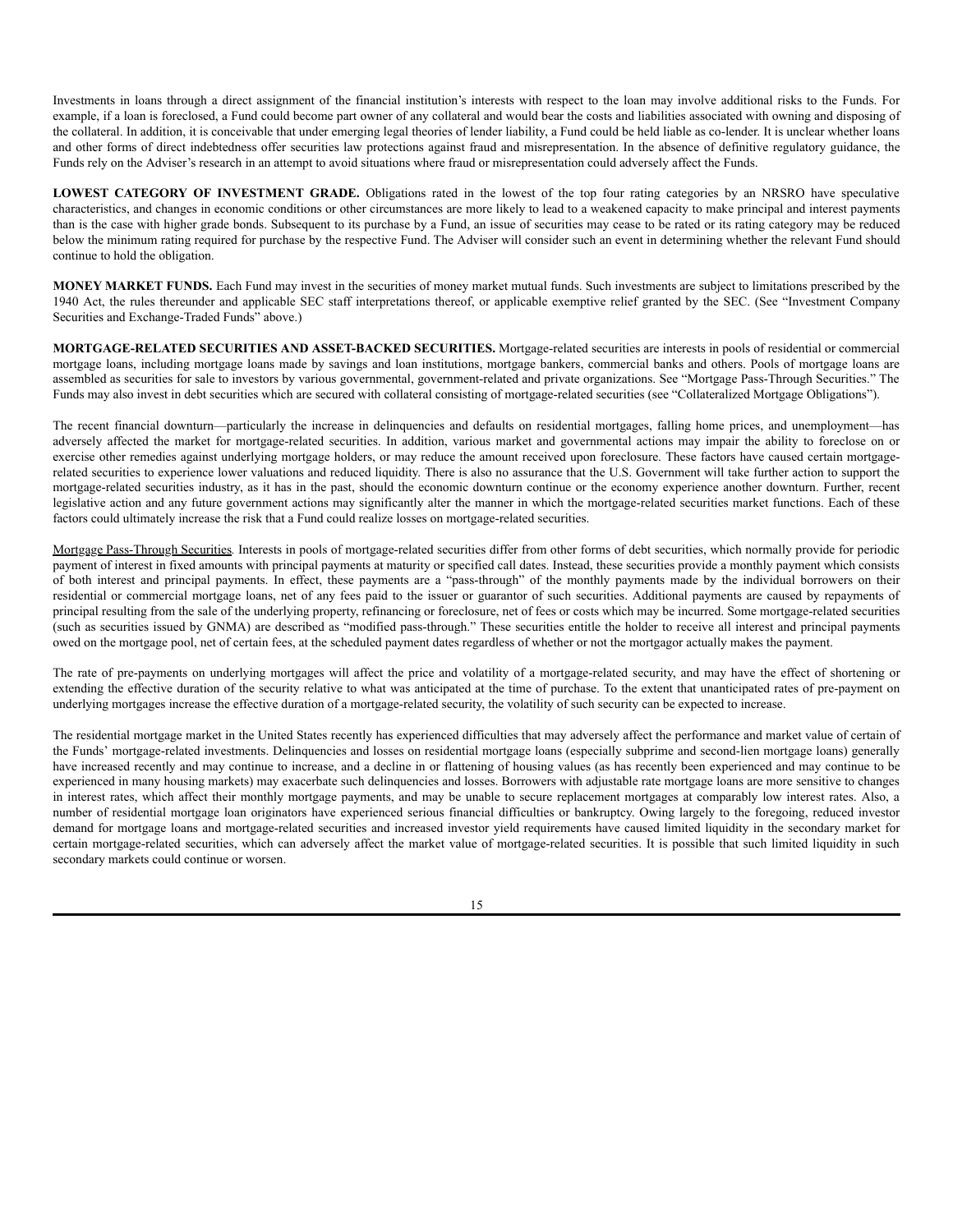Investments in loans through a direct assignment of the financial institution's interests with respect to the loan may involve additional risks to the Funds. For example, if a loan is foreclosed, a Fund could become part owner of any collateral and would bear the costs and liabilities associated with owning and disposing of the collateral. In addition, it is conceivable that under emerging legal theories of lender liability, a Fund could be held liable as co-lender. It is unclear whether loans and other forms of direct indebtedness offer securities law protections against fraud and misrepresentation. In the absence of definitive regulatory guidance, the Funds rely on the Adviser's research in an attempt to avoid situations where fraud or misrepresentation could adversely affect the Funds.

**LOWEST CATEGORY OF INVESTMENT GRADE.** Obligations rated in the lowest of the top four rating categories by an NRSRO have speculative characteristics, and changes in economic conditions or other circumstances are more likely to lead to a weakened capacity to make principal and interest payments than is the case with higher grade bonds. Subsequent to its purchase by a Fund, an issue of securities may cease to be rated or its rating category may be reduced below the minimum rating required for purchase by the respective Fund. The Adviser will consider such an event in determining whether the relevant Fund should continue to hold the obligation.

**MONEY MARKET FUNDS.** Each Fund may invest in the securities of money market mutual funds. Such investments are subject to limitations prescribed by the 1940 Act, the rules thereunder and applicable SEC staff interpretations thereof, or applicable exemptive relief granted by the SEC. (See "Investment Company Securities and Exchange-Traded Funds" above.)

**MORTGAGE-RELATED SECURITIES AND ASSET-BACKED SECURITIES.** Mortgage-related securities are interests in pools of residential or commercial mortgage loans, including mortgage loans made by savings and loan institutions, mortgage bankers, commercial banks and others. Pools of mortgage loans are assembled as securities for sale to investors by various governmental, government-related and private organizations. See "Mortgage Pass-Through Securities." The Funds may also invest in debt securities which are secured with collateral consisting of mortgage-related securities (see "Collateralized Mortgage Obligations").

The recent financial downturn—particularly the increase in delinquencies and defaults on residential mortgages, falling home prices, and unemployment—has adversely affected the market for mortgage-related securities. In addition, various market and governmental actions may impair the ability to foreclose on or exercise other remedies against underlying mortgage holders, or may reduce the amount received upon foreclosure. These factors have caused certain mortgage-related securities to experience lower valuations and reduced liquidity. There is also no assurance that the U.S. Government will take further action to support the mortgage-related securities industry, as it has in the past, should the economic downturn continue or the economy experience another downturn. Further, recent legislative action and any future government actions may significantly alter the manner in which the mortgage-related securities market functions. Each of these factors could ultimately increase the risk that a Fund could realize losses on mortgage-related securities.

Mortgage Pass-Through Securities. Interests in pools of mortgage-related securities differ from other forms of debt securities, which normally provide for periodic payment of interest in fixed amounts with principal payments at maturity or specified call dates. Instead, these securities provide a monthly payment which consists of both interest and principal payments. In effect, these payments are a "pass-through" of the monthly payments made by the individual borrowers on their residential or commercial mortgage loans, net of any fees paid to the issuer or guarantor of such securities. Additional payments are caused by repayments of principal resulting from the sale of the underlying property, refinancing or foreclosure, net of fees or costs which may be incurred. Some mortgage-related securities (such as securities issued by GNMA) are described as "modified pass-through." These securities entitle the holder to receive all interest and principal payments owed on the mortgage pool, net of certain fees, at the scheduled payment dates regardless of whether or not the mortgagor actually makes the payment.

The rate of pre-payments on underlying mortgages will affect the price and volatility of a mortgage-related security, and may have the effect of shortening or extending the effective duration of the security relative to what was anticipated at the time of purchase. To the extent that unanticipated rates of pre-payment on underlying mortgages increase the effective duration of a mortgage-related security, the volatility of such security can be expected to increase.

The residential mortgage market in the United States recently has experienced difficulties that may adversely affect the performance and market value of certain of the Funds' mortgage-related investments. Delinquencies and losses on residential mortgage loans (especially subprime and second-lien mortgage loans) generally have increased recently and may continue to increase, and a decline in or flattening of housing values (as has recently been experienced and may continue to be experienced in many housing markets) may exacerbate such delinquencies and losses. Borrowers with adjustable rate mortgage loans are more sensitive to changes in interest rates, which affect their monthly mortgage payments, and may be unable to secure replacement mortgages at comparably low interest rates. Also, a number of residential mortgage loan originators have experienced serious financial difficulties or bankruptcy. Owing largely to the foregoing, reduced investor demand for mortgage loans and mortgage-related securities and increased investor yield requirements have caused limited liquidity in the secondary market for certain mortgage-related securities, which can adversely affect the market value of mortgage-related securities. It is possible that such limited liquidity in such secondary markets could continue or worsen.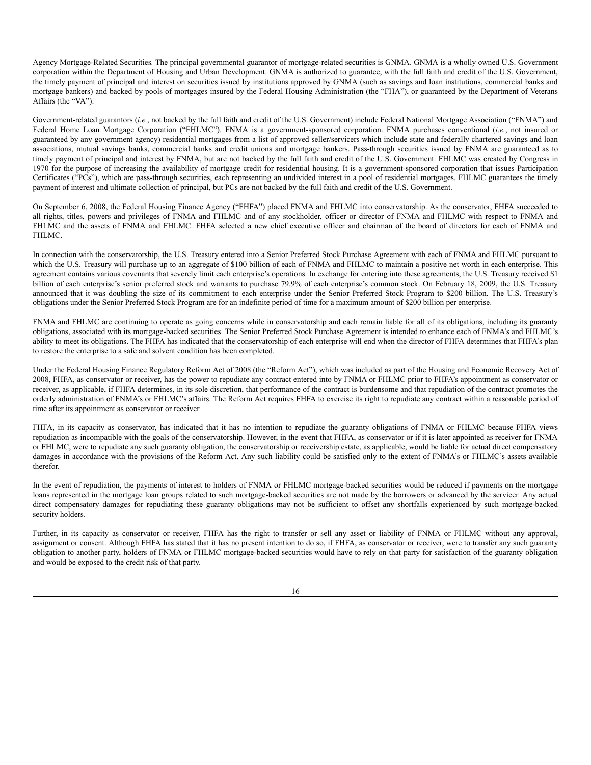Agency Mortgage-Related Securities. The principal governmental guarantor of mortgage-related securities is GNMA. GNMA is a wholly owned U.S. Government corporation within the Department of Housing and Urban Development. GNMA is authorized to guarantee, with the full faith and credit of the U.S. Government, the timely payment of principal and interest on securities issued by institutions approved by GNMA (such as savings and loan institutions, commercial banks and mortgage bankers) and backed by pools of mortgages insured by the Federal Housing Administration (the "FHA"), or guaranteed by the Department of Veterans Affairs (the "VA").

Government-related guarantors (*i.e.*, not backed by the full faith and credit of the U.S. Government) include Federal National Mortgage Association ("FNMA") and Federal Home Loan Mortgage Corporation ("FHLMC"). FNMA is a government-sponsored corporation. FNMA purchases conventional (*i.e.*, not insured or guaranteed by any government agency) residential mortgages from a list of approved seller/servicers which include state and federally chartered savings and loan associations, mutual savings banks, commercial banks and credit unions and mortgage bankers. Pass-through securities issued by FNMA are guaranteed as to timely payment of principal and interest by FNMA, but are not backed by the full faith and credit of the U.S. Government. FHLMC was created by Congress in 1970 for the purpose of increasing the availability of mortgage credit for residential housing. It is a government-sponsored corporation that issues Participation Certificates ("PCs"), which are pass-through securities, each representing an undivided interest in a pool of residential mortgages. FHLMC guarantees the timely payment of interest and ultimate collection of principal, but PCs are not backed by the full faith and credit of the U.S. Government.

On September 6, 2008, the Federal Housing Finance Agency ("FHFA") placed FNMA and FHLMC into conservatorship. As the conservator, FHFA succeeded to all rights, titles, powers and privileges of FNMA and FHLMC and of any stockholder, officer or director of FNMA and FHLMC with respect to FNMA and FHLMC and the assets of FNMA and FHLMC. FHFA selected a new chief executive officer and chairman of the board of directors for each of FNMA and FHLMC.

In connection with the conservatorship, the U.S. Treasury entered into a Senior Preferred Stock Purchase Agreement with each of FNMA and FHLMC pursuant to which the U.S. Treasury will purchase up to an aggregate of $100 billion of each of FNMA and FHLMC to maintain a positive net worth in each enterprise. This agreement contains various covenants that severely limit each enterprise's operations. In exchange for entering into these agreements, the U.S. Treasury received $1 billion of each enterprise's senior preferred stock and warrants to purchase 79.9% of each enterprise's common stock. On February 18, 2009, the U.S. Treasury announced that it was doubling the size of its commitment to each enterprise under the Senior Preferred Stock Program to $200 billion. The U.S. Treasury's obligations under the Senior Preferred Stock Program are for an indefinite period of time for a maximum amount of $200 billion per enterprise.

FNMA and FHLMC are continuing to operate as going concerns while in conservatorship and each remain liable for all of its obligations, including its guaranty obligations, associated with its mortgage-backed securities. The Senior Preferred Stock Purchase Agreement is intended to enhance each of FNMA's and FHLMC's ability to meet its obligations. The FHFA has indicated that the conservatorship of each enterprise will end when the director of FHFA determines that FHFA's plan to restore the enterprise to a safe and solvent condition has been completed.

Under the Federal Housing Finance Regulatory Reform Act of 2008 (the "Reform Act"), which was included as part of the Housing and Economic Recovery Act of 2008, FHFA, as conservator or receiver, has the power to repudiate any contract entered into by FNMA or FHLMC prior to FHFA's appointment as conservator or receiver, as applicable, if FHFA determines, in its sole discretion, that performance of the contract is burdensome and that repudiation of the contract promotes the orderly administration of FNMA's or FHLMC's affairs. The Reform Act requires FHFA to exercise its right to repudiate any contract within a reasonable period of time after its appointment as conservator or receiver.

FHFA, in its capacity as conservator, has indicated that it has no intention to repudiate the guaranty obligations of FNMA or FHLMC because FHFA views repudiation as incompatible with the goals of the conservatorship. However, in the event that FHFA, as conservator or if it is later appointed as receiver for FNMA or FHLMC, were to repudiate any such guaranty obligation, the conservatorship or receivership estate, as applicable, would be liable for actual direct compensatory damages in accordance with the provisions of the Reform Act. Any such liability could be satisfied only to the extent of FNMA's or FHLMC's assets available therefor.

In the event of repudiation, the payments of interest to holders of FNMA or FHLMC mortgage-backed securities would be reduced if payments on the mortgage loans represented in the mortgage loan groups related to such mortgage-backed securities are not made by the borrowers or advanced by the servicer. Any actual direct compensatory damages for repudiating these guaranty obligations may not be sufficient to offset any shortfalls experienced by such mortgage-backed security holders.

Further, in its capacity as conservator or receiver, FHFA has the right to transfer or sell any asset or liability of FNMA or FHLMC without any approval, assignment or consent. Although FHFA has stated that it has no present intention to do so, if FHFA, as conservator or receiver, were to transfer any such guaranty obligation to another party, holders of FNMA or FHLMC mortgage-backed securities would have to rely on that party for satisfaction of the guaranty obligation and would be exposed to the credit risk of that party.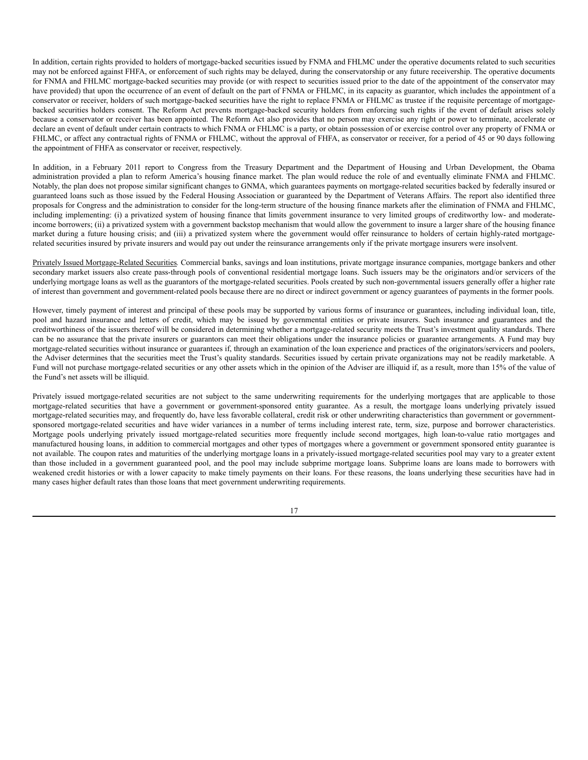In addition, certain rights provided to holders of mortgage-backed securities issued by FNMA and FHLMC under the operative documents related to such securities may not be enforced against FHFA, or enforcement of such rights may be delayed, during the conservatorship or any future receivership. The operative documents for FNMA and FHLMC mortgage-backed securities may provide (or with respect to securities issued prior to the date of the appointment of the conservator may have provided) that upon the occurrence of an event of default on the part of FNMA or FHLMC, in its capacity as guarantor, which includes the appointment of a conservator or receiver, holders of such mortgage-backed securities have the right to replace FNMA or FHLMC as trustee if the requisite percentage of mortgage-backed securities holders consent. The Reform Act prevents mortgage-backed security holders from enforcing such rights if the event of default arises solely because a conservator or receiver has been appointed. The Reform Act also provides that no person may exercise any right or power to terminate, accelerate or declare an event of default under certain contracts to which FNMA or FHLMC is a party, or obtain possession of or exercise control over any property of FNMA or FHLMC, or affect any contractual rights of FNMA or FHLMC, without the approval of FHFA, as conservator or receiver, for a period of 45 or 90 days following the appointment of FHFA as conservator or receiver, respectively.

In addition, in a February 2011 report to Congress from the Treasury Department and the Department of Housing and Urban Development, the Obama administration provided a plan to reform America's housing finance market. The plan would reduce the role of and eventually eliminate FNMA and FHLMC. Notably, the plan does not propose similar significant changes to GNMA, which guarantees payments on mortgage-related securities backed by federally insured or guaranteed loans such as those issued by the Federal Housing Association or guaranteed by the Department of Veterans Affairs. The report also identified three proposals for Congress and the administration to consider for the long-term structure of the housing finance markets after the elimination of FNMA and FHLMC, including implementing: (i) a privatized system of housing finance that limits government insurance to very limited groups of creditworthy low- and moderate-income borrowers; (ii) a privatized system with a government backstop mechanism that would allow the government to insure a larger share of the housing finance market during a future housing crisis; and (iii) a privatized system where the government would offer reinsurance to holders of certain highly-rated mortgage-related securities insured by private insurers and would pay out under the reinsurance arrangements only if the private mortgage insurers were insolvent.

Privately Issued Mortgage-Related Securities*.* Commercial banks, savings and loan institutions, private mortgage insurance companies, mortgage bankers and other secondary market issuers also create pass-through pools of conventional residential mortgage loans. Such issuers may be the originators and/or servicers of the underlying mortgage loans as well as the guarantors of the mortgage-related securities. Pools created by such non-governmental issuers generally offer a higher rate of interest than government and government-related pools because there are no direct or indirect government or agency guarantees of payments in the former pools.

However, timely payment of interest and principal of these pools may be supported by various forms of insurance or guarantees, including individual loan, title, pool and hazard insurance and letters of credit, which may be issued by governmental entities or private insurers. Such insurance and guarantees and the creditworthiness of the issuers thereof will be considered in determining whether a mortgage-related security meets the Trust's investment quality standards. There can be no assurance that the private insurers or guarantors can meet their obligations under the insurance policies or guarantee arrangements. A Fund may buy mortgage-related securities without insurance or guarantees if, through an examination of the loan experience and practices of the originators/servicers and poolers, the Adviser determines that the securities meet the Trust's quality standards. Securities issued by certain private organizations may not be readily marketable. A Fund will not purchase mortgage-related securities or any other assets which in the opinion of the Adviser are illiquid if, as a result, more than 15% of the value of the Fund's net assets will be illiquid.

Privately issued mortgage-related securities are not subject to the same underwriting requirements for the underlying mortgages that are applicable to those mortgage-related securities that have a government or government-sponsored entity guarantee. As a result, the mortgage loans underlying privately issued mortgage-related securities may, and frequently do, have less favorable collateral, credit risk or other underwriting characteristics than government or government-sponsored mortgage-related securities and have wider variances in a number of terms including interest rate, term, size, purpose and borrower characteristics. Mortgage pools underlying privately issued mortgage-related securities more frequently include second mortgages, high loan-to-value ratio mortgages and manufactured housing loans, in addition to commercial mortgages and other types of mortgages where a government or government sponsored entity guarantee is not available. The coupon rates and maturities of the underlying mortgage loans in a privately-issued mortgage-related securities pool may vary to a greater extent than those included in a government guaranteed pool, and the pool may include subprime mortgage loans. Subprime loans are loans made to borrowers with weakened credit histories or with a lower capacity to make timely payments on their loans. For these reasons, the loans underlying these securities have had in many cases higher default rates than those loans that meet government underwriting requirements.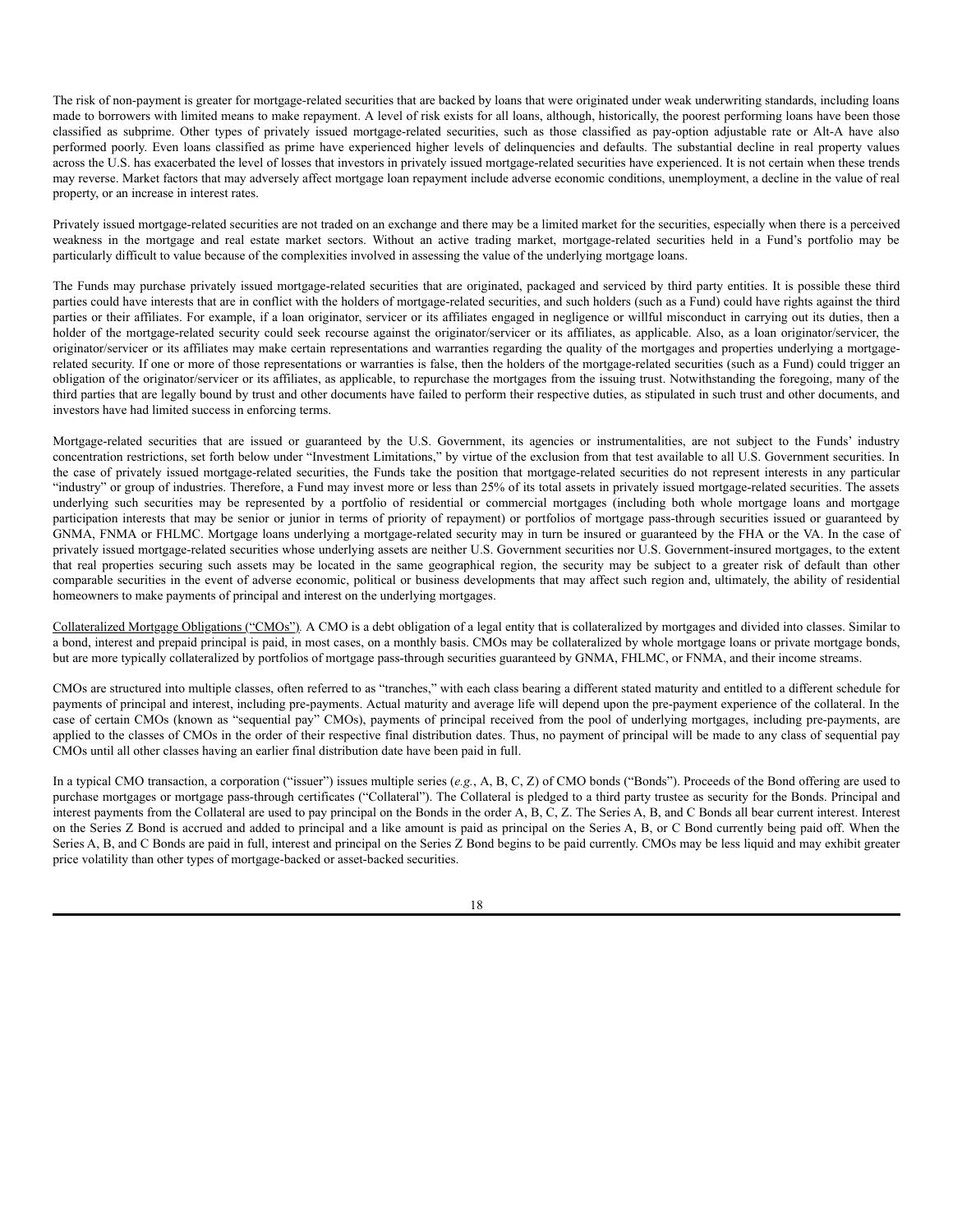The risk of non-payment is greater for mortgage-related securities that are backed by loans that were originated under weak underwriting standards, including loans made to borrowers with limited means to make repayment. A level of risk exists for all loans, although, historically, the poorest performing loans have been those classified as subprime. Other types of privately issued mortgage-related securities, such as those classified as pay-option adjustable rate or Alt-A have also performed poorly. Even loans classified as prime have experienced higher levels of delinquencies and defaults. The substantial decline in real property values across the U.S. has exacerbated the level of losses that investors in privately issued mortgage-related securities have experienced. It is not certain when these trends may reverse. Market factors that may adversely affect mortgage loan repayment include adverse economic conditions, unemployment, a decline in the value of real property, or an increase in interest rates.

Privately issued mortgage-related securities are not traded on an exchange and there may be a limited market for the securities, especially when there is a perceived weakness in the mortgage and real estate market sectors. Without an active trading market, mortgage-related securities held in a Fund's portfolio may be particularly difficult to value because of the complexities involved in assessing the value of the underlying mortgage loans.

The Funds may purchase privately issued mortgage-related securities that are originated, packaged and serviced by third party entities. It is possible these third parties could have interests that are in conflict with the holders of mortgage-related securities, and such holders (such as a Fund) could have rights against the third parties or their affiliates. For example, if a loan originator, servicer or its affiliates engaged in negligence or willful misconduct in carrying out its duties, then a holder of the mortgage-related security could seek recourse against the originator/servicer or its affiliates, as applicable. Also, as a loan originator/servicer, the originator/servicer or its affiliates may make certain representations and warranties regarding the quality of the mortgages and properties underlying a mortgage-related security. If one or more of those representations or warranties is false, then the holders of the mortgage-related securities (such as a Fund) could trigger an obligation of the originator/servicer or its affiliates, as applicable, to repurchase the mortgages from the issuing trust. Notwithstanding the foregoing, many of the third parties that are legally bound by trust and other documents have failed to perform their respective duties, as stipulated in such trust and other documents, and investors have had limited success in enforcing terms.

Mortgage-related securities that are issued or guaranteed by the U.S. Government, its agencies or instrumentalities, are not subject to the Funds' industry concentration restrictions, set forth below under "Investment Limitations," by virtue of the exclusion from that test available to all U.S. Government securities. In the case of privately issued mortgage-related securities, the Funds take the position that mortgage-related securities do not represent interests in any particular "industry" or group of industries. Therefore, a Fund may invest more or less than 25% of its total assets in privately issued mortgage-related securities. The assets underlying such securities may be represented by a portfolio of residential or commercial mortgages (including both whole mortgage loans and mortgage participation interests that may be senior or junior in terms of priority of repayment) or portfolios of mortgage pass-through securities issued or guaranteed by GNMA, FNMA or FHLMC. Mortgage loans underlying a mortgage-related security may in turn be insured or guaranteed by the FHA or the VA. In the case of privately issued mortgage-related securities whose underlying assets are neither U.S. Government securities nor U.S. Government-insured mortgages, to the extent that real properties securing such assets may be located in the same geographical region, the security may be subject to a greater risk of default than other comparable securities in the event of adverse economic, political or business developments that may affect such region and, ultimately, the ability of residential homeowners to make payments of principal and interest on the underlying mortgages.

Collateralized Mortgage Obligations ("CMOs"). A CMO is a debt obligation of a legal entity that is collateralized by mortgages and divided into classes. Similar to a bond, interest and prepaid principal is paid, in most cases, on a monthly basis. CMOs may be collateralized by whole mortgage loans or private mortgage bonds, but are more typically collateralized by portfolios of mortgage pass-through securities guaranteed by GNMA, FHLMC, or FNMA, and their income streams.

CMOs are structured into multiple classes, often referred to as "tranches," with each class bearing a different stated maturity and entitled to a different schedule for payments of principal and interest, including pre-payments. Actual maturity and average life will depend upon the pre-payment experience of the collateral. In the case of certain CMOs (known as "sequential pay" CMOs), payments of principal received from the pool of underlying mortgages, including pre-payments, are applied to the classes of CMOs in the order of their respective final distribution dates. Thus, no payment of principal will be made to any class of sequential pay CMOs until all other classes having an earlier final distribution date have been paid in full.

In a typical CMO transaction, a corporation ("issuer") issues multiple series (*e.g.*, A, B, C, Z) of CMO bonds ("Bonds"). Proceeds of the Bond offering are used to purchase mortgages or mortgage pass-through certificates ("Collateral"). The Collateral is pledged to a third party trustee as security for the Bonds. Principal and interest payments from the Collateral are used to pay principal on the Bonds in the order A, B, C, Z. The Series A, B, and C Bonds all bear current interest. Interest on the Series Z Bond is accrued and added to principal and a like amount is paid as principal on the Series A, B, or C Bond currently being paid off. When the Series A, B, and C Bonds are paid in full, interest and principal on the Series Z Bond begins to be paid currently. CMOs may be less liquid and may exhibit greater price volatility than other types of mortgage-backed or asset-backed securities.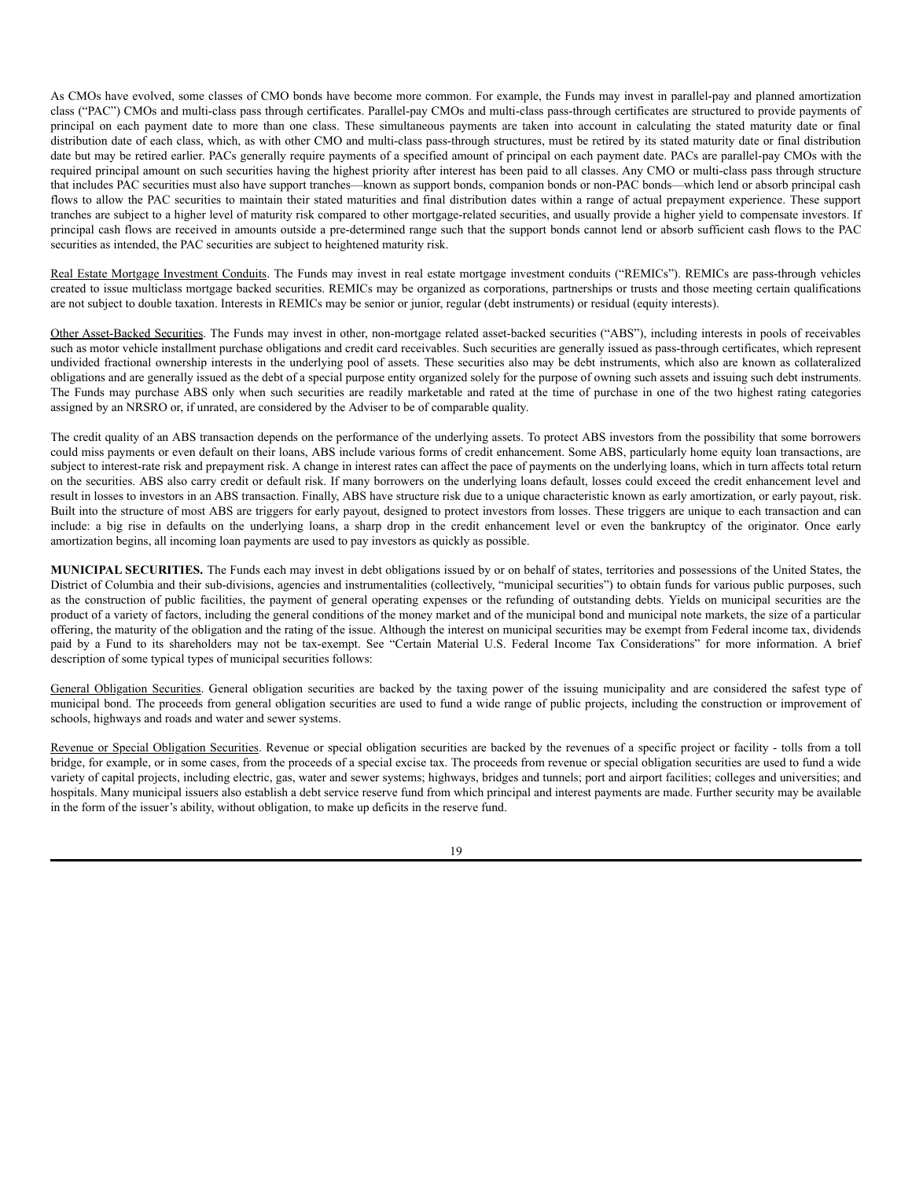As CMOs have evolved, some classes of CMO bonds have become more common. For example, the Funds may invest in parallel-pay and planned amortization class ("PAC") CMOs and multi-class pass through certificates. Parallel-pay CMOs and multi-class pass-through certificates are structured to provide payments of principal on each payment date to more than one class. These simultaneous payments are taken into account in calculating the stated maturity date or final distribution date of each class, which, as with other CMO and multi-class pass-through structures, must be retired by its stated maturity date or final distribution date but may be retired earlier. PACs generally require payments of a specified amount of principal on each payment date. PACs are parallel-pay CMOs with the required principal amount on such securities having the highest priority after interest has been paid to all classes. Any CMO or multi-class pass through structure that includes PAC securities must also have support tranches—known as support bonds, companion bonds or non-PAC bonds—which lend or absorb principal cash flows to allow the PAC securities to maintain their stated maturities and final distribution dates within a range of actual prepayment experience. These support tranches are subject to a higher level of maturity risk compared to other mortgage-related securities, and usually provide a higher yield to compensate investors. If principal cash flows are received in amounts outside a pre-determined range such that the support bonds cannot lend or absorb sufficient cash flows to the PAC securities as intended, the PAC securities are subject to heightened maturity risk.

Real Estate Mortgage Investment Conduits. The Funds may invest in real estate mortgage investment conduits ("REMICs"). REMICs are pass-through vehicles created to issue multiclass mortgage backed securities. REMICs may be organized as corporations, partnerships or trusts and those meeting certain qualifications are not subject to double taxation. Interests in REMICs may be senior or junior, regular (debt instruments) or residual (equity interests).

Other Asset-Backed Securities. The Funds may invest in other, non-mortgage related asset-backed securities ("ABS"), including interests in pools of receivables such as motor vehicle installment purchase obligations and credit card receivables. Such securities are generally issued as pass-through certificates, which represent undivided fractional ownership interests in the underlying pool of assets. These securities also may be debt instruments, which also are known as collateralized obligations and are generally issued as the debt of a special purpose entity organized solely for the purpose of owning such assets and issuing such debt instruments. The Funds may purchase ABS only when such securities are readily marketable and rated at the time of purchase in one of the two highest rating categories assigned by an NRSRO or, if unrated, are considered by the Adviser to be of comparable quality.

The credit quality of an ABS transaction depends on the performance of the underlying assets. To protect ABS investors from the possibility that some borrowers could miss payments or even default on their loans, ABS include various forms of credit enhancement. Some ABS, particularly home equity loan transactions, are subject to interest-rate risk and prepayment risk. A change in interest rates can affect the pace of payments on the underlying loans, which in turn affects total return on the securities. ABS also carry credit or default risk. If many borrowers on the underlying loans default, losses could exceed the credit enhancement level and result in losses to investors in an ABS transaction. Finally, ABS have structure risk due to a unique characteristic known as early amortization, or early payout, risk. Built into the structure of most ABS are triggers for early payout, designed to protect investors from losses. These triggers are unique to each transaction and can include: a big rise in defaults on the underlying loans, a sharp drop in the credit enhancement level or even the bankruptcy of the originator. Once early amortization begins, all incoming loan payments are used to pay investors as quickly as possible.

**MUNICIPAL SECURITIES.** The Funds each may invest in debt obligations issued by or on behalf of states, territories and possessions of the United States, the District of Columbia and their sub-divisions, agencies and instrumentalities (collectively, "municipal securities") to obtain funds for various public purposes, such as the construction of public facilities, the payment of general operating expenses or the refunding of outstanding debts. Yields on municipal securities are the product of a variety of factors, including the general conditions of the money market and of the municipal bond and municipal note markets, the size of a particular offering, the maturity of the obligation and the rating of the issue. Although the interest on municipal securities may be exempt from Federal income tax, dividends paid by a Fund to its shareholders may not be tax-exempt. See "Certain Material U.S. Federal Income Tax Considerations" for more information. A brief description of some typical types of municipal securities follows:

General Obligation Securities. General obligation securities are backed by the taxing power of the issuing municipality and are considered the safest type of municipal bond. The proceeds from general obligation securities are used to fund a wide range of public projects, including the construction or improvement of schools, highways and roads and water and sewer systems.

Revenue or Special Obligation Securities. Revenue or special obligation securities are backed by the revenues of a specific project or facility - tolls from a toll bridge, for example, or in some cases, from the proceeds of a special excise tax. The proceeds from revenue or special obligation securities are used to fund a wide variety of capital projects, including electric, gas, water and sewer systems; highways, bridges and tunnels; port and airport facilities; colleges and universities; and hospitals. Many municipal issuers also establish a debt service reserve fund from which principal and interest payments are made. Further security may be available in the form of the issuer's ability, without obligation, to make up deficits in the reserve fund.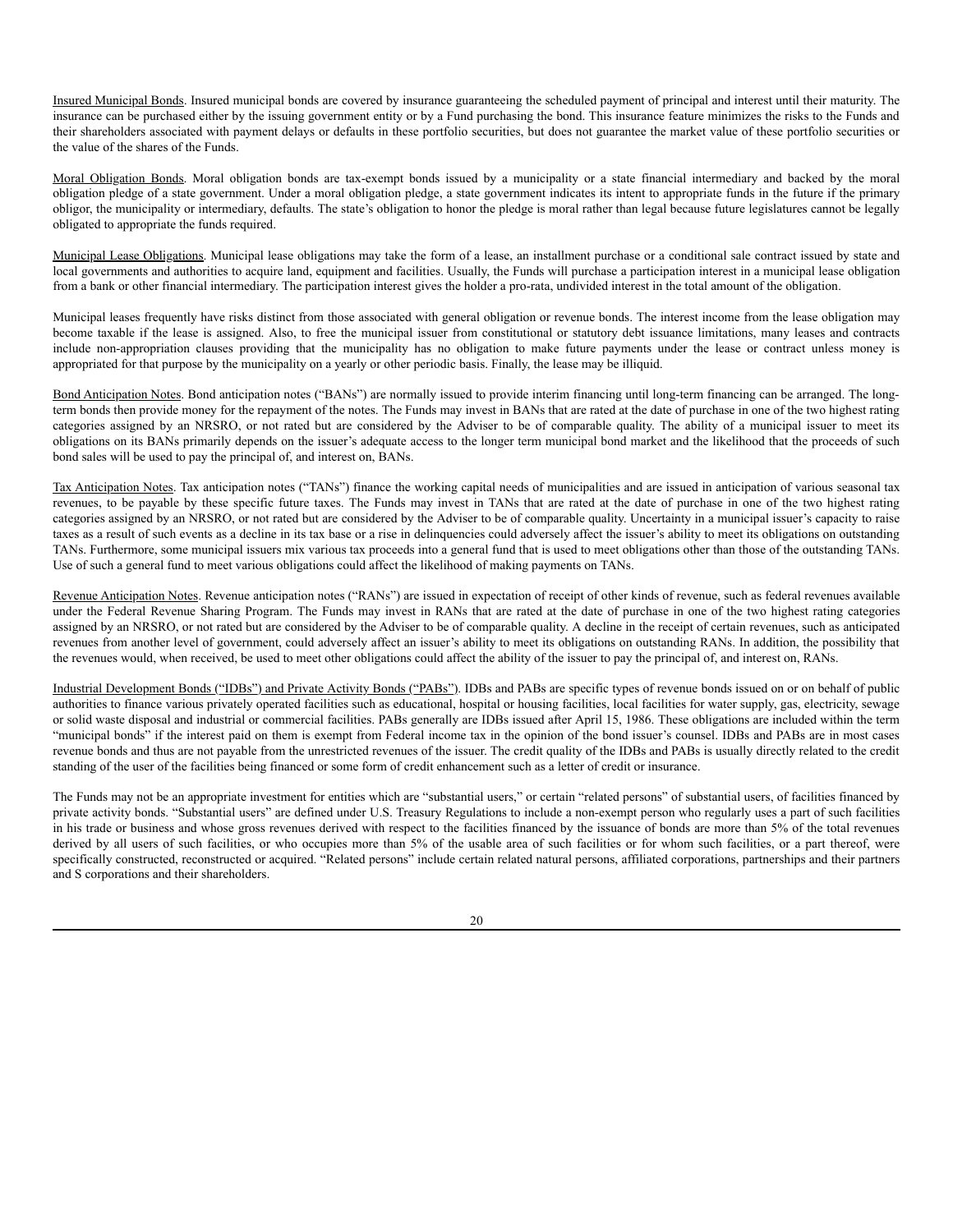Insured Municipal Bonds. Insured municipal bonds are covered by insurance guaranteeing the scheduled payment of principal and interest until their maturity. The insurance can be purchased either by the issuing government entity or by a Fund purchasing the bond. This insurance feature minimizes the risks to the Funds and their shareholders associated with payment delays or defaults in these portfolio securities, but does not guarantee the market value of these portfolio securities or the value of the shares of the Funds.

Moral Obligation Bonds. Moral obligation bonds are tax-exempt bonds issued by a municipality or a state financial intermediary and backed by the moral obligation pledge of a state government. Under a moral obligation pledge, a state government indicates its intent to appropriate funds in the future if the primary obligor, the municipality or intermediary, defaults. The state's obligation to honor the pledge is moral rather than legal because future legislatures cannot be legally obligated to appropriate the funds required.

Municipal Lease Obligations. Municipal lease obligations may take the form of a lease, an installment purchase or a conditional sale contract issued by state and local governments and authorities to acquire land, equipment and facilities. Usually, the Funds will purchase a participation interest in a municipal lease obligation from a bank or other financial intermediary. The participation interest gives the holder a pro-rata, undivided interest in the total amount of the obligation.

Municipal leases frequently have risks distinct from those associated with general obligation or revenue bonds. The interest income from the lease obligation may become taxable if the lease is assigned. Also, to free the municipal issuer from constitutional or statutory debt issuance limitations, many leases and contracts include non-appropriation clauses providing that the municipality has no obligation to make future payments under the lease or contract unless money is appropriated for that purpose by the municipality on a yearly or other periodic basis. Finally, the lease may be illiquid.

Bond Anticipation Notes. Bond anticipation notes ("BANs") are normally issued to provide interim financing until long-term financing can be arranged. The long-term bonds then provide money for the repayment of the notes. The Funds may invest in BANs that are rated at the date of purchase in one of the two highest rating categories assigned by an NRSRO, or not rated but are considered by the Adviser to be of comparable quality. The ability of a municipal issuer to meet its obligations on its BANs primarily depends on the issuer's adequate access to the longer term municipal bond market and the likelihood that the proceeds of such bond sales will be used to pay the principal of, and interest on, BANs.

Tax Anticipation Notes. Tax anticipation notes ("TANs") finance the working capital needs of municipalities and are issued in anticipation of various seasonal tax revenues, to be payable by these specific future taxes. The Funds may invest in TANs that are rated at the date of purchase in one of the two highest rating categories assigned by an NRSRO, or not rated but are considered by the Adviser to be of comparable quality. Uncertainty in a municipal issuer's capacity to raise taxes as a result of such events as a decline in its tax base or a rise in delinquencies could adversely affect the issuer's ability to meet its obligations on outstanding TANs. Furthermore, some municipal issuers mix various tax proceeds into a general fund that is used to meet obligations other than those of the outstanding TANs. Use of such a general fund to meet various obligations could affect the likelihood of making payments on TANs.

Revenue Anticipation Notes. Revenue anticipation notes ("RANs") are issued in expectation of receipt of other kinds of revenue, such as federal revenues available under the Federal Revenue Sharing Program. The Funds may invest in RANs that are rated at the date of purchase in one of the two highest rating categories assigned by an NRSRO, or not rated but are considered by the Adviser to be of comparable quality. A decline in the receipt of certain revenues, such as anticipated revenues from another level of government, could adversely affect an issuer's ability to meet its obligations on outstanding RANs. In addition, the possibility that the revenues would, when received, be used to meet other obligations could affect the ability of the issuer to pay the principal of, and interest on, RANs.

Industrial Development Bonds ("IDBs") and Private Activity Bonds ("PABs"). IDBs and PABs are specific types of revenue bonds issued on or on behalf of public authorities to finance various privately operated facilities such as educational, hospital or housing facilities, local facilities for water supply, gas, electricity, sewage or solid waste disposal and industrial or commercial facilities. PABs generally are IDBs issued after April 15, 1986. These obligations are included within the term "municipal bonds" if the interest paid on them is exempt from Federal income tax in the opinion of the bond issuer's counsel. IDBs and PABs are in most cases revenue bonds and thus are not payable from the unrestricted revenues of the issuer. The credit quality of the IDBs and PABs is usually directly related to the credit standing of the user of the facilities being financed or some form of credit enhancement such as a letter of credit or insurance.

The Funds may not be an appropriate investment for entities which are "substantial users," or certain "related persons" of substantial users, of facilities financed by private activity bonds. "Substantial users" are defined under U.S. Treasury Regulations to include a non-exempt person who regularly uses a part of such facilities in his trade or business and whose gross revenues derived with respect to the facilities financed by the issuance of bonds are more than 5% of the total revenues derived by all users of such facilities, or who occupies more than 5% of the usable area of such facilities or for whom such facilities, or a part thereof, were specifically constructed, reconstructed or acquired. "Related persons" include certain related natural persons, affiliated corporations, partnerships and their partners and S corporations and their shareholders.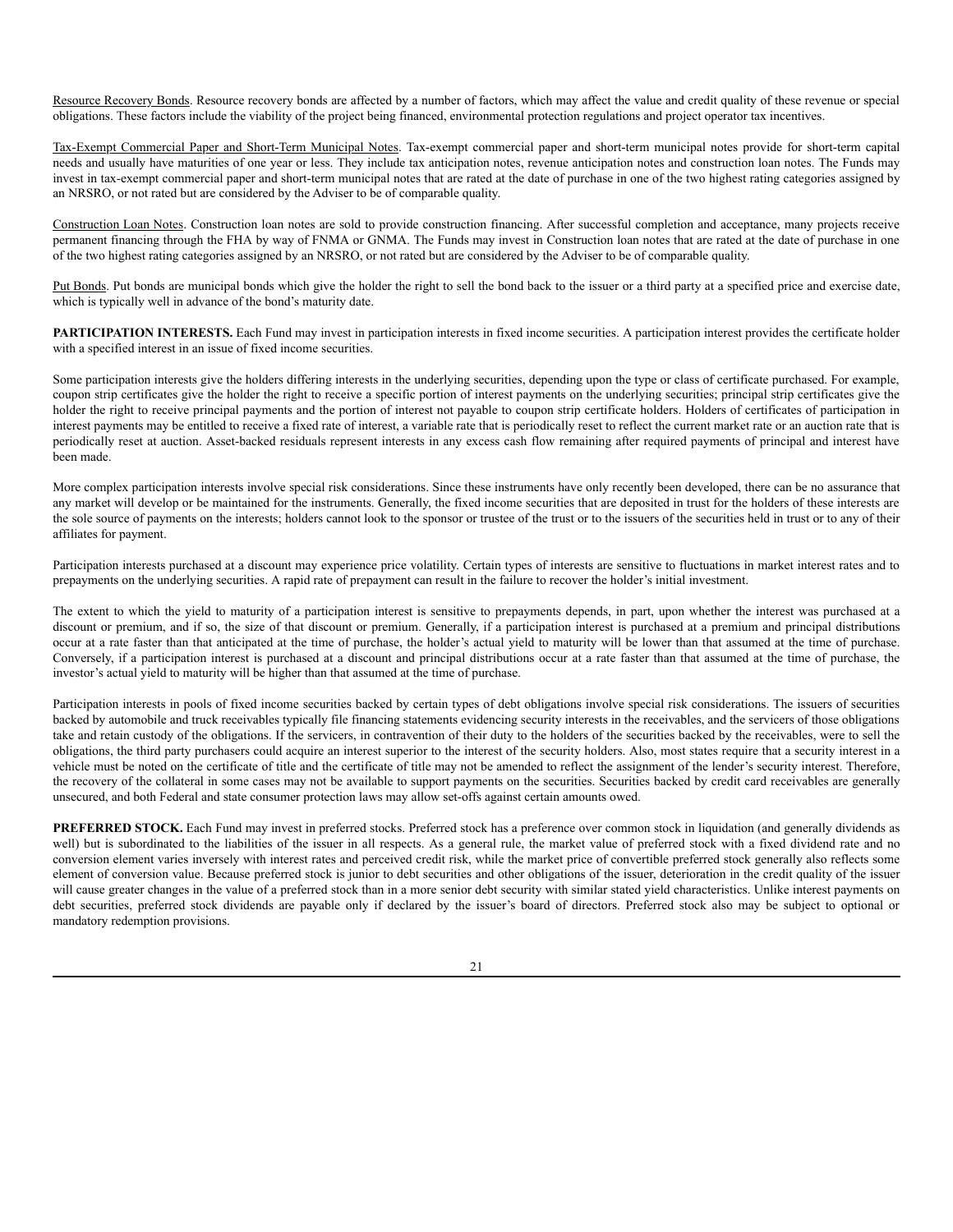Resource Recovery Bonds. Resource recovery bonds are affected by a number of factors, which may affect the value and credit quality of these revenue or special obligations. These factors include the viability of the project being financed, environmental protection regulations and project operator tax incentives.

Tax-Exempt Commercial Paper and Short-Term Municipal Notes. Tax-exempt commercial paper and short-term municipal notes provide for short-term capital needs and usually have maturities of one year or less. They include tax anticipation notes, revenue anticipation notes and construction loan notes. The Funds may invest in tax-exempt commercial paper and short-term municipal notes that are rated at the date of purchase in one of the two highest rating categories assigned by an NRSRO, or not rated but are considered by the Adviser to be of comparable quality.

Construction Loan Notes. Construction loan notes are sold to provide construction financing. After successful completion and acceptance, many projects receive permanent financing through the FHA by way of FNMA or GNMA. The Funds may invest in Construction loan notes that are rated at the date of purchase in one of the two highest rating categories assigned by an NRSRO, or not rated but are considered by the Adviser to be of comparable quality.

Put Bonds. Put bonds are municipal bonds which give the holder the right to sell the bond back to the issuer or a third party at a specified price and exercise date, which is typically well in advance of the bond's maturity date.

**PARTICIPATION INTERESTS.** Each Fund may invest in participation interests in fixed income securities. A participation interest provides the certificate holder with a specified interest in an issue of fixed income securities.

Some participation interests give the holders differing interests in the underlying securities, depending upon the type or class of certificate purchased. For example, coupon strip certificates give the holder the right to receive a specific portion of interest payments on the underlying securities; principal strip certificates give the holder the right to receive principal payments and the portion of interest not payable to coupon strip certificate holders. Holders of certificates of participation in interest payments may be entitled to receive a fixed rate of interest, a variable rate that is periodically reset to reflect the current market rate or an auction rate that is periodically reset at auction. Asset-backed residuals represent interests in any excess cash flow remaining after required payments of principal and interest have been made.

More complex participation interests involve special risk considerations. Since these instruments have only recently been developed, there can be no assurance that any market will develop or be maintained for the instruments. Generally, the fixed income securities that are deposited in trust for the holders of these interests are the sole source of payments on the interests; holders cannot look to the sponsor or trustee of the trust or to the issuers of the securities held in trust or to any of their affiliates for payment.

Participation interests purchased at a discount may experience price volatility. Certain types of interests are sensitive to fluctuations in market interest rates and to prepayments on the underlying securities. A rapid rate of prepayment can result in the failure to recover the holder's initial investment.

The extent to which the yield to maturity of a participation interest is sensitive to prepayments depends, in part, upon whether the interest was purchased at a discount or premium, and if so, the size of that discount or premium. Generally, if a participation interest is purchased at a premium and principal distributions occur at a rate faster than that anticipated at the time of purchase, the holder's actual yield to maturity will be lower than that assumed at the time of purchase. Conversely, if a participation interest is purchased at a discount and principal distributions occur at a rate faster than that assumed at the time of purchase, the investor's actual yield to maturity will be higher than that assumed at the time of purchase.

Participation interests in pools of fixed income securities backed by certain types of debt obligations involve special risk considerations. The issuers of securities backed by automobile and truck receivables typically file financing statements evidencing security interests in the receivables, and the servicers of those obligations take and retain custody of the obligations. If the servicers, in contravention of their duty to the holders of the securities backed by the receivables, were to sell the obligations, the third party purchasers could acquire an interest superior to the interest of the security holders. Also, most states require that a security interest in a vehicle must be noted on the certificate of title and the certificate of title may not be amended to reflect the assignment of the lender's security interest. Therefore, the recovery of the collateral in some cases may not be available to support payments on the securities. Securities backed by credit card receivables are generally unsecured, and both Federal and state consumer protection laws may allow set-offs against certain amounts owed.

**PREFERRED STOCK.** Each Fund may invest in preferred stocks. Preferred stock has a preference over common stock in liquidation (and generally dividends as well) but is subordinated to the liabilities of the issuer in all respects. As a general rule, the market value of preferred stock with a fixed dividend rate and no conversion element varies inversely with interest rates and perceived credit risk, while the market price of convertible preferred stock generally also reflects some element of conversion value. Because preferred stock is junior to debt securities and other obligations of the issuer, deterioration in the credit quality of the issuer will cause greater changes in the value of a preferred stock than in a more senior debt security with similar stated yield characteristics. Unlike interest payments on debt securities, preferred stock dividends are payable only if declared by the issuer's board of directors. Preferred stock also may be subject to optional or mandatory redemption provisions.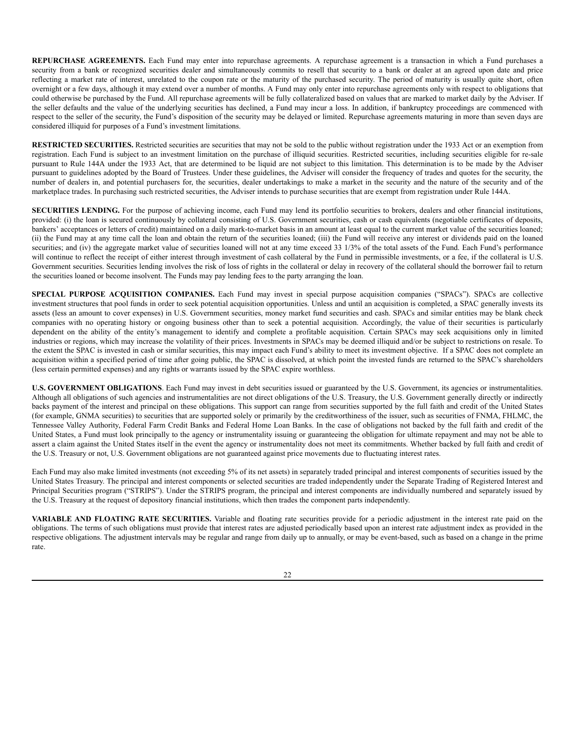**REPURCHASE AGREEMENTS.** Each Fund may enter into repurchase agreements. A repurchase agreement is a transaction in which a Fund purchases a security from a bank or recognized securities dealer and simultaneously commits to resell that security to a bank or dealer at an agreed upon date and price reflecting a market rate of interest, unrelated to the coupon rate or the maturity of the purchased security. The period of maturity is usually quite short, often overnight or a few days, although it may extend over a number of months. A Fund may only enter into repurchase agreements only with respect to obligations that could otherwise be purchased by the Fund. All repurchase agreements will be fully collateralized based on values that are marked to market daily by the Adviser. If the seller defaults and the value of the underlying securities has declined, a Fund may incur a loss. In addition, if bankruptcy proceedings are commenced with respect to the seller of the security, the Fund's disposition of the security may be delayed or limited. Repurchase agreements maturing in more than seven days are considered illiquid for purposes of a Fund's investment limitations.

**RESTRICTED SECURITIES.** Restricted securities are securities that may not be sold to the public without registration under the 1933 Act or an exemption from registration. Each Fund is subject to an investment limitation on the purchase of illiquid securities. Restricted securities, including securities eligible for re-sale pursuant to Rule 144A under the 1933 Act, that are determined to be liquid are not subject to this limitation. This determination is to be made by the Adviser pursuant to guidelines adopted by the Board of Trustees. Under these guidelines, the Adviser will consider the frequency of trades and quotes for the security, the number of dealers in, and potential purchasers for, the securities, dealer undertakings to make a market in the security and the nature of the security and of the marketplace trades. In purchasing such restricted securities, the Adviser intends to purchase securities that are exempt from registration under Rule 144A.

**SECURITIES LENDING.** For the purpose of achieving income, each Fund may lend its portfolio securities to brokers, dealers and other financial institutions, provided: (i) the loan is secured continuously by collateral consisting of U.S. Government securities, cash or cash equivalents (negotiable certificates of deposits, bankers' acceptances or letters of credit) maintained on a daily mark-to-market basis in an amount at least equal to the current market value of the securities loaned; (ii) the Fund may at any time call the loan and obtain the return of the securities loaned; (iii) the Fund will receive any interest or dividends paid on the loaned securities; and (iv) the aggregate market value of securities loaned will not at any time exceed 33 1/3% of the total assets of the Fund. Each Fund's performance will continue to reflect the receipt of either interest through investment of cash collateral by the Fund in permissible investments, or a fee, if the collateral is U.S. Government securities. Securities lending involves the risk of loss of rights in the collateral or delay in recovery of the collateral should the borrower fail to return the securities loaned or become insolvent. The Funds may pay lending fees to the party arranging the loan.

**SPECIAL PURPOSE ACQUISITION COMPANIES.** Each Fund may invest in special purpose acquisition companies ("SPACs"). SPACs are collective investment structures that pool funds in order to seek potential acquisition opportunities. Unless and until an acquisition is completed, a SPAC generally invests its assets (less an amount to cover expenses) in U.S. Government securities, money market fund securities and cash. SPACs and similar entities may be blank check companies with no operating history or ongoing business other than to seek a potential acquisition. Accordingly, the value of their securities is particularly dependent on the ability of the entity's management to identify and complete a profitable acquisition. Certain SPACs may seek acquisitions only in limited industries or regions, which may increase the volatility of their prices. Investments in SPACs may be deemed illiquid and/or be subject to restrictions on resale. To the extent the SPAC is invested in cash or similar securities, this may impact each Fund's ability to meet its investment objective. If a SPAC does not complete an acquisition within a specified period of time after going public, the SPAC is dissolved, at which point the invested funds are returned to the SPAC's shareholders (less certain permitted expenses) and any rights or warrants issued by the SPAC expire worthless.

**U.S. GOVERNMENT OBLIGATIONS**. Each Fund may invest in debt securities issued or guaranteed by the U.S. Government, its agencies or instrumentalities. Although all obligations of such agencies and instrumentalities are not direct obligations of the U.S. Treasury, the U.S. Government generally directly or indirectly backs payment of the interest and principal on these obligations. This support can range from securities supported by the full faith and credit of the United States (for example, GNMA securities) to securities that are supported solely or primarily by the creditworthiness of the issuer, such as securities of FNMA, FHLMC, the Tennessee Valley Authority, Federal Farm Credit Banks and Federal Home Loan Banks. In the case of obligations not backed by the full faith and credit of the United States, a Fund must look principally to the agency or instrumentality issuing or guaranteeing the obligation for ultimate repayment and may not be able to assert a claim against the United States itself in the event the agency or instrumentality does not meet its commitments. Whether backed by full faith and credit of the U.S. Treasury or not, U.S. Government obligations are not guaranteed against price movements due to fluctuating interest rates.

Each Fund may also make limited investments (not exceeding 5% of its net assets) in separately traded principal and interest components of securities issued by the United States Treasury. The principal and interest components or selected securities are traded independently under the Separate Trading of Registered Interest and Principal Securities program ("STRIPS"). Under the STRIPS program, the principal and interest components are individually numbered and separately issued by the U.S. Treasury at the request of depository financial institutions, which then trades the component parts independently.

**VARIABLE AND FLOATING RATE SECURITIES.** Variable and floating rate securities provide for a periodic adjustment in the interest rate paid on the obligations. The terms of such obligations must provide that interest rates are adjusted periodically based upon an interest rate adjustment index as provided in the respective obligations. The adjustment intervals may be regular and range from daily up to annually, or may be event-based, such as based on a change in the prime rate.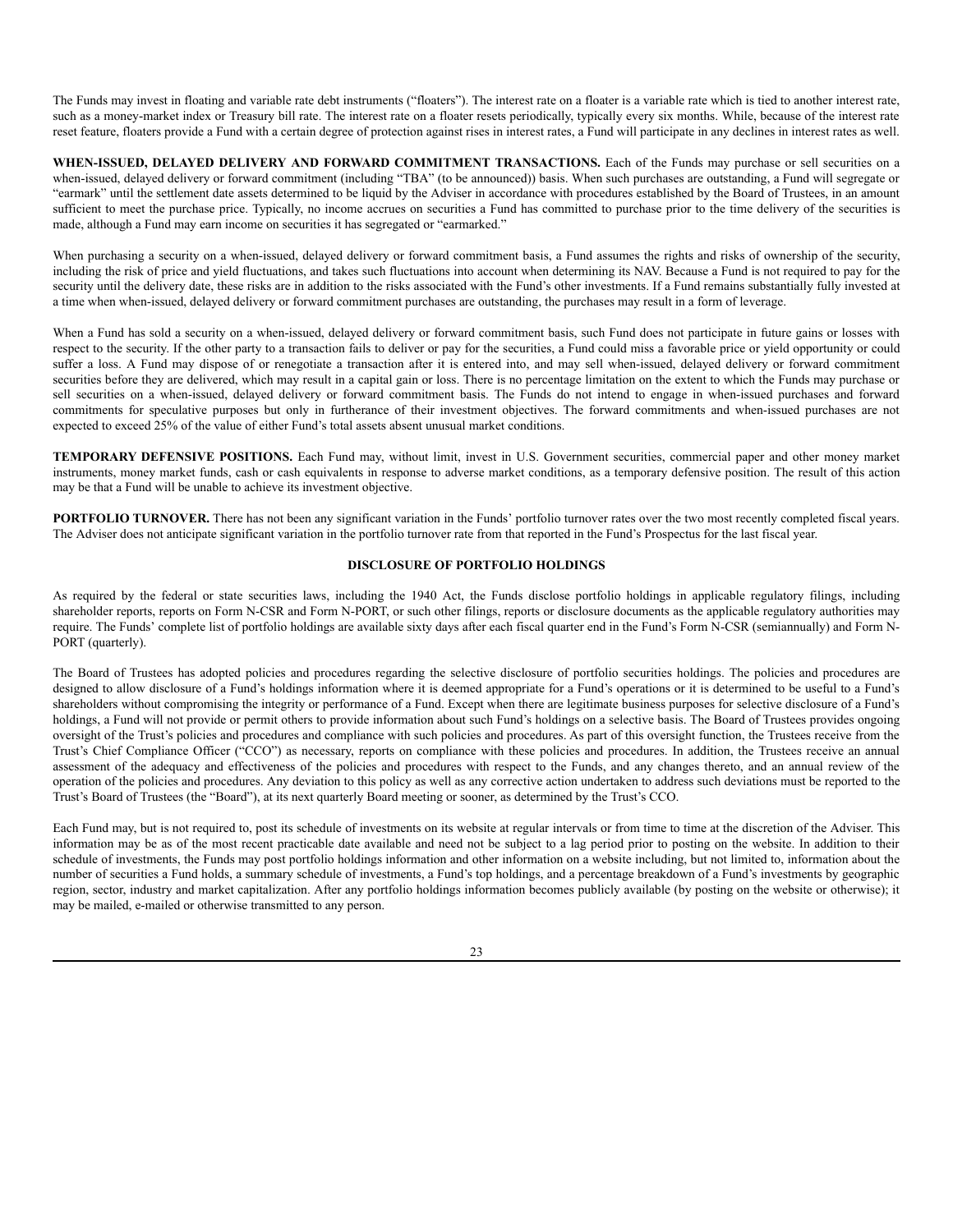The Funds may invest in floating and variable rate debt instruments ("floaters"). The interest rate on a floater is a variable rate which is tied to another interest rate, such as a money-market index or Treasury bill rate. The interest rate on a floater resets periodically, typically every six months. While, because of the interest rate reset feature, floaters provide a Fund with a certain degree of protection against rises in interest rates, a Fund will participate in any declines in interest rates as well.

**WHEN-ISSUED, DELAYED DELIVERY AND FORWARD COMMITMENT TRANSACTIONS.** Each of the Funds may purchase or sell securities on a when-issued, delayed delivery or forward commitment (including "TBA" (to be announced)) basis. When such purchases are outstanding, a Fund will segregate or "earmark" until the settlement date assets determined to be liquid by the Adviser in accordance with procedures established by the Board of Trustees, in an amount sufficient to meet the purchase price. Typically, no income accrues on securities a Fund has committed to purchase prior to the time delivery of the securities is made, although a Fund may earn income on securities it has segregated or "earmarked."

When purchasing a security on a when-issued, delayed delivery or forward commitment basis, a Fund assumes the rights and risks of ownership of the security, including the risk of price and yield fluctuations, and takes such fluctuations into account when determining its NAV. Because a Fund is not required to pay for the security until the delivery date, these risks are in addition to the risks associated with the Fund's other investments. If a Fund remains substantially fully invested at a time when when-issued, delayed delivery or forward commitment purchases are outstanding, the purchases may result in a form of leverage.

When a Fund has sold a security on a when-issued, delayed delivery or forward commitment basis, such Fund does not participate in future gains or losses with respect to the security. If the other party to a transaction fails to deliver or pay for the securities, a Fund could miss a favorable price or yield opportunity or could suffer a loss. A Fund may dispose of or renegotiate a transaction after it is entered into, and may sell when-issued, delayed delivery or forward commitment securities before they are delivered, which may result in a capital gain or loss. There is no percentage limitation on the extent to which the Funds may purchase or sell securities on a when-issued, delayed delivery or forward commitment basis. The Funds do not intend to engage in when-issued purchases and forward commitments for speculative purposes but only in furtherance of their investment objectives. The forward commitments and when-issued purchases are not expected to exceed 25% of the value of either Fund's total assets absent unusual market conditions.

**TEMPORARY DEFENSIVE POSITIONS.** Each Fund may, without limit, invest in U.S. Government securities, commercial paper and other money market instruments, money market funds, cash or cash equivalents in response to adverse market conditions, as a temporary defensive position. The result of this action may be that a Fund will be unable to achieve its investment objective.

**PORTFOLIO TURNOVER.** There has not been any significant variation in the Funds' portfolio turnover rates over the two most recently completed fiscal years. The Adviser does not anticipate significant variation in the portfolio turnover rate from that reported in the Fund's Prospectus for the last fiscal year.

## DISCLOSURE OF PORTFOLIO HOLDINGS

As required by the federal or state securities laws, including the 1940 Act, the Funds disclose portfolio holdings in applicable regulatory filings, including shareholder reports, reports on Form N-CSR and Form N-PORT, or such other filings, reports or disclosure documents as the applicable regulatory authorities may require. The Funds' complete list of portfolio holdings are available sixty days after each fiscal quarter end in the Fund's Form N-CSR (semiannually) and Form N-PORT (quarterly).

The Board of Trustees has adopted policies and procedures regarding the selective disclosure of portfolio securities holdings. The policies and procedures are designed to allow disclosure of a Fund's holdings information where it is deemed appropriate for a Fund's operations or it is determined to be useful to a Fund's shareholders without compromising the integrity or performance of a Fund. Except when there are legitimate business purposes for selective disclosure of a Fund's holdings, a Fund will not provide or permit others to provide information about such Fund's holdings on a selective basis. The Board of Trustees provides ongoing oversight of the Trust's policies and procedures and compliance with such policies and procedures. As part of this oversight function, the Trustees receive from the Trust's Chief Compliance Officer ("CCO") as necessary, reports on compliance with these policies and procedures. In addition, the Trustees receive an annual assessment of the adequacy and effectiveness of the policies and procedures with respect to the Funds, and any changes thereto, and an annual review of the operation of the policies and procedures. Any deviation to this policy as well as any corrective action undertaken to address such deviations must be reported to the Trust's Board of Trustees (the "Board"), at its next quarterly Board meeting or sooner, as determined by the Trust's CCO.

Each Fund may, but is not required to, post its schedule of investments on its website at regular intervals or from time to time at the discretion of the Adviser. This information may be as of the most recent practicable date available and need not be subject to a lag period prior to posting on the website. In addition to their schedule of investments, the Funds may post portfolio holdings information and other information on a website including, but not limited to, information about the number of securities a Fund holds, a summary schedule of investments, a Fund's top holdings, and a percentage breakdown of a Fund's investments by geographic region, sector, industry and market capitalization. After any portfolio holdings information becomes publicly available (by posting on the website or otherwise); it may be mailed, e-mailed or otherwise transmitted to any person.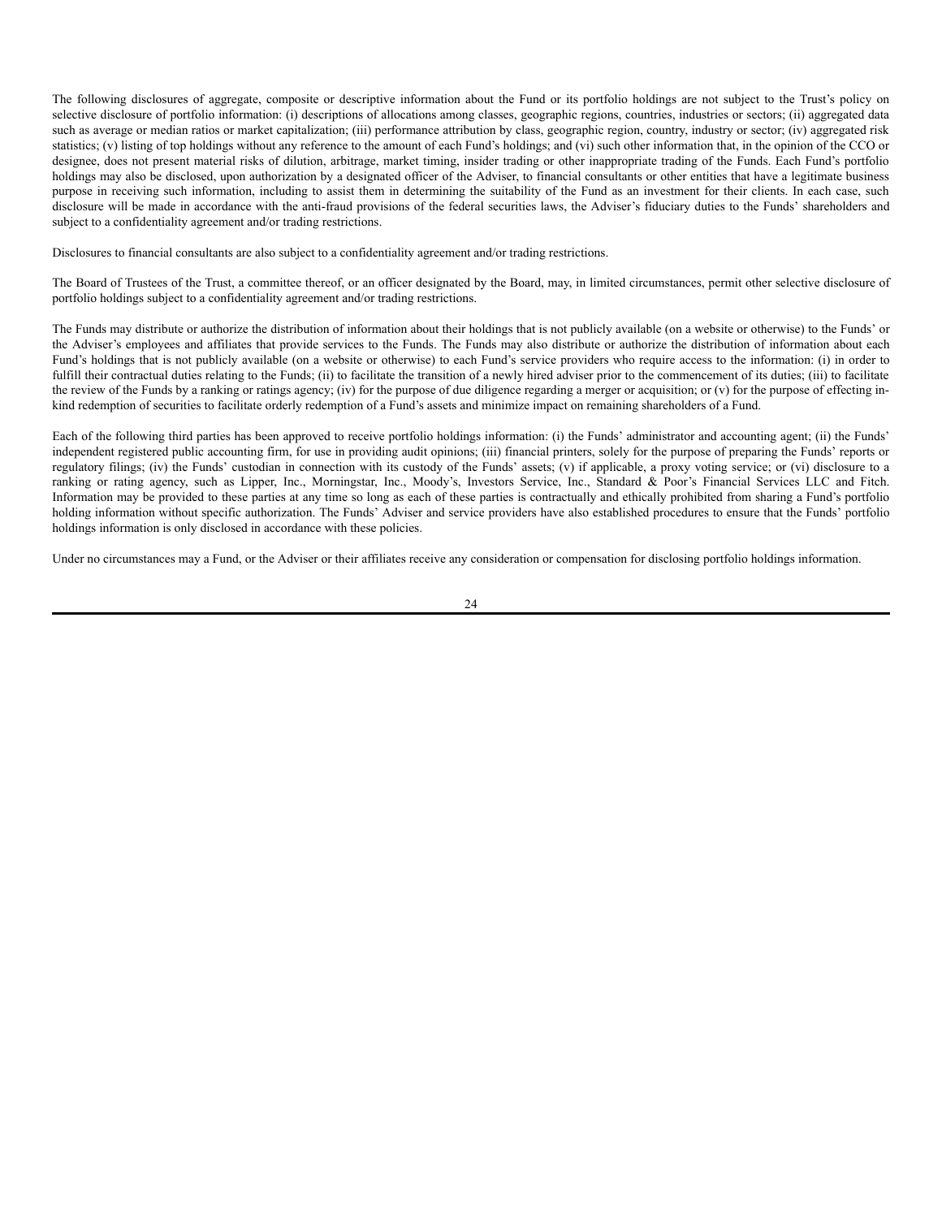The following disclosures of aggregate, composite or descriptive information about the Fund or its portfolio holdings are not subject to the Trust's policy on selective disclosure of portfolio information: (i) descriptions of allocations among classes, geographic regions, countries, industries or sectors; (ii) aggregated data such as average or median ratios or market capitalization; (iii) performance attribution by class, geographic region, country, industry or sector; (iv) aggregated risk statistics; (v) listing of top holdings without any reference to the amount of each Fund's holdings; and (vi) such other information that, in the opinion of the CCO or designee, does not present material risks of dilution, arbitrage, market timing, insider trading or other inappropriate trading of the Funds. Each Fund's portfolio holdings may also be disclosed, upon authorization by a designated officer of the Adviser, to financial consultants or other entities that have a legitimate business purpose in receiving such information, including to assist them in determining the suitability of the Fund as an investment for their clients. In each case, such disclosure will be made in accordance with the anti-fraud provisions of the federal securities laws, the Adviser's fiduciary duties to the Funds' shareholders and subject to a confidentiality agreement and/or trading restrictions.

Disclosures to financial consultants are also subject to a confidentiality agreement and/or trading restrictions.

The Board of Trustees of the Trust, a committee thereof, or an officer designated by the Board, may, in limited circumstances, permit other selective disclosure of portfolio holdings subject to a confidentiality agreement and/or trading restrictions.

The Funds may distribute or authorize the distribution of information about their holdings that is not publicly available (on a website or otherwise) to the Funds' or the Adviser's employees and affiliates that provide services to the Funds. The Funds may also distribute or authorize the distribution of information about each Fund's holdings that is not publicly available (on a website or otherwise) to each Fund's service providers who require access to the information: (i) in order to fulfill their contractual duties relating to the Funds; (ii) to facilitate the transition of a newly hired adviser prior to the commencement of its duties; (iii) to facilitate the review of the Funds by a ranking or ratings agency; (iv) for the purpose of due diligence regarding a merger or acquisition; or (v) for the purpose of effecting in-kind redemption of securities to facilitate orderly redemption of a Fund's assets and minimize impact on remaining shareholders of a Fund.

Each of the following third parties has been approved to receive portfolio holdings information: (i) the Funds' administrator and accounting agent; (ii) the Funds' independent registered public accounting firm, for use in providing audit opinions; (iii) financial printers, solely for the purpose of preparing the Funds' reports or regulatory filings; (iv) the Funds' custodian in connection with its custody of the Funds' assets; (v) if applicable, a proxy voting service; or (vi) disclosure to a ranking or rating agency, such as Lipper, Inc., Morningstar, Inc., Moody's, Investors Service, Inc., Standard & Poor's Financial Services LLC and Fitch. Information may be provided to these parties at any time so long as each of these parties is contractually and ethically prohibited from sharing a Fund's portfolio holding information without specific authorization. The Funds' Adviser and service providers have also established procedures to ensure that the Funds' portfolio holdings information is only disclosed in accordance with these policies.

Under no circumstances may a Fund, or the Adviser or their affiliates receive any consideration or compensation for disclosing portfolio holdings information.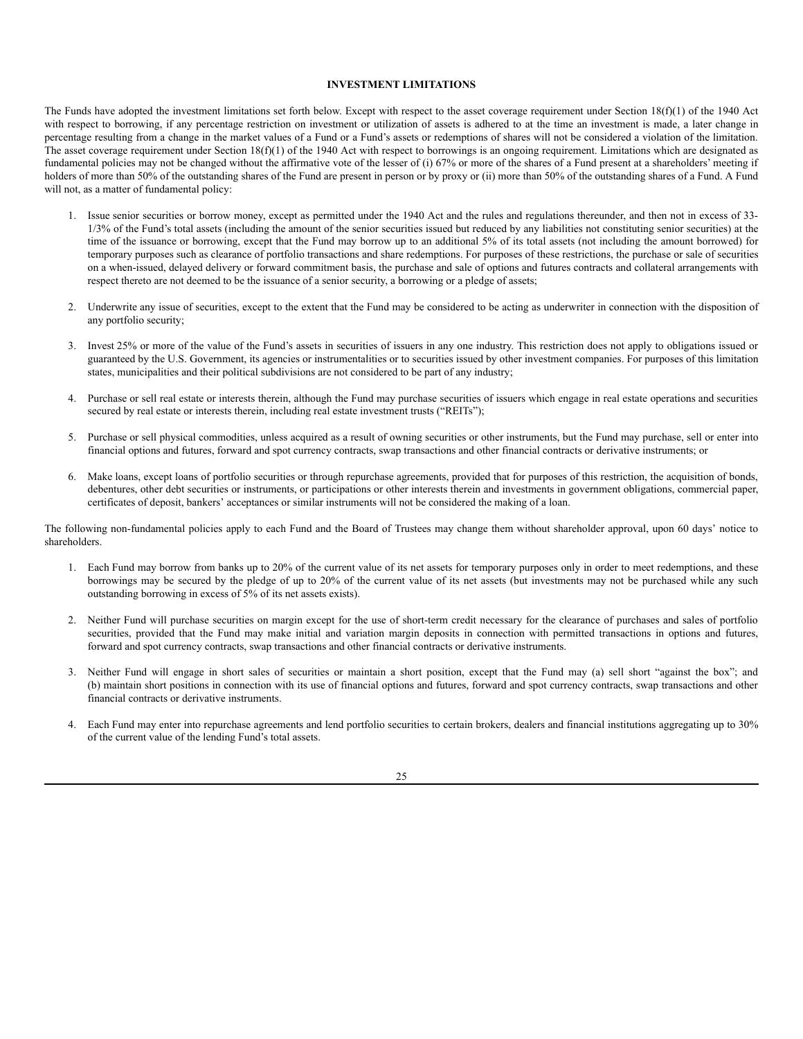## INVESTMENT LIMITATIONS

The Funds have adopted the investment limitations set forth below. Except with respect to the asset coverage requirement under Section 18(f)(1) of the 1940 Act with respect to borrowing, if any percentage restriction on investment or utilization of assets is adhered to at the time an investment is made, a later change in percentage resulting from a change in the market values of a Fund or a Fund's assets or redemptions of shares will not be considered a violation of the limitation. The asset coverage requirement under Section 18(f)(1) of the 1940 Act with respect to borrowings is an ongoing requirement. Limitations which are designated as fundamental policies may not be changed without the affirmative vote of the lesser of (i) 67% or more of the shares of a Fund present at a shareholders' meeting if holders of more than 50% of the outstanding shares of the Fund are present in person or by proxy or (ii) more than 50% of the outstanding shares of a Fund. A Fund will not, as a matter of fundamental policy:

1. Issue senior securities or borrow money, except as permitted under the 1940 Act and the rules and regulations thereunder, and then not in excess of 33-1/3% of the Fund's total assets (including the amount of the senior securities issued but reduced by any liabilities not constituting senior securities) at the time of the issuance or borrowing, except that the Fund may borrow up to an additional 5% of its total assets (not including the amount borrowed) for temporary purposes such as clearance of portfolio transactions and share redemptions. For purposes of these restrictions, the purchase or sale of securities on a when-issued, delayed delivery or forward commitment basis, the purchase and sale of options and futures contracts and collateral arrangements with respect thereto are not deemed to be the issuance of a senior security, a borrowing or a pledge of assets;

2. Underwrite any issue of securities, except to the extent that the Fund may be considered to be acting as underwriter in connection with the disposition of any portfolio security;

3. Invest 25% or more of the value of the Fund's assets in securities of issuers in any one industry. This restriction does not apply to obligations issued or guaranteed by the U.S. Government, its agencies or instrumentalities or to securities issued by other investment companies. For purposes of this limitation states, municipalities and their political subdivisions are not considered to be part of any industry;

4. Purchase or sell real estate or interests therein, although the Fund may purchase securities of issuers which engage in real estate operations and securities secured by real estate or interests therein, including real estate investment trusts ("REITs");

5. Purchase or sell physical commodities, unless acquired as a result of owning securities or other instruments, but the Fund may purchase, sell or enter into financial options and futures, forward and spot currency contracts, swap transactions and other financial contracts or derivative instruments; or

6. Make loans, except loans of portfolio securities or through repurchase agreements, provided that for purposes of this restriction, the acquisition of bonds, debentures, other debt securities or instruments, or participations or other interests therein and investments in government obligations, commercial paper, certificates of deposit, bankers' acceptances or similar instruments will not be considered the making of a loan.

The following non-fundamental policies apply to each Fund and the Board of Trustees may change them without shareholder approval, upon 60 days' notice to shareholders.

1. Each Fund may borrow from banks up to 20% of the current value of its net assets for temporary purposes only in order to meet redemptions, and these borrowings may be secured by the pledge of up to 20% of the current value of its net assets (but investments may not be purchased while any such outstanding borrowing in excess of 5% of its net assets exists).

2. Neither Fund will purchase securities on margin except for the use of short-term credit necessary for the clearance of purchases and sales of portfolio securities, provided that the Fund may make initial and variation margin deposits in connection with permitted transactions in options and futures, forward and spot currency contracts, swap transactions and other financial contracts or derivative instruments.

3. Neither Fund will engage in short sales of securities or maintain a short position, except that the Fund may (a) sell short "against the box"; and (b) maintain short positions in connection with its use of financial options and futures, forward and spot currency contracts, swap transactions and other financial contracts or derivative instruments.

4. Each Fund may enter into repurchase agreements and lend portfolio securities to certain brokers, dealers and financial institutions aggregating up to 30% of the current value of the lending Fund's total assets.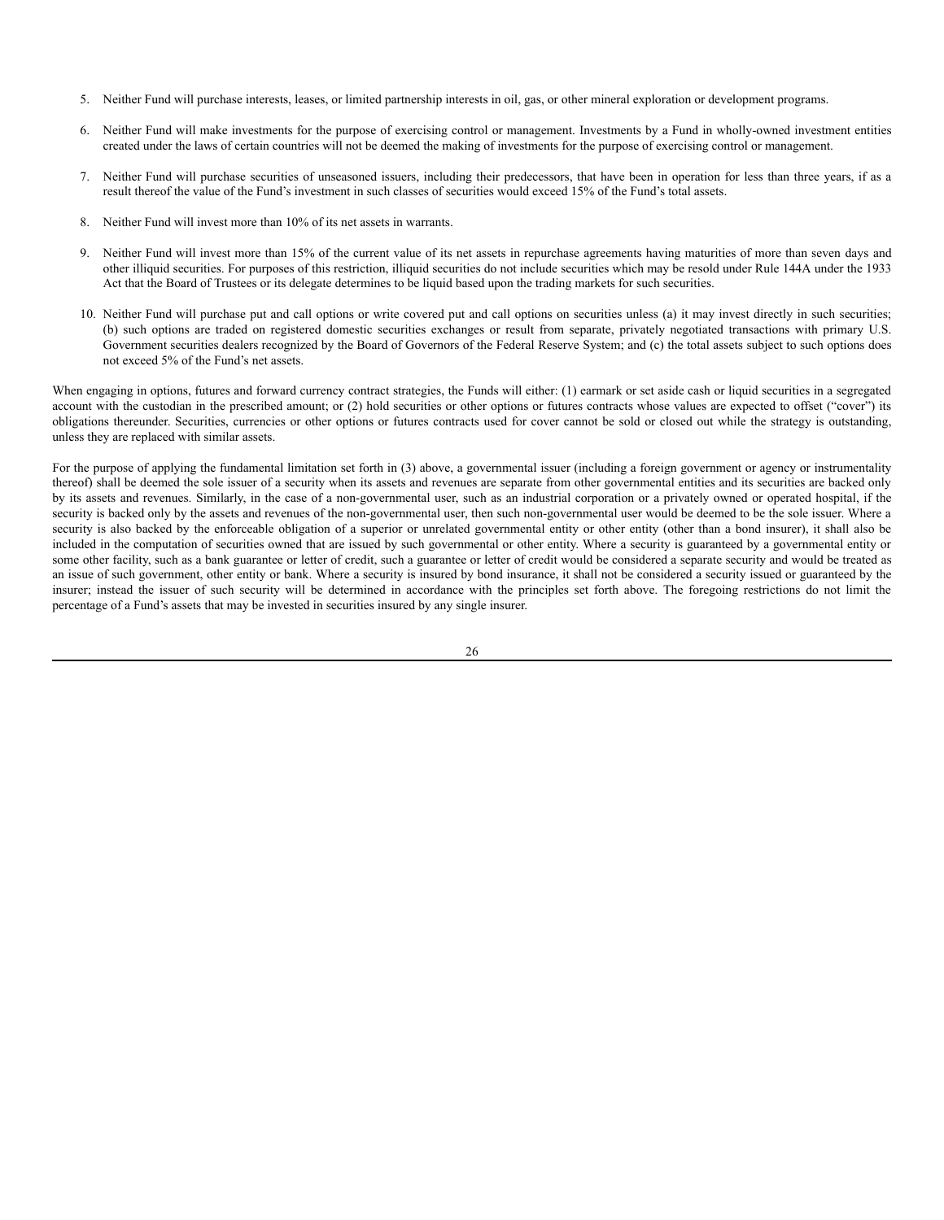5. Neither Fund will purchase interests, leases, or limited partnership interests in oil, gas, or other mineral exploration or development programs.

6. Neither Fund will make investments for the purpose of exercising control or management. Investments by a Fund in wholly-owned investment entities created under the laws of certain countries will not be deemed the making of investments for the purpose of exercising control or management.

7. Neither Fund will purchase securities of unseasoned issuers, including their predecessors, that have been in operation for less than three years, if as a result thereof the value of the Fund's investment in such classes of securities would exceed 15% of the Fund's total assets.

8. Neither Fund will invest more than 10% of its net assets in warrants.

9. Neither Fund will invest more than 15% of the current value of its net assets in repurchase agreements having maturities of more than seven days and other illiquid securities. For purposes of this restriction, illiquid securities do not include securities which may be resold under Rule 144A under the 1933 Act that the Board of Trustees or its delegate determines to be liquid based upon the trading markets for such securities.

10. Neither Fund will purchase put and call options or write covered put and call options on securities unless (a) it may invest directly in such securities; (b) such options are traded on registered domestic securities exchanges or result from separate, privately negotiated transactions with primary U.S. Government securities dealers recognized by the Board of Governors of the Federal Reserve System; and (c) the total assets subject to such options does not exceed 5% of the Fund's net assets.

When engaging in options, futures and forward currency contract strategies, the Funds will either: (1) earmark or set aside cash or liquid securities in a segregated account with the custodian in the prescribed amount; or (2) hold securities or other options or futures contracts whose values are expected to offset ("cover") its obligations thereunder. Securities, currencies or other options or futures contracts used for cover cannot be sold or closed out while the strategy is outstanding, unless they are replaced with similar assets.

For the purpose of applying the fundamental limitation set forth in (3) above, a governmental issuer (including a foreign government or agency or instrumentality thereof) shall be deemed the sole issuer of a security when its assets and revenues are separate from other governmental entities and its securities are backed only by its assets and revenues. Similarly, in the case of a non-governmental user, such as an industrial corporation or a privately owned or operated hospital, if the security is backed only by the assets and revenues of the non-governmental user, then such non-governmental user would be deemed to be the sole issuer. Where a security is also backed by the enforceable obligation of a superior or unrelated governmental entity or other entity (other than a bond insurer), it shall also be included in the computation of securities owned that are issued by such governmental or other entity. Where a security is guaranteed by a governmental entity or some other facility, such as a bank guarantee or letter of credit, such a guarantee or letter of credit would be considered a separate security and would be treated as an issue of such government, other entity or bank. Where a security is insured by bond insurance, it shall not be considered a security issued or guaranteed by the insurer; instead the issuer of such security will be determined in accordance with the principles set forth above. The foregoing restrictions do not limit the percentage of a Fund's assets that may be invested in securities insured by any single insurer.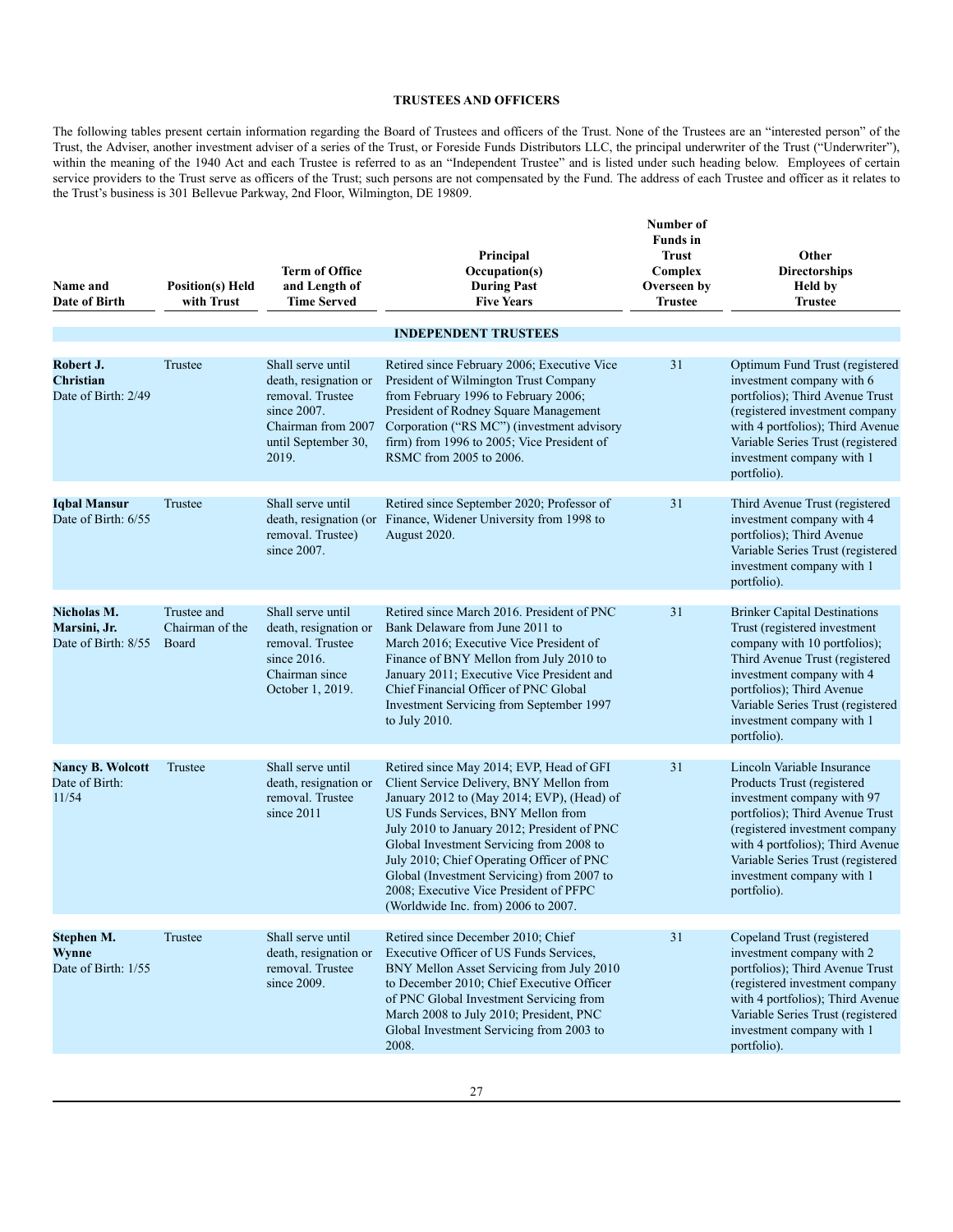## TRUSTEES AND OFFICERS

The following tables present certain information regarding the Board of Trustees and officers of the Trust. None of the Trustees are an "interested person" of the Trust, the Adviser, another investment adviser of a series of the Trust, or Foreside Funds Distributors LLC, the principal underwriter of the Trust ("Underwriter"), within the meaning of the 1940 Act and each Trustee is referred to as an "Independent Trustee" and is listed under such heading below. Employees of certain service providers to the Trust serve as officers of the Trust; such persons are not compensated by the Fund. The address of each Trustee and officer as it relates to the Trust's business is 301 Bellevue Parkway, 2nd Floor, Wilmington, DE 19809.

| Name and Date of Birth | Position(s) Held with Trust | Term of Office and Length of Time Served | Principal Occupation(s) During Past Five Years | Number of Funds in Trust Complex Overseen by Trustee | Other Directorships Held by Trustee |
|---|---|---|---|---|---|
| **INDEPENDENT TRUSTEES** | | | | | |
| **Robert J. Christian** Date of Birth: 2/49 | Trustee | Shall serve until death, resignation or removal. Trustee since 2007. Chairman from 2007 until September 30, 2019. | Retired since February 2006; Executive Vice President of Wilmington Trust Company from February 1996 to February 2006; President of Rodney Square Management Corporation ("RS MC") (investment advisory firm) from 1996 to 2005; Vice President of RSMC from 2005 to 2006. | 31 | Optimum Fund Trust (registered investment company with 6 portfolios); Third Avenue Trust (registered investment company with 4 portfolios); Third Avenue Variable Series Trust (registered investment company with 1 portfolio). |
| **Iqbal Mansur** Date of Birth: 6/55 | Trustee | Shall serve until death, resignation (or removal. Trustee) since 2007. | Retired since September 2020; Professor of Finance, Widener University from 1998 to August 2020. | 31 | Third Avenue Trust (registered investment company with 4 portfolios); Third Avenue Variable Series Trust (registered investment company with 1 portfolio). |
| **Nicholas M. Marsini, Jr.** Date of Birth: 8/55 | Trustee and Chairman of the Board | Shall serve until death, resignation or removal. Trustee since 2016. Chairman since October 1, 2019. | Retired since March 2016. President of PNC Bank Delaware from June 2011 to March 2016; Executive Vice President of Finance of BNY Mellon from July 2010 to January 2011; Executive Vice President and Chief Financial Officer of PNC Global Investment Servicing from September 1997 to July 2010. | 31 | Brinker Capital Destinations Trust (registered investment company with 10 portfolios); Third Avenue Trust (registered investment company with 4 portfolios); Third Avenue Variable Series Trust (registered investment company with 1 portfolio). |
| **Nancy B. Wolcott** Date of Birth: 11/54 | Trustee | Shall serve until death, resignation or removal. Trustee since 2011 | Retired since May 2014; EVP, Head of GFI Client Service Delivery, BNY Mellon from January 2012 to (May 2014; EVP), (Head) of US Funds Services, BNY Mellon from July 2010 to January 2012; President of PNC Global Investment Servicing from 2008 to July 2010; Chief Operating Officer of PNC Global (Investment Servicing) from 2007 to 2008; Executive Vice President of PFPC (Worldwide Inc. from) 2006 to 2007. | 31 | Lincoln Variable Insurance Products Trust (registered investment company with 97 portfolios); Third Avenue Trust (registered investment company with 4 portfolios); Third Avenue Variable Series Trust (registered investment company with 1 portfolio). |
| **Stephen M. Wynne** Date of Birth: 1/55 | Trustee | Shall serve until death, resignation or removal. Trustee since 2009. | Retired since December 2010; Chief Executive Officer of US Funds Services, BNY Mellon Asset Servicing from July 2010 to December 2010; Chief Executive Officer of PNC Global Investment Servicing from March 2008 to July 2010; President, PNC Global Investment Servicing from 2003 to 2008. | 31 | Copeland Trust (registered investment company with 2 portfolios); Third Avenue Trust (registered investment company with 4 portfolios); Third Avenue Variable Series Trust (registered investment company with 1 portfolio). |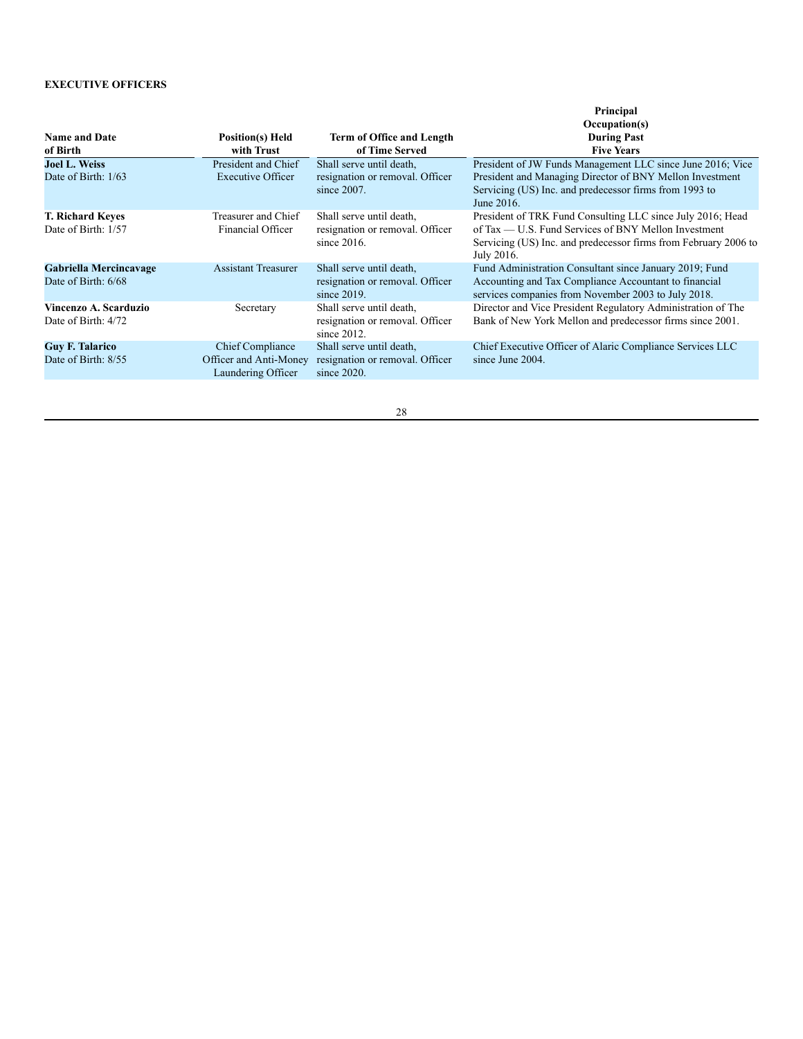**EXECUTIVE OFFICERS**

| Name and Date of Birth | Position(s) Held with Trust | Term of Office and Length of Time Served | Principal Occupation(s) During Past Five Years |
|---|---|---|---|
| **Joel L. Weiss** Date of Birth: 1/63 | President and Chief Executive Officer | Shall serve until death, resignation or removal. Officer since 2007. | President of JW Funds Management LLC since June 2016; Vice President and Managing Director of BNY Mellon Investment Servicing (US) Inc. and predecessor firms from 1993 to June 2016. |
| **T. Richard Keyes** Date of Birth: 1/57 | Treasurer and Chief Financial Officer | Shall serve until death, resignation or removal. Officer since 2016. | President of TRK Fund Consulting LLC since July 2016; Head of Tax — U.S. Fund Services of BNY Mellon Investment Servicing (US) Inc. and predecessor firms from February 2006 to July 2016. |
| **Gabriella Mercincavage** Date of Birth: 6/68 | Assistant Treasurer | Shall serve until death, resignation or removal. Officer since 2019. | Fund Administration Consultant since January 2019; Fund Accounting and Tax Compliance Accountant to financial services companies from November 2003 to July 2018. |
| **Vincenzo A. Scarduzio** Date of Birth: 4/72 | Secretary | Shall serve until death, resignation or removal. Officer since 2012. | Director and Vice President Regulatory Administration of The Bank of New York Mellon and predecessor firms since 2001. |
| **Guy F. Talarico** Date of Birth: 8/55 | Chief Compliance Officer and Anti-Money Laundering Officer | Shall serve until death, resignation or removal. Officer since 2020. | Chief Executive Officer of Alaric Compliance Services LLC since June 2004. |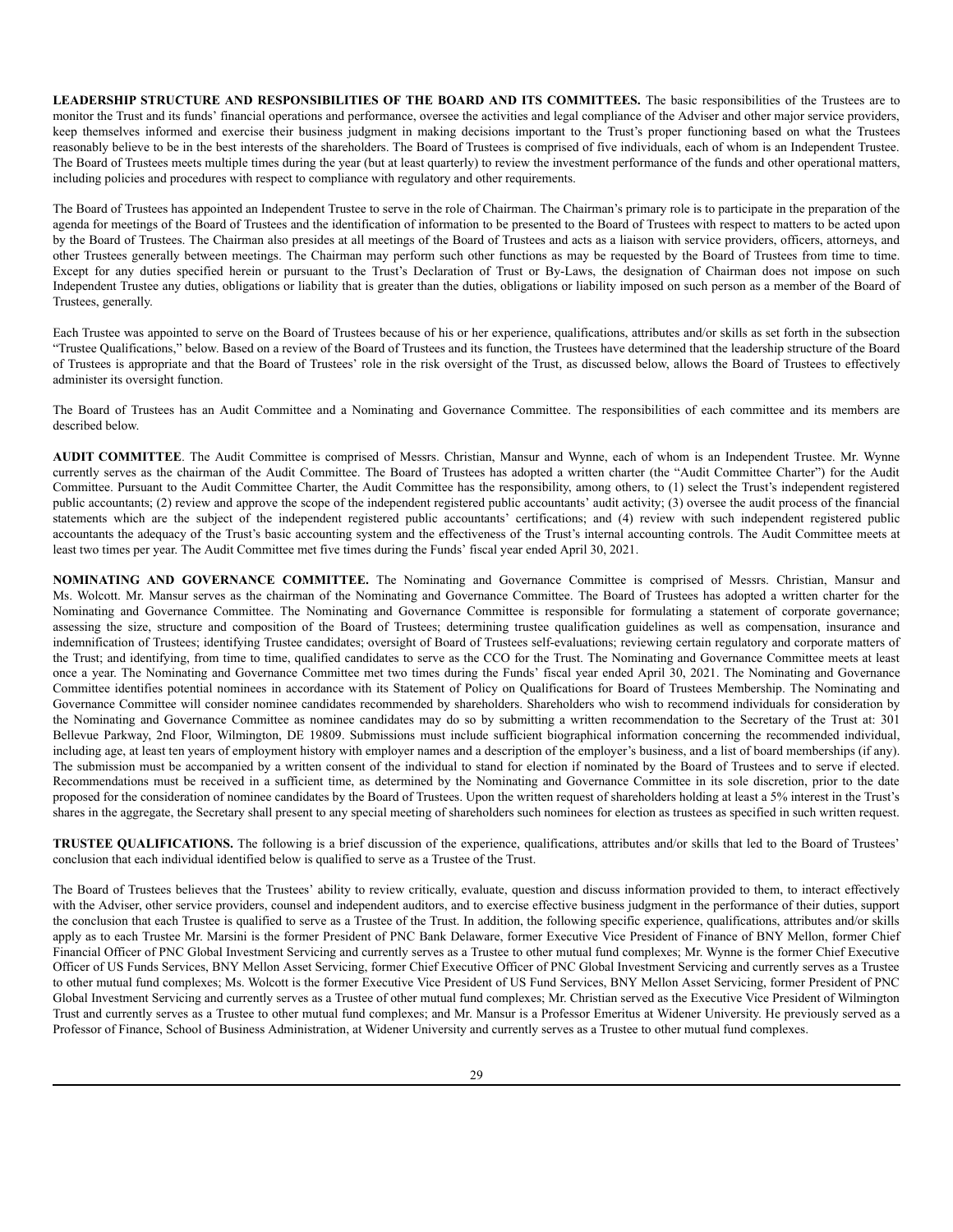**LEADERSHIP STRUCTURE AND RESPONSIBILITIES OF THE BOARD AND ITS COMMITTEES.** The basic responsibilities of the Trustees are to monitor the Trust and its funds' financial operations and performance, oversee the activities and legal compliance of the Adviser and other major service providers, keep themselves informed and exercise their business judgment in making decisions important to the Trust's proper functioning based on what the Trustees reasonably believe to be in the best interests of the shareholders. The Board of Trustees is comprised of five individuals, each of whom is an Independent Trustee. The Board of Trustees meets multiple times during the year (but at least quarterly) to review the investment performance of the funds and other operational matters, including policies and procedures with respect to compliance with regulatory and other requirements.

The Board of Trustees has appointed an Independent Trustee to serve in the role of Chairman. The Chairman's primary role is to participate in the preparation of the agenda for meetings of the Board of Trustees and the identification of information to be presented to the Board of Trustees with respect to matters to be acted upon by the Board of Trustees. The Chairman also presides at all meetings of the Board of Trustees and acts as a liaison with service providers, officers, attorneys, and other Trustees generally between meetings. The Chairman may perform such other functions as may be requested by the Board of Trustees from time to time. Except for any duties specified herein or pursuant to the Trust's Declaration of Trust or By-Laws, the designation of Chairman does not impose on such Independent Trustee any duties, obligations or liability that is greater than the duties, obligations or liability imposed on such person as a member of the Board of Trustees, generally.

Each Trustee was appointed to serve on the Board of Trustees because of his or her experience, qualifications, attributes and/or skills as set forth in the subsection "Trustee Qualifications," below. Based on a review of the Board of Trustees and its function, the Trustees have determined that the leadership structure of the Board of Trustees is appropriate and that the Board of Trustees' role in the risk oversight of the Trust, as discussed below, allows the Board of Trustees to effectively administer its oversight function.

The Board of Trustees has an Audit Committee and a Nominating and Governance Committee. The responsibilities of each committee and its members are described below.

**AUDIT COMMITTEE**. The Audit Committee is comprised of Messrs. Christian, Mansur and Wynne, each of whom is an Independent Trustee. Mr. Wynne currently serves as the chairman of the Audit Committee. The Board of Trustees has adopted a written charter (the "Audit Committee Charter") for the Audit Committee. Pursuant to the Audit Committee Charter, the Audit Committee has the responsibility, among others, to (1) select the Trust's independent registered public accountants; (2) review and approve the scope of the independent registered public accountants' audit activity; (3) oversee the audit process of the financial statements which are the subject of the independent registered public accountants' certifications; and (4) review with such independent registered public accountants the adequacy of the Trust's basic accounting system and the effectiveness of the Trust's internal accounting controls. The Audit Committee meets at least two times per year. The Audit Committee met five times during the Funds' fiscal year ended April 30, 2021.

**NOMINATING AND GOVERNANCE COMMITTEE.** The Nominating and Governance Committee is comprised of Messrs. Christian, Mansur and Ms. Wolcott. Mr. Mansur serves as the chairman of the Nominating and Governance Committee. The Board of Trustees has adopted a written charter for the Nominating and Governance Committee. The Nominating and Governance Committee is responsible for formulating a statement of corporate governance; assessing the size, structure and composition of the Board of Trustees; determining trustee qualification guidelines as well as compensation, insurance and indemnification of Trustees; identifying Trustee candidates; oversight of Board of Trustees self-evaluations; reviewing certain regulatory and corporate matters of the Trust; and identifying, from time to time, qualified candidates to serve as the CCO for the Trust. The Nominating and Governance Committee meets at least once a year. The Nominating and Governance Committee met two times during the Funds' fiscal year ended April 30, 2021. The Nominating and Governance Committee identifies potential nominees in accordance with its Statement of Policy on Qualifications for Board of Trustees Membership. The Nominating and Governance Committee will consider nominee candidates recommended by shareholders. Shareholders who wish to recommend individuals for consideration by the Nominating and Governance Committee as nominee candidates may do so by submitting a written recommendation to the Secretary of the Trust at: 301 Bellevue Parkway, 2nd Floor, Wilmington, DE 19809. Submissions must include sufficient biographical information concerning the recommended individual, including age, at least ten years of employment history with employer names and a description of the employer's business, and a list of board memberships (if any). The submission must be accompanied by a written consent of the individual to stand for election if nominated by the Board of Trustees and to serve if elected. Recommendations must be received in a sufficient time, as determined by the Nominating and Governance Committee in its sole discretion, prior to the date proposed for the consideration of nominee candidates by the Board of Trustees. Upon the written request of shareholders holding at least a 5% interest in the Trust's shares in the aggregate, the Secretary shall present to any special meeting of shareholders such nominees for election as trustees as specified in such written request.

**TRUSTEE QUALIFICATIONS.** The following is a brief discussion of the experience, qualifications, attributes and/or skills that led to the Board of Trustees' conclusion that each individual identified below is qualified to serve as a Trustee of the Trust.

The Board of Trustees believes that the Trustees' ability to review critically, evaluate, question and discuss information provided to them, to interact effectively with the Adviser, other service providers, counsel and independent auditors, and to exercise effective business judgment in the performance of their duties, support the conclusion that each Trustee is qualified to serve as a Trustee of the Trust. In addition, the following specific experience, qualifications, attributes and/or skills apply as to each Trustee Mr. Marsini is the former President of PNC Bank Delaware, former Executive Vice President of Finance of BNY Mellon, former Chief Financial Officer of PNC Global Investment Servicing and currently serves as a Trustee to other mutual fund complexes; Mr. Wynne is the former Chief Executive Officer of US Funds Services, BNY Mellon Asset Servicing, former Chief Executive Officer of PNC Global Investment Servicing and currently serves as a Trustee to other mutual fund complexes; Ms. Wolcott is the former Executive Vice President of US Fund Services, BNY Mellon Asset Servicing, former President of PNC Global Investment Servicing and currently serves as a Trustee of other mutual fund complexes; Mr. Christian served as the Executive Vice President of Wilmington Trust and currently serves as a Trustee to other mutual fund complexes; and Mr. Mansur is a Professor Emeritus at Widener University. He previously served as a Professor of Finance, School of Business Administration, at Widener University and currently serves as a Trustee to other mutual fund complexes.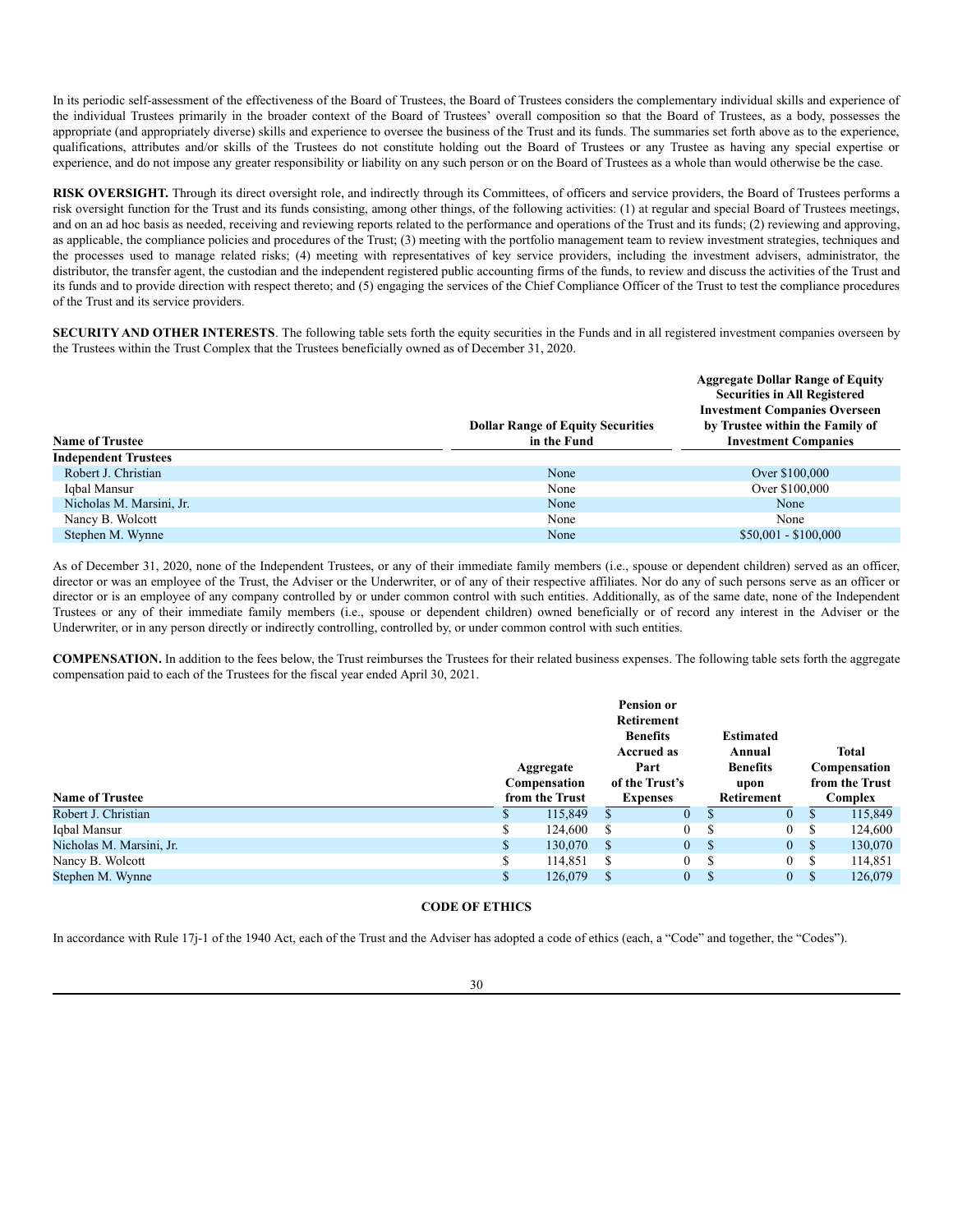In its periodic self-assessment of the effectiveness of the Board of Trustees, the Board of Trustees considers the complementary individual skills and experience of the individual Trustees primarily in the broader context of the Board of Trustees' overall composition so that the Board of Trustees, as a body, possesses the appropriate (and appropriately diverse) skills and experience to oversee the business of the Trust and its funds. The summaries set forth above as to the experience, qualifications, attributes and/or skills of the Trustees do not constitute holding out the Board of Trustees or any Trustee as having any special expertise or experience, and do not impose any greater responsibility or liability on any such person or on the Board of Trustees as a whole than would otherwise be the case.

**RISK OVERSIGHT.** Through its direct oversight role, and indirectly through its Committees, of officers and service providers, the Board of Trustees performs a risk oversight function for the Trust and its funds consisting, among other things, of the following activities: (1) at regular and special Board of Trustees meetings, and on an ad hoc basis as needed, receiving and reviewing reports related to the performance and operations of the Trust and its funds; (2) reviewing and approving, as applicable, the compliance policies and procedures of the Trust; (3) meeting with the portfolio management team to review investment strategies, techniques and the processes used to manage related risks; (4) meeting with representatives of key service providers, including the investment advisers, administrator, the distributor, the transfer agent, the custodian and the independent registered public accounting firms of the funds, to review and discuss the activities of the Trust and its funds and to provide direction with respect thereto; and (5) engaging the services of the Chief Compliance Officer of the Trust to test the compliance procedures of the Trust and its service providers.

**SECURITY AND OTHER INTERESTS**. The following table sets forth the equity securities in the Funds and in all registered investment companies overseen by the Trustees within the Trust Complex that the Trustees beneficially owned as of December 31, 2020.

| Name of Trustee | Dollar Range of Equity Securities in the Fund | Aggregate Dollar Range of Equity Securities in All Registered Investment Companies Overseen by Trustee within the Family of Investment Companies |
|---|---|---|
| **Independent Trustees** | | |
| Robert J. Christian | None | Over $100,000 |
| Iqbal Mansur | None | Over $100,000 |
| Nicholas M. Marsini, Jr. | None | None |
| Nancy B. Wolcott | None | None |
| Stephen M. Wynne | None | $50,001 - $100,000 |

As of December 31, 2020, none of the Independent Trustees, or any of their immediate family members (i.e., spouse or dependent children) served as an officer, director or was an employee of the Trust, the Adviser or the Underwriter, or of any of their respective affiliates. Nor do any of such persons serve as an officer or director or is an employee of any company controlled by or under common control with such entities. Additionally, as of the same date, none of the Independent Trustees or any of their immediate family members (i.e., spouse or dependent children) owned beneficially or of record any interest in the Adviser or the Underwriter, or in any person directly or indirectly controlling, controlled by, or under common control with such entities.

**COMPENSATION.** In addition to the fees below, the Trust reimburses the Trustees for their related business expenses. The following table sets forth the aggregate compensation paid to each of the Trustees for the fiscal year ended April 30, 2021.

| Name of Trustee | Aggregate Compensation from the Trust | Pension or Retirement Benefits Accrued as Part of the Trust's Expenses | Estimated Annual Benefits upon Retirement | Total Compensation from the Trust Complex |
|---|---|---|---|---|
| Robert J. Christian | $ 115,849 | $ 0 | $ 0 | $ 115,849 |
| Iqbal Mansur | $ 124,600 | $ 0 | $ 0 | $ 124,600 |
| Nicholas M. Marsini, Jr. | $ 130,070 | $ 0 | $ 0 | $ 130,070 |
| Nancy B. Wolcott | $ 114,851 | $ 0 | $ 0 | $ 114,851 |
| Stephen M. Wynne | $ 126,079 | $ 0 | $ 0 | $ 126,079 |

## CODE OF ETHICS

In accordance with Rule 17j-1 of the 1940 Act, each of the Trust and the Adviser has adopted a code of ethics (each, a "Code" and together, the "Codes").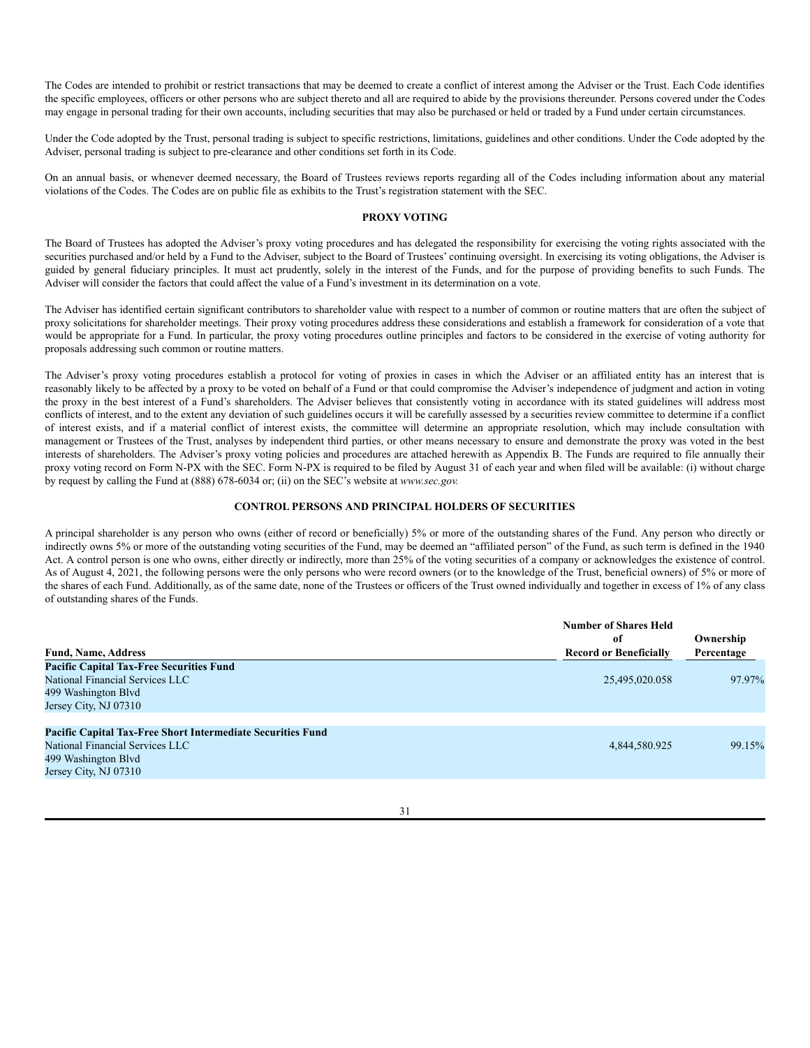The Codes are intended to prohibit or restrict transactions that may be deemed to create a conflict of interest among the Adviser or the Trust. Each Code identifies the specific employees, officers or other persons who are subject thereto and all are required to abide by the provisions thereunder. Persons covered under the Codes may engage in personal trading for their own accounts, including securities that may also be purchased or held or traded by a Fund under certain circumstances.

Under the Code adopted by the Trust, personal trading is subject to specific restrictions, limitations, guidelines and other conditions. Under the Code adopted by the Adviser, personal trading is subject to pre-clearance and other conditions set forth in its Code.

On an annual basis, or whenever deemed necessary, the Board of Trustees reviews reports regarding all of the Codes including information about any material violations of the Codes. The Codes are on public file as exhibits to the Trust's registration statement with the SEC.

## PROXY VOTING

The Board of Trustees has adopted the Adviser's proxy voting procedures and has delegated the responsibility for exercising the voting rights associated with the securities purchased and/or held by a Fund to the Adviser, subject to the Board of Trustees' continuing oversight. In exercising its voting obligations, the Adviser is guided by general fiduciary principles. It must act prudently, solely in the interest of the Funds, and for the purpose of providing benefits to such Funds. The Adviser will consider the factors that could affect the value of a Fund's investment in its determination on a vote.

The Adviser has identified certain significant contributors to shareholder value with respect to a number of common or routine matters that are often the subject of proxy solicitations for shareholder meetings. Their proxy voting procedures address these considerations and establish a framework for consideration of a vote that would be appropriate for a Fund. In particular, the proxy voting procedures outline principles and factors to be considered in the exercise of voting authority for proposals addressing such common or routine matters.

The Adviser's proxy voting procedures establish a protocol for voting of proxies in cases in which the Adviser or an affiliated entity has an interest that is reasonably likely to be affected by a proxy to be voted on behalf of a Fund or that could compromise the Adviser's independence of judgment and action in voting the proxy in the best interest of a Fund's shareholders. The Adviser believes that consistently voting in accordance with its stated guidelines will address most conflicts of interest, and to the extent any deviation of such guidelines occurs it will be carefully assessed by a securities review committee to determine if a conflict of interest exists, and if a material conflict of interest exists, the committee will determine an appropriate resolution, which may include consultation with management or Trustees of the Trust, analyses by independent third parties, or other means necessary to ensure and demonstrate the proxy was voted in the best interests of shareholders. The Adviser's proxy voting policies and procedures are attached herewith as Appendix B. The Funds are required to file annually their proxy voting record on Form N-PX with the SEC. Form N-PX is required to be filed by August 31 of each year and when filed will be available: (i) without charge by request by calling the Fund at (888) 678-6034 or; (ii) on the SEC's website at *www.sec.gov.*

## CONTROL PERSONS AND PRINCIPAL HOLDERS OF SECURITIES

A principal shareholder is any person who owns (either of record or beneficially) 5% or more of the outstanding shares of the Fund. Any person who directly or indirectly owns 5% or more of the outstanding voting securities of the Fund, may be deemed an "affiliated person" of the Fund, as such term is defined in the 1940 Act. A control person is one who owns, either directly or indirectly, more than 25% of the voting securities of a company or acknowledges the existence of control. As of August 4, 2021, the following persons were the only persons who were record owners (or to the knowledge of the Trust, beneficial owners) of 5% or more of the shares of each Fund. Additionally, as of the same date, none of the Trustees or officers of the Trust owned individually and together in excess of 1% of any class of outstanding shares of the Funds.

| Fund, Name, Address | Number of Shares Held of Record or Beneficially | Ownership Percentage |
|---|---|---|
| **Pacific Capital Tax-Free Securities Fund** | | |
| National Financial Services LLC<br>499 Washington Blvd<br>Jersey City, NJ 07310 | 25,495,020.058 | 97.97% |
| **Pacific Capital Tax-Free Short Intermediate Securities Fund** | | |
| National Financial Services LLC<br>499 Washington Blvd<br>Jersey City, NJ 07310 | 4,844,580.925 | 99.15% |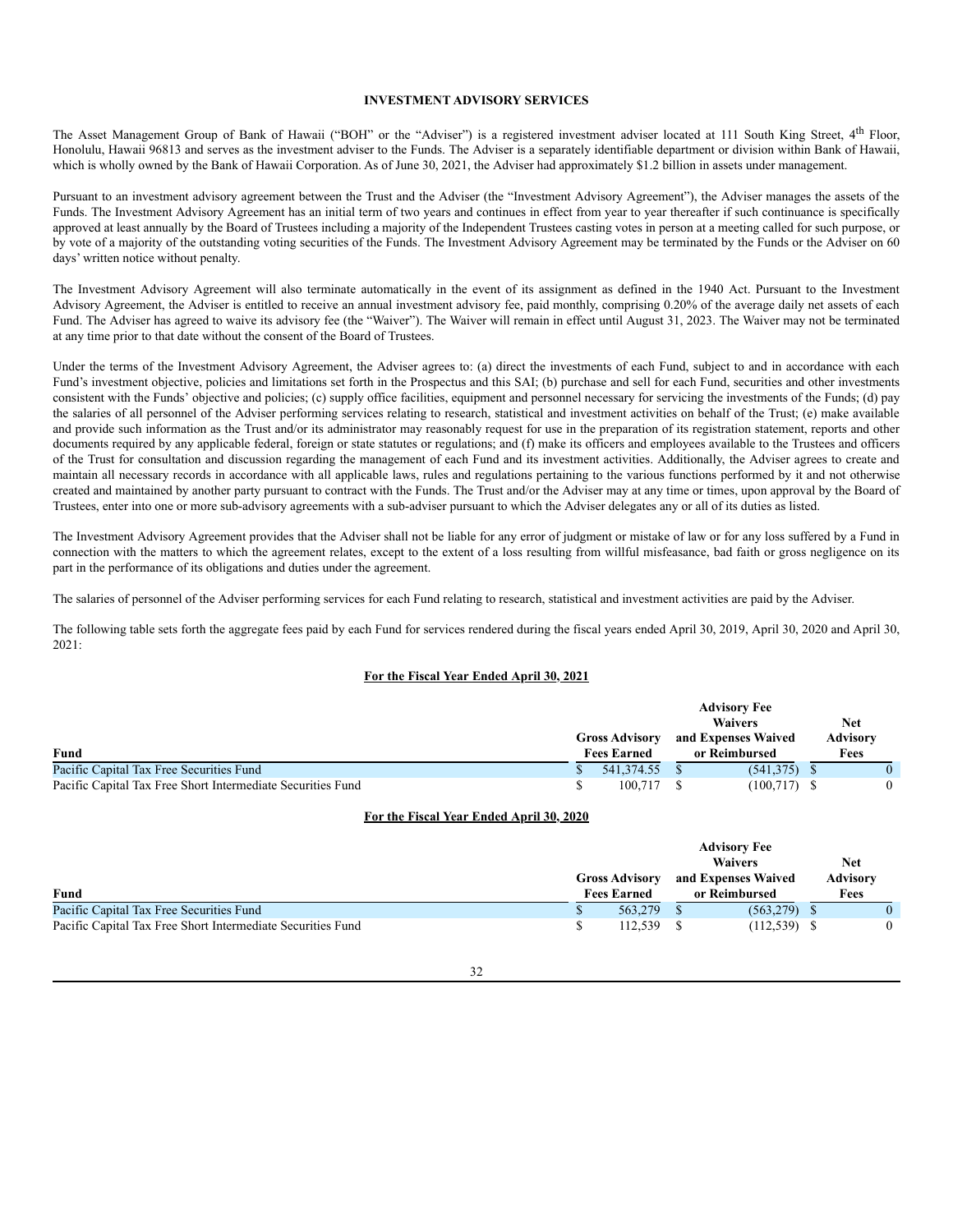## INVESTMENT ADVISORY SERVICES

The Asset Management Group of Bank of Hawaii ("BOH" or the "Adviser") is a registered investment adviser located at 111 South King Street, 4th Floor, Honolulu, Hawaii 96813 and serves as the investment adviser to the Funds. The Adviser is a separately identifiable department or division within Bank of Hawaii, which is wholly owned by the Bank of Hawaii Corporation. As of June 30, 2021, the Adviser had approximately $1.2 billion in assets under management.

Pursuant to an investment advisory agreement between the Trust and the Adviser (the "Investment Advisory Agreement"), the Adviser manages the assets of the Funds. The Investment Advisory Agreement has an initial term of two years and continues in effect from year to year thereafter if such continuance is specifically approved at least annually by the Board of Trustees including a majority of the Independent Trustees casting votes in person at a meeting called for such purpose, or by vote of a majority of the outstanding voting securities of the Funds. The Investment Advisory Agreement may be terminated by the Funds or the Adviser on 60 days' written notice without penalty.

The Investment Advisory Agreement will also terminate automatically in the event of its assignment as defined in the 1940 Act. Pursuant to the Investment Advisory Agreement, the Adviser is entitled to receive an annual investment advisory fee, paid monthly, comprising 0.20% of the average daily net assets of each Fund. The Adviser has agreed to waive its advisory fee (the "Waiver"). The Waiver will remain in effect until August 31, 2023. The Waiver may not be terminated at any time prior to that date without the consent of the Board of Trustees.

Under the terms of the Investment Advisory Agreement, the Adviser agrees to: (a) direct the investments of each Fund, subject to and in accordance with each Fund's investment objective, policies and limitations set forth in the Prospectus and this SAI; (b) purchase and sell for each Fund, securities and other investments consistent with the Funds' objective and policies; (c) supply office facilities, equipment and personnel necessary for servicing the investments of the Funds; (d) pay the salaries of all personnel of the Adviser performing services relating to research, statistical and investment activities on behalf of the Trust; (e) make available and provide such information as the Trust and/or its administrator may reasonably request for use in the preparation of its registration statement, reports and other documents required by any applicable federal, foreign or state statutes or regulations; and (f) make its officers and employees available to the Trustees and officers of the Trust for consultation and discussion regarding the management of each Fund and its investment activities. Additionally, the Adviser agrees to create and maintain all necessary records in accordance with all applicable laws, rules and regulations pertaining to the various functions performed by it and not otherwise created and maintained by another party pursuant to contract with the Funds. The Trust and/or the Adviser may at any time or times, upon approval by the Board of Trustees, enter into one or more sub-advisory agreements with a sub-adviser pursuant to which the Adviser delegates any or all of its duties as listed.

The Investment Advisory Agreement provides that the Adviser shall not be liable for any error of judgment or mistake of law or for any loss suffered by a Fund in connection with the matters to which the agreement relates, except to the extent of a loss resulting from willful misfeasance, bad faith or gross negligence on its part in the performance of its obligations and duties under the agreement.

The salaries of personnel of the Adviser performing services for each Fund relating to research, statistical and investment activities are paid by the Adviser.

The following table sets forth the aggregate fees paid by each Fund for services rendered during the fiscal years ended April 30, 2019, April 30, 2020 and April 30, 2021:

**For the Fiscal Year Ended April 30, 2021**

| Fund | Gross Advisory Fees Earned | Advisory Fee Waivers and Expenses Waived or Reimbursed | Net Advisory Fees |
|---|---|---|---|
| Pacific Capital Tax Free Securities Fund | $ 541,374.55 | $ (541,375) | $ 0 |
| Pacific Capital Tax Free Short Intermediate Securities Fund | $ 100,717 | $ (100,717) | $ 0 |

**For the Fiscal Year Ended April 30, 2020**

| Fund | Gross Advisory Fees Earned | Advisory Fee Waivers and Expenses Waived or Reimbursed | Net Advisory Fees |
|---|---|---|---|
| Pacific Capital Tax Free Securities Fund | $ 563,279 | $ (563,279) | $ 0 |
| Pacific Capital Tax Free Short Intermediate Securities Fund | $ 112,539 | $ (112,539) | $ 0 |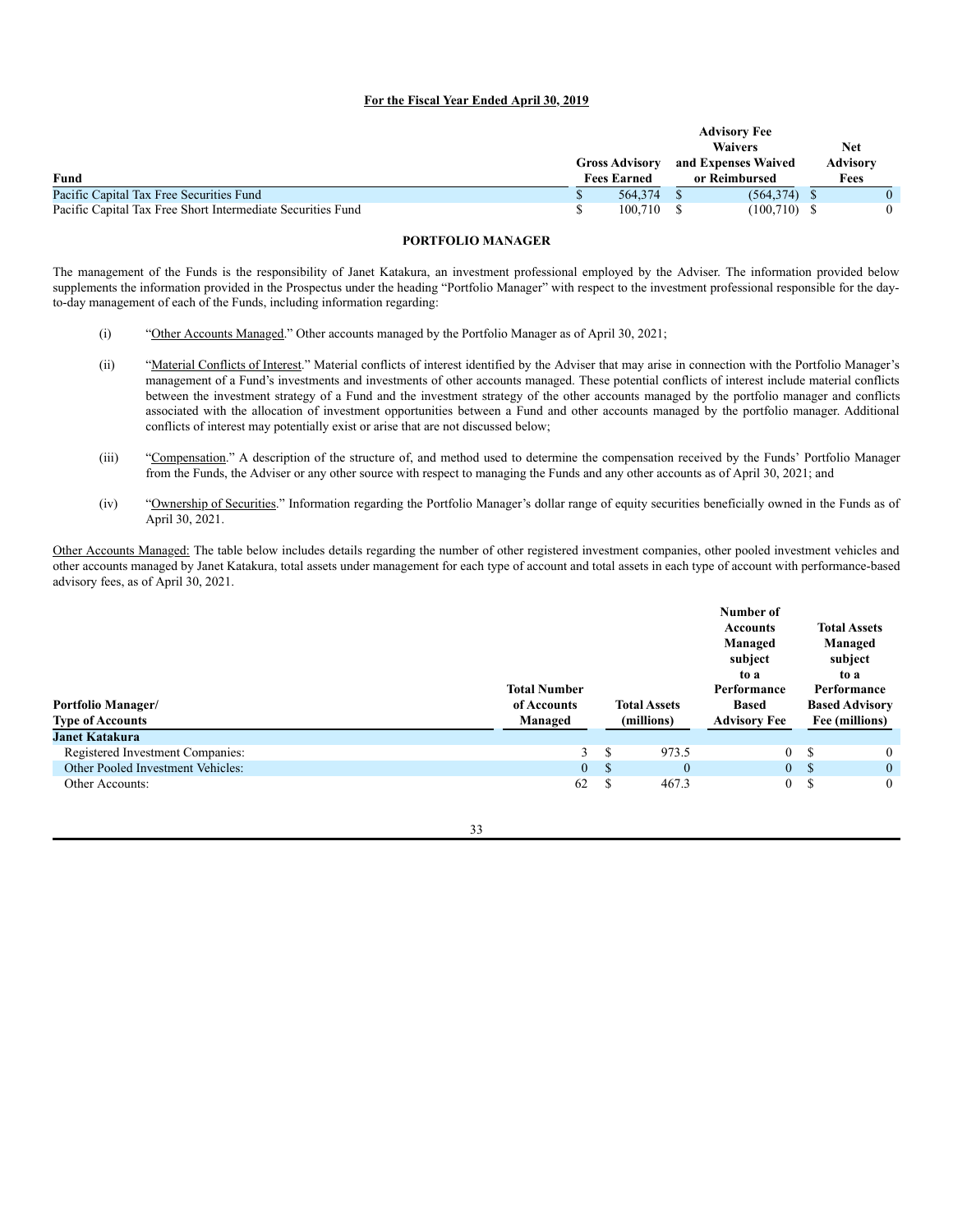**For the Fiscal Year Ended April 30, 2019**

| Fund | Gross Advisory Fees Earned | Advisory Fee Waivers and Expenses Waived or Reimbursed | Net Advisory Fees |
|---|---|---|---|
| Pacific Capital Tax Free Securities Fund | $ 564,374 | $ (564,374) | $ 0 |
| Pacific Capital Tax Free Short Intermediate Securities Fund | $ 100,710 | $ (100,710) | $ 0 |

## PORTFOLIO MANAGER

The management of the Funds is the responsibility of Janet Katakura, an investment professional employed by the Adviser. The information provided below supplements the information provided in the Prospectus under the heading "Portfolio Manager" with respect to the investment professional responsible for the day-to-day management of each of the Funds, including information regarding:

(i) "Other Accounts Managed." Other accounts managed by the Portfolio Manager as of April 30, 2021;

(ii) "Material Conflicts of Interest." Material conflicts of interest identified by the Adviser that may arise in connection with the Portfolio Manager's management of a Fund's investments and investments of other accounts managed. These potential conflicts of interest include material conflicts between the investment strategy of a Fund and the investment strategy of the other accounts managed by the portfolio manager and conflicts associated with the allocation of investment opportunities between a Fund and other accounts managed by the portfolio manager. Additional conflicts of interest may potentially exist or arise that are not discussed below;

(iii) "Compensation." A description of the structure of, and method used to determine the compensation received by the Funds' Portfolio Manager from the Funds, the Adviser or any other source with respect to managing the Funds and any other accounts as of April 30, 2021; and

(iv) "Ownership of Securities." Information regarding the Portfolio Manager's dollar range of equity securities beneficially owned in the Funds as of April 30, 2021.

Other Accounts Managed: The table below includes details regarding the number of other registered investment companies, other pooled investment vehicles and other accounts managed by Janet Katakura, total assets under management for each type of account and total assets in each type of account with performance-based advisory fees, as of April 30, 2021.

| Portfolio Manager/ Type of Accounts | Total Number of Accounts Managed | Total Assets (millions) | Number of Accounts Managed subject to a Performance Based Advisory Fee | Total Assets Managed subject to a Performance Based Advisory Fee (millions) |
|---|---|---|---|---|
| **Janet Katakura** | | | | |
| Registered Investment Companies: | 3 | $ 973.5 | 0 | $ 0 |
| Other Pooled Investment Vehicles: | 0 | $ 0 | 0 | $ 0 |
| Other Accounts: | 62 | $ 467.3 | 0 | $ 0 |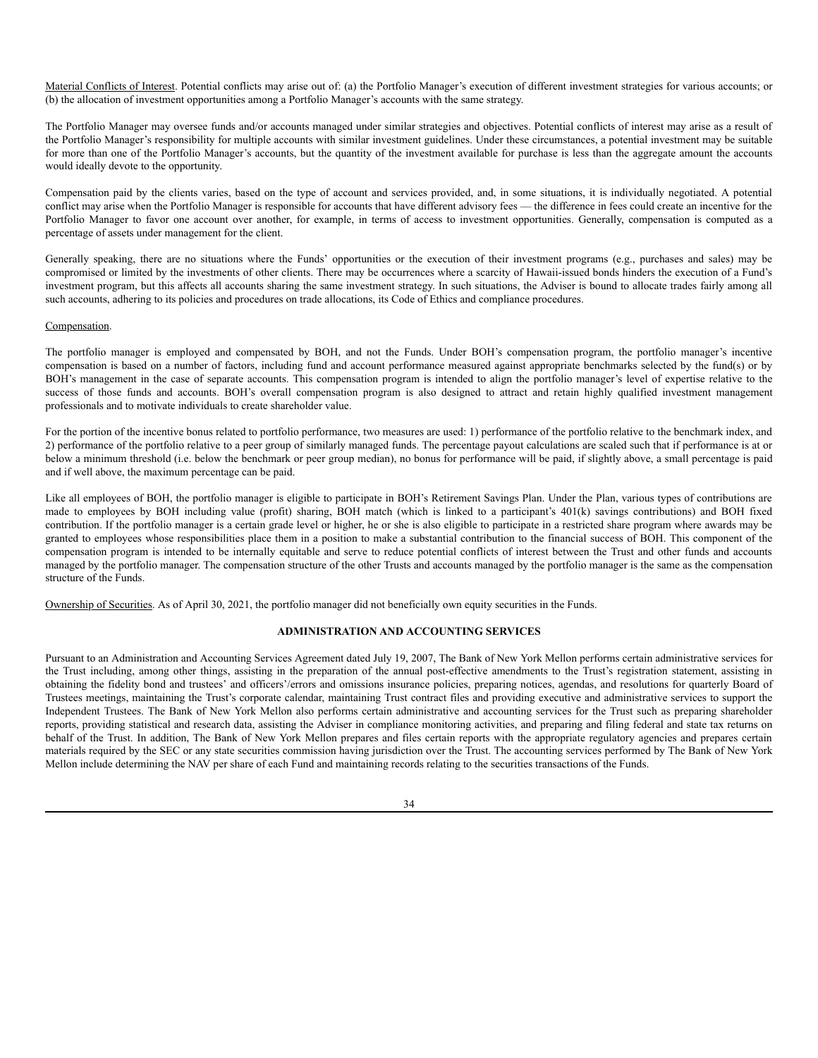Material Conflicts of Interest. Potential conflicts may arise out of: (a) the Portfolio Manager's execution of different investment strategies for various accounts; or (b) the allocation of investment opportunities among a Portfolio Manager's accounts with the same strategy.

The Portfolio Manager may oversee funds and/or accounts managed under similar strategies and objectives. Potential conflicts of interest may arise as a result of the Portfolio Manager's responsibility for multiple accounts with similar investment guidelines. Under these circumstances, a potential investment may be suitable for more than one of the Portfolio Manager's accounts, but the quantity of the investment available for purchase is less than the aggregate amount the accounts would ideally devote to the opportunity.

Compensation paid by the clients varies, based on the type of account and services provided, and, in some situations, it is individually negotiated. A potential conflict may arise when the Portfolio Manager is responsible for accounts that have different advisory fees — the difference in fees could create an incentive for the Portfolio Manager to favor one account over another, for example, in terms of access to investment opportunities. Generally, compensation is computed as a percentage of assets under management for the client.

Generally speaking, there are no situations where the Funds' opportunities or the execution of their investment programs (e.g., purchases and sales) may be compromised or limited by the investments of other clients. There may be occurrences where a scarcity of Hawaii-issued bonds hinders the execution of a Fund's investment program, but this affects all accounts sharing the same investment strategy. In such situations, the Adviser is bound to allocate trades fairly among all such accounts, adhering to its policies and procedures on trade allocations, its Code of Ethics and compliance procedures.

Compensation.

The portfolio manager is employed and compensated by BOH, and not the Funds. Under BOH's compensation program, the portfolio manager's incentive compensation is based on a number of factors, including fund and account performance measured against appropriate benchmarks selected by the fund(s) or by BOH's management in the case of separate accounts. This compensation program is intended to align the portfolio manager's level of expertise relative to the success of those funds and accounts. BOH's overall compensation program is also designed to attract and retain highly qualified investment management professionals and to motivate individuals to create shareholder value.

For the portion of the incentive bonus related to portfolio performance, two measures are used: 1) performance of the portfolio relative to the benchmark index, and 2) performance of the portfolio relative to a peer group of similarly managed funds. The percentage payout calculations are scaled such that if performance is at or below a minimum threshold (i.e. below the benchmark or peer group median), no bonus for performance will be paid, if slightly above, a small percentage is paid and if well above, the maximum percentage can be paid.

Like all employees of BOH, the portfolio manager is eligible to participate in BOH's Retirement Savings Plan. Under the Plan, various types of contributions are made to employees by BOH including value (profit) sharing, BOH match (which is linked to a participant's 401(k) savings contributions) and BOH fixed contribution. If the portfolio manager is a certain grade level or higher, he or she is also eligible to participate in a restricted share program where awards may be granted to employees whose responsibilities place them in a position to make a substantial contribution to the financial success of BOH. This component of the compensation program is intended to be internally equitable and serve to reduce potential conflicts of interest between the Trust and other funds and accounts managed by the portfolio manager. The compensation structure of the other Trusts and accounts managed by the portfolio manager is the same as the compensation structure of the Funds.

Ownership of Securities. As of April 30, 2021, the portfolio manager did not beneficially own equity securities in the Funds.

## ADMINISTRATION AND ACCOUNTING SERVICES

Pursuant to an Administration and Accounting Services Agreement dated July 19, 2007, The Bank of New York Mellon performs certain administrative services for the Trust including, among other things, assisting in the preparation of the annual post-effective amendments to the Trust's registration statement, assisting in obtaining the fidelity bond and trustees' and officers'/errors and omissions insurance policies, preparing notices, agendas, and resolutions for quarterly Board of Trustees meetings, maintaining the Trust's corporate calendar, maintaining Trust contract files and providing executive and administrative services to support the Independent Trustees. The Bank of New York Mellon also performs certain administrative and accounting services for the Trust such as preparing shareholder reports, providing statistical and research data, assisting the Adviser in compliance monitoring activities, and preparing and filing federal and state tax returns on behalf of the Trust. In addition, The Bank of New York Mellon prepares and files certain reports with the appropriate regulatory agencies and prepares certain materials required by the SEC or any state securities commission having jurisdiction over the Trust. The accounting services performed by The Bank of New York Mellon include determining the NAV per share of each Fund and maintaining records relating to the securities transactions of the Funds.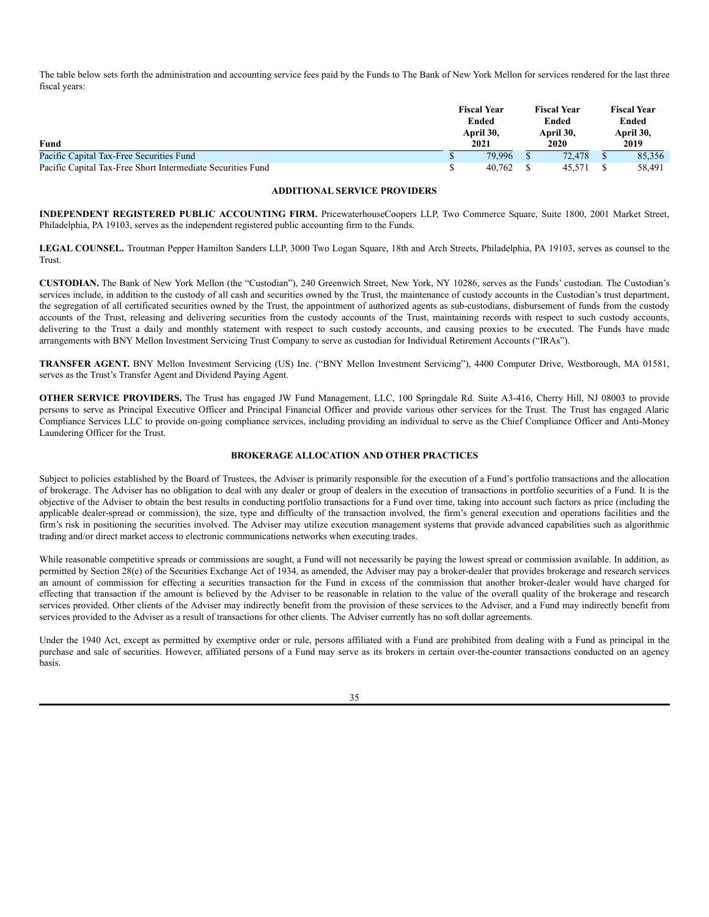The table below sets forth the administration and accounting service fees paid by the Funds to The Bank of New York Mellon for services rendered for the last three fiscal years:

| Fund | Fiscal Year Ended April 30, 2021 | Fiscal Year Ended April 30, 2020 | Fiscal Year Ended April 30, 2019 |
|---|---|---|---|
| Pacific Capital Tax-Free Securities Fund | $ 79,996 | $ 72,478 | $ 85,356 |
| Pacific Capital Tax-Free Short Intermediate Securities Fund | $ 40,762 | $ 45,571 | $ 58,491 |

## ADDITIONAL SERVICE PROVIDERS

**INDEPENDENT REGISTERED PUBLIC ACCOUNTING FIRM.** PricewaterhouseCoopers LLP, Two Commerce Square, Suite 1800, 2001 Market Street, Philadelphia, PA 19103, serves as the independent registered public accounting firm to the Funds.

**LEGAL COUNSEL.** Troutman Pepper Hamilton Sanders LLP, 3000 Two Logan Square, 18th and Arch Streets, Philadelphia, PA 19103, serves as counsel to the Trust.

**CUSTODIAN.** The Bank of New York Mellon (the "Custodian"), 240 Greenwich Street, New York, NY 10286, serves as the Funds' custodian. The Custodian's services include, in addition to the custody of all cash and securities owned by the Trust, the maintenance of custody accounts in the Custodian's trust department, the segregation of all certificated securities owned by the Trust, the appointment of authorized agents as sub-custodians, disbursement of funds from the custody accounts of the Trust, releasing and delivering securities from the custody accounts of the Trust, maintaining records with respect to such custody accounts, delivering to the Trust a daily and monthly statement with respect to such custody accounts, and causing proxies to be executed. The Funds have made arrangements with BNY Mellon Investment Servicing Trust Company to serve as custodian for Individual Retirement Accounts ("IRAs").

**TRANSFER AGENT.** BNY Mellon Investment Servicing (US) Inc. ("BNY Mellon Investment Servicing"), 4400 Computer Drive, Westborough, MA 01581, serves as the Trust's Transfer Agent and Dividend Paying Agent.

**OTHER SERVICE PROVIDERS.** The Trust has engaged JW Fund Management, LLC, 100 Springdale Rd. Suite A3-416, Cherry Hill, NJ 08003 to provide persons to serve as Principal Executive Officer and Principal Financial Officer and provide various other services for the Trust. The Trust has engaged Alaric Compliance Services LLC to provide on-going compliance services, including providing an individual to serve as the Chief Compliance Officer and Anti-Money Laundering Officer for the Trust.

## BROKERAGE ALLOCATION AND OTHER PRACTICES

Subject to policies established by the Board of Trustees, the Adviser is primarily responsible for the execution of a Fund's portfolio transactions and the allocation of brokerage. The Adviser has no obligation to deal with any dealer or group of dealers in the execution of transactions in portfolio securities of a Fund. It is the objective of the Adviser to obtain the best results in conducting portfolio transactions for a Fund over time, taking into account such factors as price (including the applicable dealer-spread or commission), the size, type and difficulty of the transaction involved, the firm's general execution and operations facilities and the firm's risk in positioning the securities involved. The Adviser may utilize execution management systems that provide advanced capabilities such as algorithmic trading and/or direct market access to electronic communications networks when executing trades.

While reasonable competitive spreads or commissions are sought, a Fund will not necessarily be paying the lowest spread or commission available. In addition, as permitted by Section 28(e) of the Securities Exchange Act of 1934, as amended, the Adviser may pay a broker-dealer that provides brokerage and research services an amount of commission for effecting a securities transaction for the Fund in excess of the commission that another broker-dealer would have charged for effecting that transaction if the amount is believed by the Adviser to be reasonable in relation to the value of the overall quality of the brokerage and research services provided. Other clients of the Adviser may indirectly benefit from the provision of these services to the Adviser, and a Fund may indirectly benefit from services provided to the Adviser as a result of transactions for other clients. The Adviser currently has no soft dollar agreements.

Under the 1940 Act, except as permitted by exemptive order or rule, persons affiliated with a Fund are prohibited from dealing with a Fund as principal in the purchase and sale of securities. However, affiliated persons of a Fund may serve as its brokers in certain over-the-counter transactions conducted on an agency basis.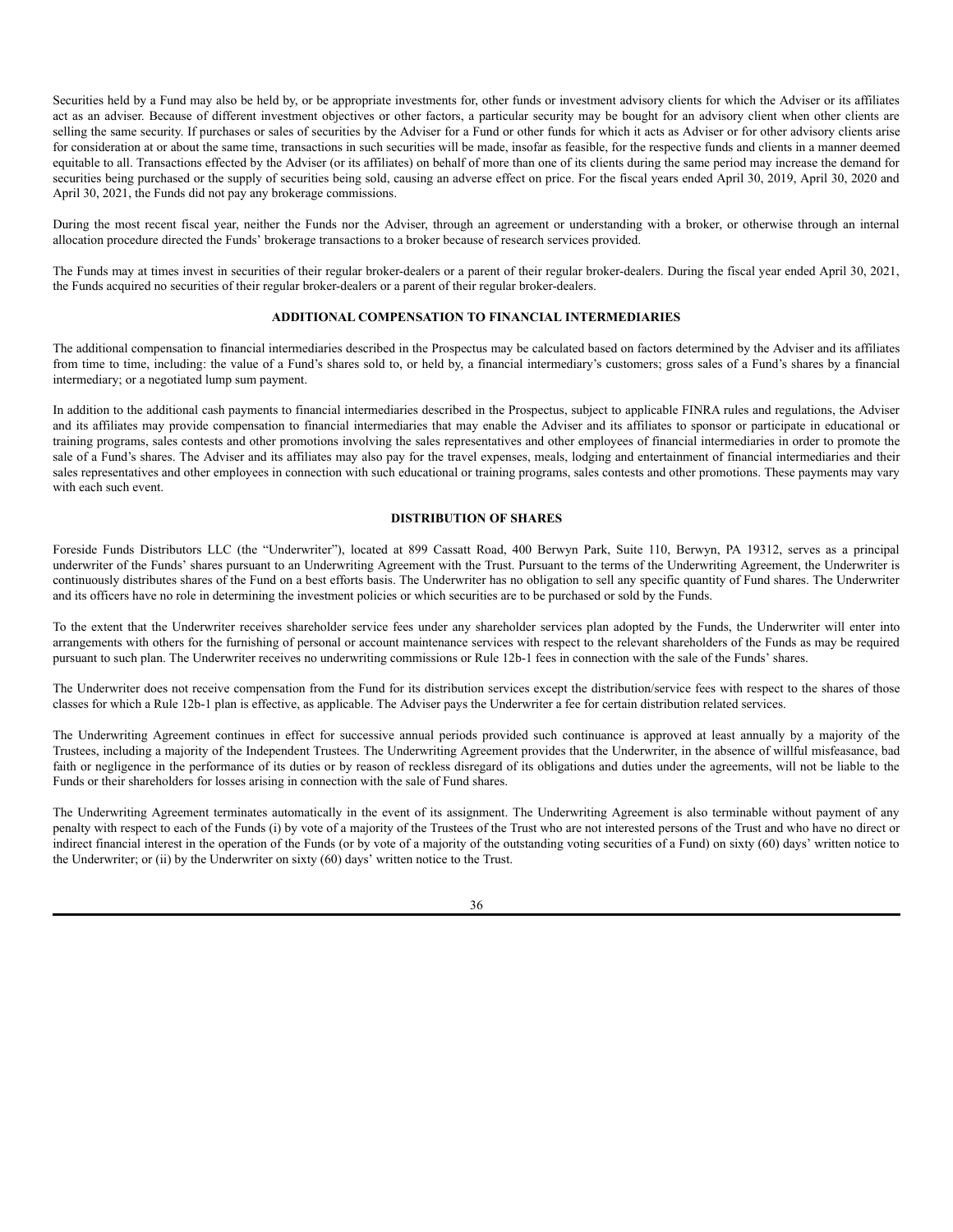Securities held by a Fund may also be held by, or be appropriate investments for, other funds or investment advisory clients for which the Adviser or its affiliates act as an adviser. Because of different investment objectives or other factors, a particular security may be bought for an advisory client when other clients are selling the same security. If purchases or sales of securities by the Adviser for a Fund or other funds for which it acts as Adviser or for other advisory clients arise for consideration at or about the same time, transactions in such securities will be made, insofar as feasible, for the respective funds and clients in a manner deemed equitable to all. Transactions effected by the Adviser (or its affiliates) on behalf of more than one of its clients during the same period may increase the demand for securities being purchased or the supply of securities being sold, causing an adverse effect on price. For the fiscal years ended April 30, 2019, April 30, 2020 and April 30, 2021, the Funds did not pay any brokerage commissions.

During the most recent fiscal year, neither the Funds nor the Adviser, through an agreement or understanding with a broker, or otherwise through an internal allocation procedure directed the Funds' brokerage transactions to a broker because of research services provided.

The Funds may at times invest in securities of their regular broker-dealers or a parent of their regular broker-dealers. During the fiscal year ended April 30, 2021, the Funds acquired no securities of their regular broker-dealers or a parent of their regular broker-dealers.

## ADDITIONAL COMPENSATION TO FINANCIAL INTERMEDIARIES

The additional compensation to financial intermediaries described in the Prospectus may be calculated based on factors determined by the Adviser and its affiliates from time to time, including: the value of a Fund's shares sold to, or held by, a financial intermediary's customers; gross sales of a Fund's shares by a financial intermediary; or a negotiated lump sum payment.

In addition to the additional cash payments to financial intermediaries described in the Prospectus, subject to applicable FINRA rules and regulations, the Adviser and its affiliates may provide compensation to financial intermediaries that may enable the Adviser and its affiliates to sponsor or participate in educational or training programs, sales contests and other promotions involving the sales representatives and other employees of financial intermediaries in order to promote the sale of a Fund's shares. The Adviser and its affiliates may also pay for the travel expenses, meals, lodging and entertainment of financial intermediaries and their sales representatives and other employees in connection with such educational or training programs, sales contests and other promotions. These payments may vary with each such event.

## DISTRIBUTION OF SHARES

Foreside Funds Distributors LLC (the "Underwriter"), located at 899 Cassatt Road, 400 Berwyn Park, Suite 110, Berwyn, PA 19312, serves as a principal underwriter of the Funds' shares pursuant to an Underwriting Agreement with the Trust. Pursuant to the terms of the Underwriting Agreement, the Underwriter is continuously distributes shares of the Fund on a best efforts basis. The Underwriter has no obligation to sell any specific quantity of Fund shares. The Underwriter and its officers have no role in determining the investment policies or which securities are to be purchased or sold by the Funds.

To the extent that the Underwriter receives shareholder service fees under any shareholder services plan adopted by the Funds, the Underwriter will enter into arrangements with others for the furnishing of personal or account maintenance services with respect to the relevant shareholders of the Funds as may be required pursuant to such plan. The Underwriter receives no underwriting commissions or Rule 12b-1 fees in connection with the sale of the Funds' shares.

The Underwriter does not receive compensation from the Fund for its distribution services except the distribution/service fees with respect to the shares of those classes for which a Rule 12b-1 plan is effective, as applicable. The Adviser pays the Underwriter a fee for certain distribution related services.

The Underwriting Agreement continues in effect for successive annual periods provided such continuance is approved at least annually by a majority of the Trustees, including a majority of the Independent Trustees. The Underwriting Agreement provides that the Underwriter, in the absence of willful misfeasance, bad faith or negligence in the performance of its duties or by reason of reckless disregard of its obligations and duties under the agreements, will not be liable to the Funds or their shareholders for losses arising in connection with the sale of Fund shares.

The Underwriting Agreement terminates automatically in the event of its assignment. The Underwriting Agreement is also terminable without payment of any penalty with respect to each of the Funds (i) by vote of a majority of the Trustees of the Trust who are not interested persons of the Trust and who have no direct or indirect financial interest in the operation of the Funds (or by vote of a majority of the outstanding voting securities of a Fund) on sixty (60) days' written notice to the Underwriter; or (ii) by the Underwriter on sixty (60) days' written notice to the Trust.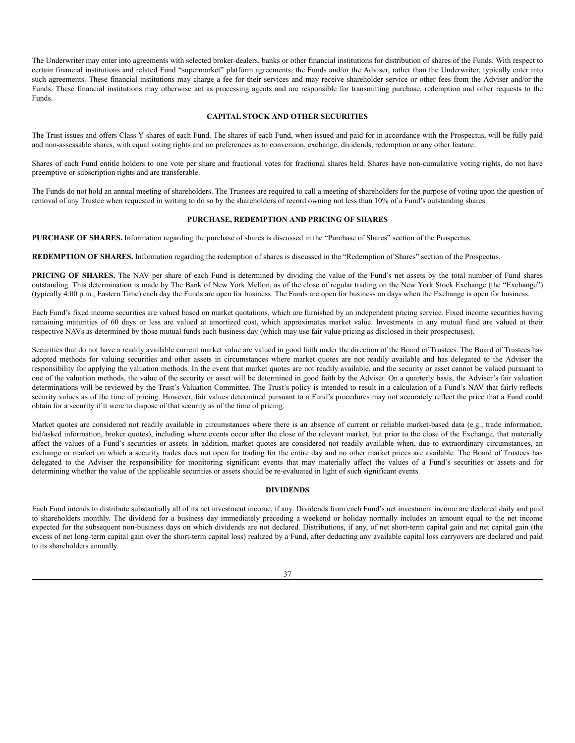The Underwriter may enter into agreements with selected broker-dealers, banks or other financial institutions for distribution of shares of the Funds. With respect to certain financial institutions and related Fund "supermarket" platform agreements, the Funds and/or the Adviser, rather than the Underwriter, typically enter into such agreements. These financial institutions may charge a fee for their services and may receive shareholder service or other fees from the Adviser and/or the Funds. These financial institutions may otherwise act as processing agents and are responsible for transmitting purchase, redemption and other requests to the Funds.

## CAPITAL STOCK AND OTHER SECURITIES

The Trust issues and offers Class Y shares of each Fund. The shares of each Fund, when issued and paid for in accordance with the Prospectus, will be fully paid and non-assessable shares, with equal voting rights and no preferences as to conversion, exchange, dividends, redemption or any other feature.

Shares of each Fund entitle holders to one vote per share and fractional votes for fractional shares held. Shares have non-cumulative voting rights, do not have preemptive or subscription rights and are transferable.

The Funds do not hold an annual meeting of shareholders. The Trustees are required to call a meeting of shareholders for the purpose of voting upon the question of removal of any Trustee when requested in writing to do so by the shareholders of record owning not less than 10% of a Fund's outstanding shares.

## PURCHASE, REDEMPTION AND PRICING OF SHARES

**PURCHASE OF SHARES.** Information regarding the purchase of shares is discussed in the "Purchase of Shares" section of the Prospectus.

**REDEMPTION OF SHARES.** Information regarding the redemption of shares is discussed in the "Redemption of Shares" section of the Prospectus.

**PRICING OF SHARES.** The NAV per share of each Fund is determined by dividing the value of the Fund's net assets by the total number of Fund shares outstanding. This determination is made by The Bank of New York Mellon, as of the close of regular trading on the New York Stock Exchange (the "Exchange") (typically 4:00 p.m., Eastern Time) each day the Funds are open for business. The Funds are open for business on days when the Exchange is open for business.

Each Fund's fixed income securities are valued based on market quotations, which are furnished by an independent pricing service. Fixed income securities having remaining maturities of 60 days or less are valued at amortized cost, which approximates market value. Investments in any mutual fund are valued at their respective NAVs as determined by those mutual funds each business day (which may use fair value pricing as disclosed in their prospectuses).

Securities that do not have a readily available current market value are valued in good faith under the direction of the Board of Trustees. The Board of Trustees has adopted methods for valuing securities and other assets in circumstances where market quotes are not readily available and has delegated to the Adviser the responsibility for applying the valuation methods. In the event that market quotes are not readily available, and the security or asset cannot be valued pursuant to one of the valuation methods, the value of the security or asset will be determined in good faith by the Adviser. On a quarterly basis, the Adviser's fair valuation determinations will be reviewed by the Trust's Valuation Committee. The Trust's policy is intended to result in a calculation of a Fund's NAV that fairly reflects security values as of the time of pricing. However, fair values determined pursuant to a Fund's procedures may not accurately reflect the price that a Fund could obtain for a security if it were to dispose of that security as of the time of pricing.

Market quotes are considered not readily available in circumstances where there is an absence of current or reliable market-based data (e.g., trade information, bid/asked information, broker quotes), including where events occur after the close of the relevant market, but prior to the close of the Exchange, that materially affect the values of a Fund's securities or assets. In addition, market quotes are considered not readily available when, due to extraordinary circumstances, an exchange or market on which a security trades does not open for trading for the entire day and no other market prices are available. The Board of Trustees has delegated to the Adviser the responsibility for monitoring significant events that may materially affect the values of a Fund's securities or assets and for determining whether the value of the applicable securities or assets should be re-evaluated in light of such significant events.

## DIVIDENDS

Each Fund intends to distribute substantially all of its net investment income, if any. Dividends from each Fund's net investment income are declared daily and paid to shareholders monthly. The dividend for a business day immediately preceding a weekend or holiday normally includes an amount equal to the net income expected for the subsequent non-business days on which dividends are not declared. Distributions, if any, of net short-term capital gain and net capital gain (the excess of net long-term capital gain over the short-term capital loss) realized by a Fund, after deducting any available capital loss carryovers are declared and paid to its shareholders annually.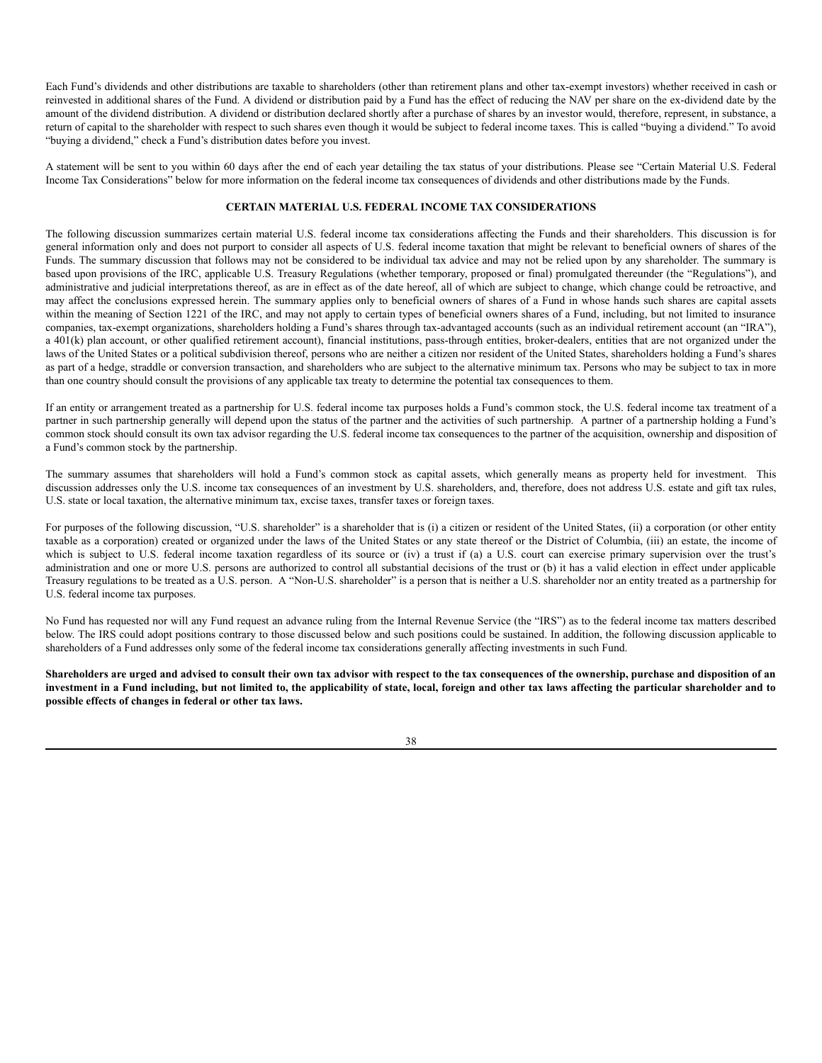Each Fund's dividends and other distributions are taxable to shareholders (other than retirement plans and other tax-exempt investors) whether received in cash or reinvested in additional shares of the Fund. A dividend or distribution paid by a Fund has the effect of reducing the NAV per share on the ex-dividend date by the amount of the dividend distribution. A dividend or distribution declared shortly after a purchase of shares by an investor would, therefore, represent, in substance, a return of capital to the shareholder with respect to such shares even though it would be subject to federal income taxes. This is called "buying a dividend." To avoid "buying a dividend," check a Fund's distribution dates before you invest.

A statement will be sent to you within 60 days after the end of each year detailing the tax status of your distributions. Please see "Certain Material U.S. Federal Income Tax Considerations" below for more information on the federal income tax consequences of dividends and other distributions made by the Funds.

## CERTAIN MATERIAL U.S. FEDERAL INCOME TAX CONSIDERATIONS

The following discussion summarizes certain material U.S. federal income tax considerations affecting the Funds and their shareholders. This discussion is for general information only and does not purport to consider all aspects of U.S. federal income taxation that might be relevant to beneficial owners of shares of the Funds. The summary discussion that follows may not be considered to be individual tax advice and may not be relied upon by any shareholder. The summary is based upon provisions of the IRC, applicable U.S. Treasury Regulations (whether temporary, proposed or final) promulgated thereunder (the "Regulations"), and administrative and judicial interpretations thereof, as are in effect as of the date hereof, all of which are subject to change, which change could be retroactive, and may affect the conclusions expressed herein. The summary applies only to beneficial owners of shares of a Fund in whose hands such shares are capital assets within the meaning of Section 1221 of the IRC, and may not apply to certain types of beneficial owners shares of a Fund, including, but not limited to insurance companies, tax-exempt organizations, shareholders holding a Fund's shares through tax-advantaged accounts (such as an individual retirement account (an "IRA"), a 401(k) plan account, or other qualified retirement account), financial institutions, pass-through entities, broker-dealers, entities that are not organized under the laws of the United States or a political subdivision thereof, persons who are neither a citizen nor resident of the United States, shareholders holding a Fund's shares as part of a hedge, straddle or conversion transaction, and shareholders who are subject to the alternative minimum tax. Persons who may be subject to tax in more than one country should consult the provisions of any applicable tax treaty to determine the potential tax consequences to them.

If an entity or arrangement treated as a partnership for U.S. federal income tax purposes holds a Fund's common stock, the U.S. federal income tax treatment of a partner in such partnership generally will depend upon the status of the partner and the activities of such partnership. A partner of a partnership holding a Fund's common stock should consult its own tax advisor regarding the U.S. federal income tax consequences to the partner of the acquisition, ownership and disposition of a Fund's common stock by the partnership.

The summary assumes that shareholders will hold a Fund's common stock as capital assets, which generally means as property held for investment. This discussion addresses only the U.S. income tax consequences of an investment by U.S. shareholders, and, therefore, does not address U.S. estate and gift tax rules, U.S. state or local taxation, the alternative minimum tax, excise taxes, transfer taxes or foreign taxes.

For purposes of the following discussion, "U.S. shareholder" is a shareholder that is (i) a citizen or resident of the United States, (ii) a corporation (or other entity taxable as a corporation) created or organized under the laws of the United States or any state thereof or the District of Columbia, (iii) an estate, the income of which is subject to U.S. federal income taxation regardless of its source or (iv) a trust if (a) a U.S. court can exercise primary supervision over the trust's administration and one or more U.S. persons are authorized to control all substantial decisions of the trust or (b) it has a valid election in effect under applicable Treasury regulations to be treated as a U.S. person. A "Non-U.S. shareholder" is a person that is neither a U.S. shareholder nor an entity treated as a partnership for U.S. federal income tax purposes.

No Fund has requested nor will any Fund request an advance ruling from the Internal Revenue Service (the "IRS") as to the federal income tax matters described below. The IRS could adopt positions contrary to those discussed below and such positions could be sustained. In addition, the following discussion applicable to shareholders of a Fund addresses only some of the federal income tax considerations generally affecting investments in such Fund.

**Shareholders are urged and advised to consult their own tax advisor with respect to the tax consequences of the ownership, purchase and disposition of an investment in a Fund including, but not limited to, the applicability of state, local, foreign and other tax laws affecting the particular shareholder and to possible effects of changes in federal or other tax laws.**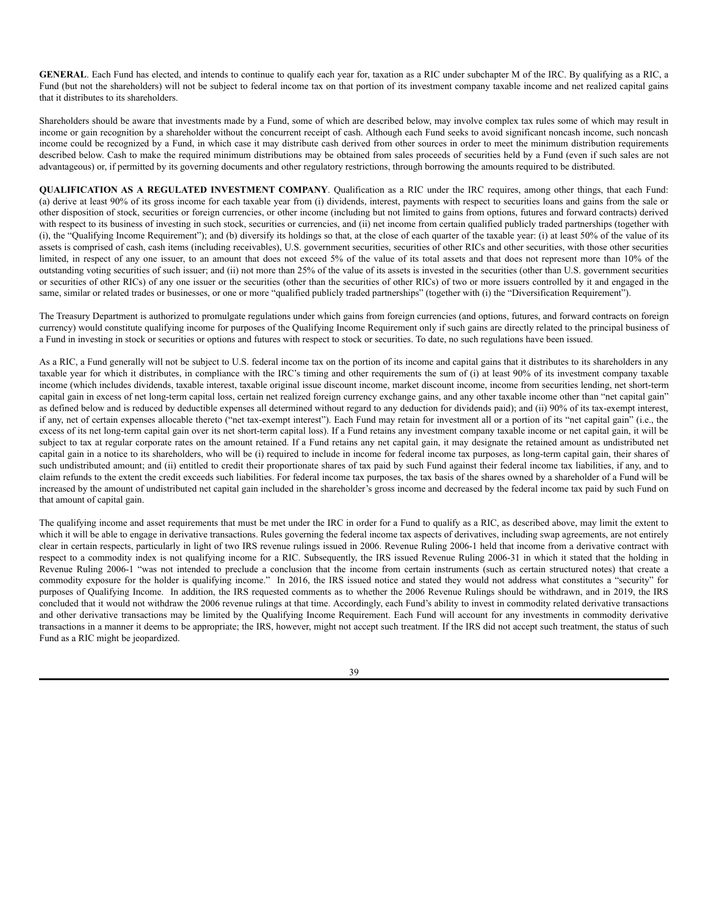**GENERAL**. Each Fund has elected, and intends to continue to qualify each year for, taxation as a RIC under subchapter M of the IRC. By qualifying as a RIC, a Fund (but not the shareholders) will not be subject to federal income tax on that portion of its investment company taxable income and net realized capital gains that it distributes to its shareholders.

Shareholders should be aware that investments made by a Fund, some of which are described below, may involve complex tax rules some of which may result in income or gain recognition by a shareholder without the concurrent receipt of cash. Although each Fund seeks to avoid significant noncash income, such noncash income could be recognized by a Fund, in which case it may distribute cash derived from other sources in order to meet the minimum distribution requirements described below. Cash to make the required minimum distributions may be obtained from sales proceeds of securities held by a Fund (even if such sales are not advantageous) or, if permitted by its governing documents and other regulatory restrictions, through borrowing the amounts required to be distributed.

**QUALIFICATION AS A REGULATED INVESTMENT COMPANY**. Qualification as a RIC under the IRC requires, among other things, that each Fund: (a) derive at least 90% of its gross income for each taxable year from (i) dividends, interest, payments with respect to securities loans and gains from the sale or other disposition of stock, securities or foreign currencies, or other income (including but not limited to gains from options, futures and forward contracts) derived with respect to its business of investing in such stock, securities or currencies, and (ii) net income from certain qualified publicly traded partnerships (together with (i), the "Qualifying Income Requirement"); and (b) diversify its holdings so that, at the close of each quarter of the taxable year: (i) at least 50% of the value of its assets is comprised of cash, cash items (including receivables), U.S. government securities, securities of other RICs and other securities, with those other securities limited, in respect of any one issuer, to an amount that does not exceed 5% of the value of its total assets and that does not represent more than 10% of the outstanding voting securities of such issuer; and (ii) not more than 25% of the value of its assets is invested in the securities (other than U.S. government securities or securities of other RICs) of any one issuer or the securities (other than the securities of other RICs) of two or more issuers controlled by it and engaged in the same, similar or related trades or businesses, or one or more "qualified publicly traded partnerships" (together with (i) the "Diversification Requirement").

The Treasury Department is authorized to promulgate regulations under which gains from foreign currencies (and options, futures, and forward contracts on foreign currency) would constitute qualifying income for purposes of the Qualifying Income Requirement only if such gains are directly related to the principal business of a Fund in investing in stock or securities or options and futures with respect to stock or securities. To date, no such regulations have been issued.

As a RIC, a Fund generally will not be subject to U.S. federal income tax on the portion of its income and capital gains that it distributes to its shareholders in any taxable year for which it distributes, in compliance with the IRC's timing and other requirements the sum of (i) at least 90% of its investment company taxable income (which includes dividends, taxable interest, taxable original issue discount income, market discount income, income from securities lending, net short-term capital gain in excess of net long-term capital loss, certain net realized foreign currency exchange gains, and any other taxable income other than "net capital gain" as defined below and is reduced by deductible expenses all determined without regard to any deduction for dividends paid); and (ii) 90% of its tax-exempt interest, if any, net of certain expenses allocable thereto ("net tax-exempt interest"). Each Fund may retain for investment all or a portion of its "net capital gain" (i.e., the excess of its net long-term capital gain over its net short-term capital loss). If a Fund retains any investment company taxable income or net capital gain, it will be subject to tax at regular corporate rates on the amount retained. If a Fund retains any net capital gain, it may designate the retained amount as undistributed net capital gain in a notice to its shareholders, who will be (i) required to include in income for federal income tax purposes, as long-term capital gain, their shares of such undistributed amount; and (ii) entitled to credit their proportionate shares of tax paid by such Fund against their federal income tax liabilities, if any, and to claim refunds to the extent the credit exceeds such liabilities. For federal income tax purposes, the tax basis of the shares owned by a shareholder of a Fund will be increased by the amount of undistributed net capital gain included in the shareholder's gross income and decreased by the federal income tax paid by such Fund on that amount of capital gain.

The qualifying income and asset requirements that must be met under the IRC in order for a Fund to qualify as a RIC, as described above, may limit the extent to which it will be able to engage in derivative transactions. Rules governing the federal income tax aspects of derivatives, including swap agreements, are not entirely clear in certain respects, particularly in light of two IRS revenue rulings issued in 2006. Revenue Ruling 2006-1 held that income from a derivative contract with respect to a commodity index is not qualifying income for a RIC. Subsequently, the IRS issued Revenue Ruling 2006-31 in which it stated that the holding in Revenue Ruling 2006-1 "was not intended to preclude a conclusion that the income from certain instruments (such as certain structured notes) that create a commodity exposure for the holder is qualifying income." In 2016, the IRS issued notice and stated they would not address what constitutes a "security" for purposes of Qualifying Income. In addition, the IRS requested comments as to whether the 2006 Revenue Rulings should be withdrawn, and in 2019, the IRS concluded that it would not withdraw the 2006 revenue rulings at that time. Accordingly, each Fund's ability to invest in commodity related derivative transactions and other derivative transactions may be limited by the Qualifying Income Requirement. Each Fund will account for any investments in commodity derivative transactions in a manner it deems to be appropriate; the IRS, however, might not accept such treatment. If the IRS did not accept such treatment, the status of such Fund as a RIC might be jeopardized.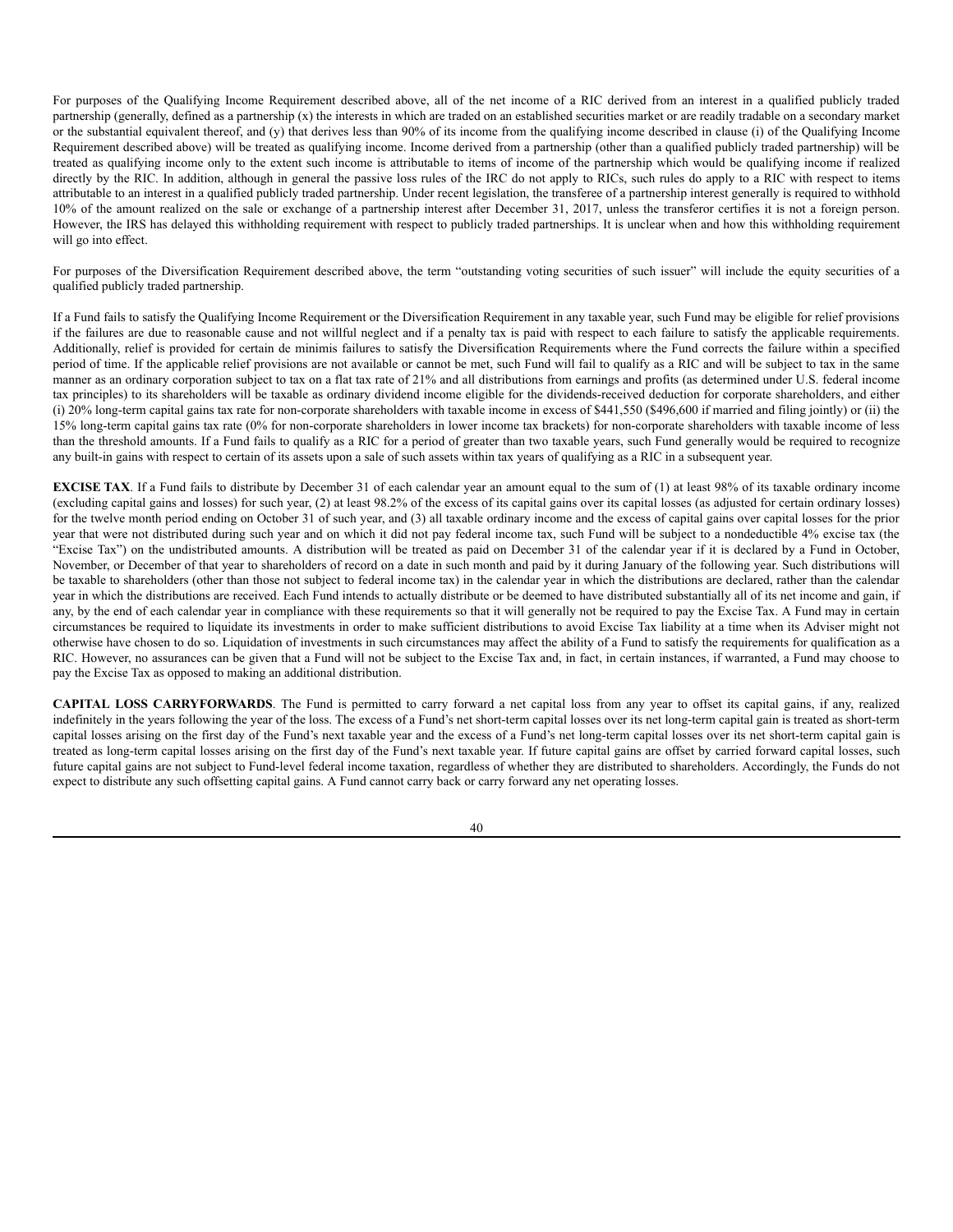For purposes of the Qualifying Income Requirement described above, all of the net income of a RIC derived from an interest in a qualified publicly traded partnership (generally, defined as a partnership (x) the interests in which are traded on an established securities market or are readily tradable on a secondary market or the substantial equivalent thereof, and (y) that derives less than 90% of its income from the qualifying income described in clause (i) of the Qualifying Income Requirement described above) will be treated as qualifying income. Income derived from a partnership (other than a qualified publicly traded partnership) will be treated as qualifying income only to the extent such income is attributable to items of income of the partnership which would be qualifying income if realized directly by the RIC. In addition, although in general the passive loss rules of the IRC do not apply to RICs, such rules do apply to a RIC with respect to items attributable to an interest in a qualified publicly traded partnership. Under recent legislation, the transferee of a partnership interest generally is required to withhold 10% of the amount realized on the sale or exchange of a partnership interest after December 31, 2017, unless the transferor certifies it is not a foreign person. However, the IRS has delayed this withholding requirement with respect to publicly traded partnerships. It is unclear when and how this withholding requirement will go into effect.

For purposes of the Diversification Requirement described above, the term "outstanding voting securities of such issuer" will include the equity securities of a qualified publicly traded partnership.

If a Fund fails to satisfy the Qualifying Income Requirement or the Diversification Requirement in any taxable year, such Fund may be eligible for relief provisions if the failures are due to reasonable cause and not willful neglect and if a penalty tax is paid with respect to each failure to satisfy the applicable requirements. Additionally, relief is provided for certain de minimis failures to satisfy the Diversification Requirements where the Fund corrects the failure within a specified period of time. If the applicable relief provisions are not available or cannot be met, such Fund will fail to qualify as a RIC and will be subject to tax in the same manner as an ordinary corporation subject to tax on a flat tax rate of 21% and all distributions from earnings and profits (as determined under U.S. federal income tax principles) to its shareholders will be taxable as ordinary dividend income eligible for the dividends-received deduction for corporate shareholders, and either (i) 20% long-term capital gains tax rate for non-corporate shareholders with taxable income in excess of $441,550 ($496,600 if married and filing jointly) or (ii) the 15% long-term capital gains tax rate (0% for non-corporate shareholders in lower income tax brackets) for non-corporate shareholders with taxable income of less than the threshold amounts. If a Fund fails to qualify as a RIC for a period of greater than two taxable years, such Fund generally would be required to recognize any built-in gains with respect to certain of its assets upon a sale of such assets within tax years of qualifying as a RIC in a subsequent year.

**EXCISE TAX**. If a Fund fails to distribute by December 31 of each calendar year an amount equal to the sum of (1) at least 98% of its taxable ordinary income (excluding capital gains and losses) for such year, (2) at least 98.2% of the excess of its capital gains over its capital losses (as adjusted for certain ordinary losses) for the twelve month period ending on October 31 of such year, and (3) all taxable ordinary income and the excess of capital gains over capital losses for the prior year that were not distributed during such year and on which it did not pay federal income tax, such Fund will be subject to a nondeductible 4% excise tax (the "Excise Tax") on the undistributed amounts. A distribution will be treated as paid on December 31 of the calendar year if it is declared by a Fund in October, November, or December of that year to shareholders of record on a date in such month and paid by it during January of the following year. Such distributions will be taxable to shareholders (other than those not subject to federal income tax) in the calendar year in which the distributions are declared, rather than the calendar year in which the distributions are received. Each Fund intends to actually distribute or be deemed to have distributed substantially all of its net income and gain, if any, by the end of each calendar year in compliance with these requirements so that it will generally not be required to pay the Excise Tax. A Fund may in certain circumstances be required to liquidate its investments in order to make sufficient distributions to avoid Excise Tax liability at a time when its Adviser might not otherwise have chosen to do so. Liquidation of investments in such circumstances may affect the ability of a Fund to satisfy the requirements for qualification as a RIC. However, no assurances can be given that a Fund will not be subject to the Excise Tax and, in fact, in certain instances, if warranted, a Fund may choose to pay the Excise Tax as opposed to making an additional distribution.

**CAPITAL LOSS CARRYFORWARDS**. The Fund is permitted to carry forward a net capital loss from any year to offset its capital gains, if any, realized indefinitely in the years following the year of the loss. The excess of a Fund's net short-term capital losses over its net long-term capital gain is treated as short-term capital losses arising on the first day of the Fund's next taxable year and the excess of a Fund's net long-term capital losses over its net short-term capital gain is treated as long-term capital losses arising on the first day of the Fund's next taxable year. If future capital gains are offset by carried forward capital losses, such future capital gains are not subject to Fund-level federal income taxation, regardless of whether they are distributed to shareholders. Accordingly, the Funds do not expect to distribute any such offsetting capital gains. A Fund cannot carry back or carry forward any net operating losses.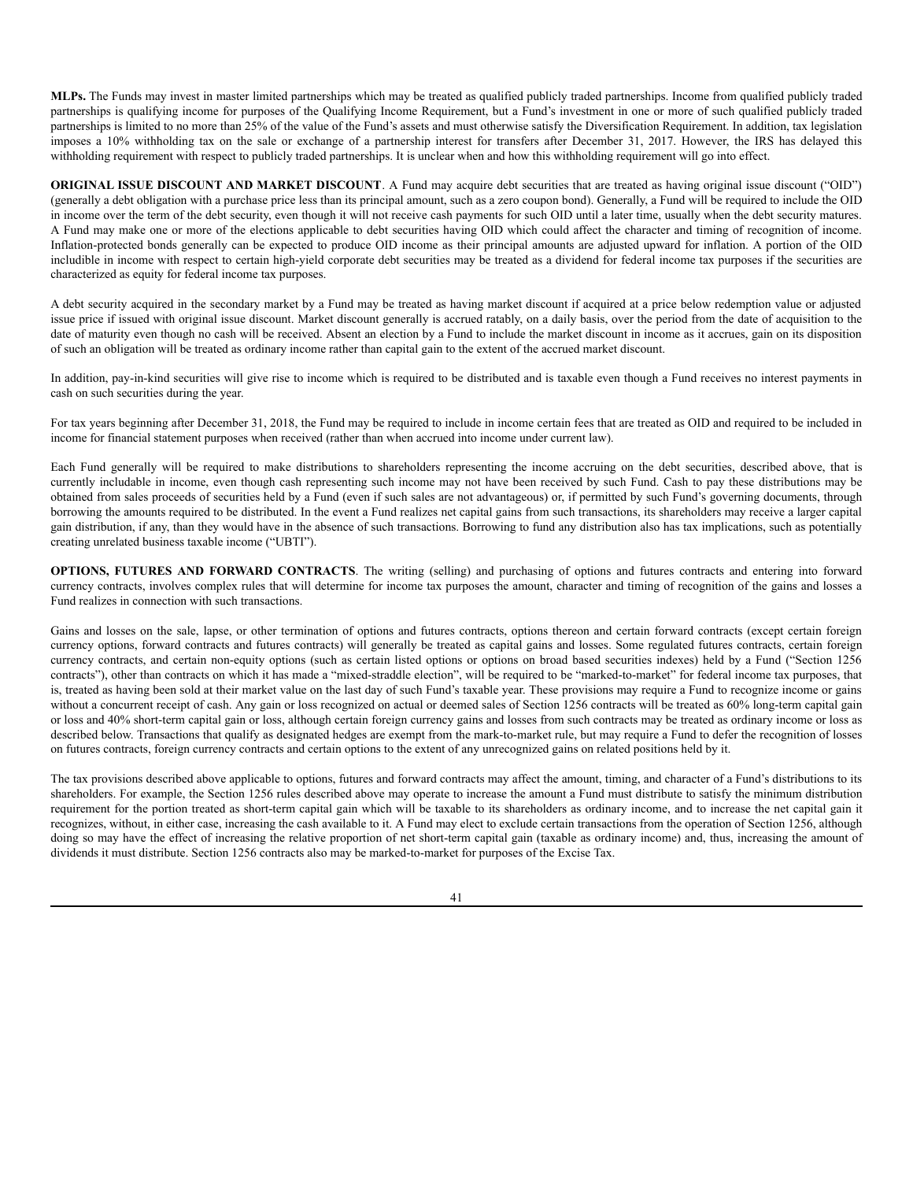**MLPs.** The Funds may invest in master limited partnerships which may be treated as qualified publicly traded partnerships. Income from qualified publicly traded partnerships is qualifying income for purposes of the Qualifying Income Requirement, but a Fund's investment in one or more of such qualified publicly traded partnerships is limited to no more than 25% of the value of the Fund's assets and must otherwise satisfy the Diversification Requirement. In addition, tax legislation imposes a 10% withholding tax on the sale or exchange of a partnership interest for transfers after December 31, 2017. However, the IRS has delayed this withholding requirement with respect to publicly traded partnerships. It is unclear when and how this withholding requirement will go into effect.

**ORIGINAL ISSUE DISCOUNT AND MARKET DISCOUNT**. A Fund may acquire debt securities that are treated as having original issue discount ("OID") (generally a debt obligation with a purchase price less than its principal amount, such as a zero coupon bond). Generally, a Fund will be required to include the OID in income over the term of the debt security, even though it will not receive cash payments for such OID until a later time, usually when the debt security matures. A Fund may make one or more of the elections applicable to debt securities having OID which could affect the character and timing of recognition of income. Inflation-protected bonds generally can be expected to produce OID income as their principal amounts are adjusted upward for inflation. A portion of the OID includible in income with respect to certain high-yield corporate debt securities may be treated as a dividend for federal income tax purposes if the securities are characterized as equity for federal income tax purposes.

A debt security acquired in the secondary market by a Fund may be treated as having market discount if acquired at a price below redemption value or adjusted issue price if issued with original issue discount. Market discount generally is accrued ratably, on a daily basis, over the period from the date of acquisition to the date of maturity even though no cash will be received. Absent an election by a Fund to include the market discount in income as it accrues, gain on its disposition of such an obligation will be treated as ordinary income rather than capital gain to the extent of the accrued market discount.

In addition, pay-in-kind securities will give rise to income which is required to be distributed and is taxable even though a Fund receives no interest payments in cash on such securities during the year.

For tax years beginning after December 31, 2018, the Fund may be required to include in income certain fees that are treated as OID and required to be included in income for financial statement purposes when received (rather than when accrued into income under current law).

Each Fund generally will be required to make distributions to shareholders representing the income accruing on the debt securities, described above, that is currently includable in income, even though cash representing such income may not have been received by such Fund. Cash to pay these distributions may be obtained from sales proceeds of securities held by a Fund (even if such sales are not advantageous) or, if permitted by such Fund's governing documents, through borrowing the amounts required to be distributed. In the event a Fund realizes net capital gains from such transactions, its shareholders may receive a larger capital gain distribution, if any, than they would have in the absence of such transactions. Borrowing to fund any distribution also has tax implications, such as potentially creating unrelated business taxable income ("UBTI").

**OPTIONS, FUTURES AND FORWARD CONTRACTS**. The writing (selling) and purchasing of options and futures contracts and entering into forward currency contracts, involves complex rules that will determine for income tax purposes the amount, character and timing of recognition of the gains and losses a Fund realizes in connection with such transactions.

Gains and losses on the sale, lapse, or other termination of options and futures contracts, options thereon and certain forward contracts (except certain foreign currency options, forward contracts and futures contracts) will generally be treated as capital gains and losses. Some regulated futures contracts, certain foreign currency contracts, and certain non-equity options (such as certain listed options or options on broad based securities indexes) held by a Fund ("Section 1256 contracts"), other than contracts on which it has made a "mixed-straddle election", will be required to be "marked-to-market" for federal income tax purposes, that is, treated as having been sold at their market value on the last day of such Fund's taxable year. These provisions may require a Fund to recognize income or gains without a concurrent receipt of cash. Any gain or loss recognized on actual or deemed sales of Section 1256 contracts will be treated as 60% long-term capital gain or loss and 40% short-term capital gain or loss, although certain foreign currency gains and losses from such contracts may be treated as ordinary income or loss as described below. Transactions that qualify as designated hedges are exempt from the mark-to-market rule, but may require a Fund to defer the recognition of losses on futures contracts, foreign currency contracts and certain options to the extent of any unrecognized gains on related positions held by it.

The tax provisions described above applicable to options, futures and forward contracts may affect the amount, timing, and character of a Fund's distributions to its shareholders. For example, the Section 1256 rules described above may operate to increase the amount a Fund must distribute to satisfy the minimum distribution requirement for the portion treated as short-term capital gain which will be taxable to its shareholders as ordinary income, and to increase the net capital gain it recognizes, without, in either case, increasing the cash available to it. A Fund may elect to exclude certain transactions from the operation of Section 1256, although doing so may have the effect of increasing the relative proportion of net short-term capital gain (taxable as ordinary income) and, thus, increasing the amount of dividends it must distribute. Section 1256 contracts also may be marked-to-market for purposes of the Excise Tax.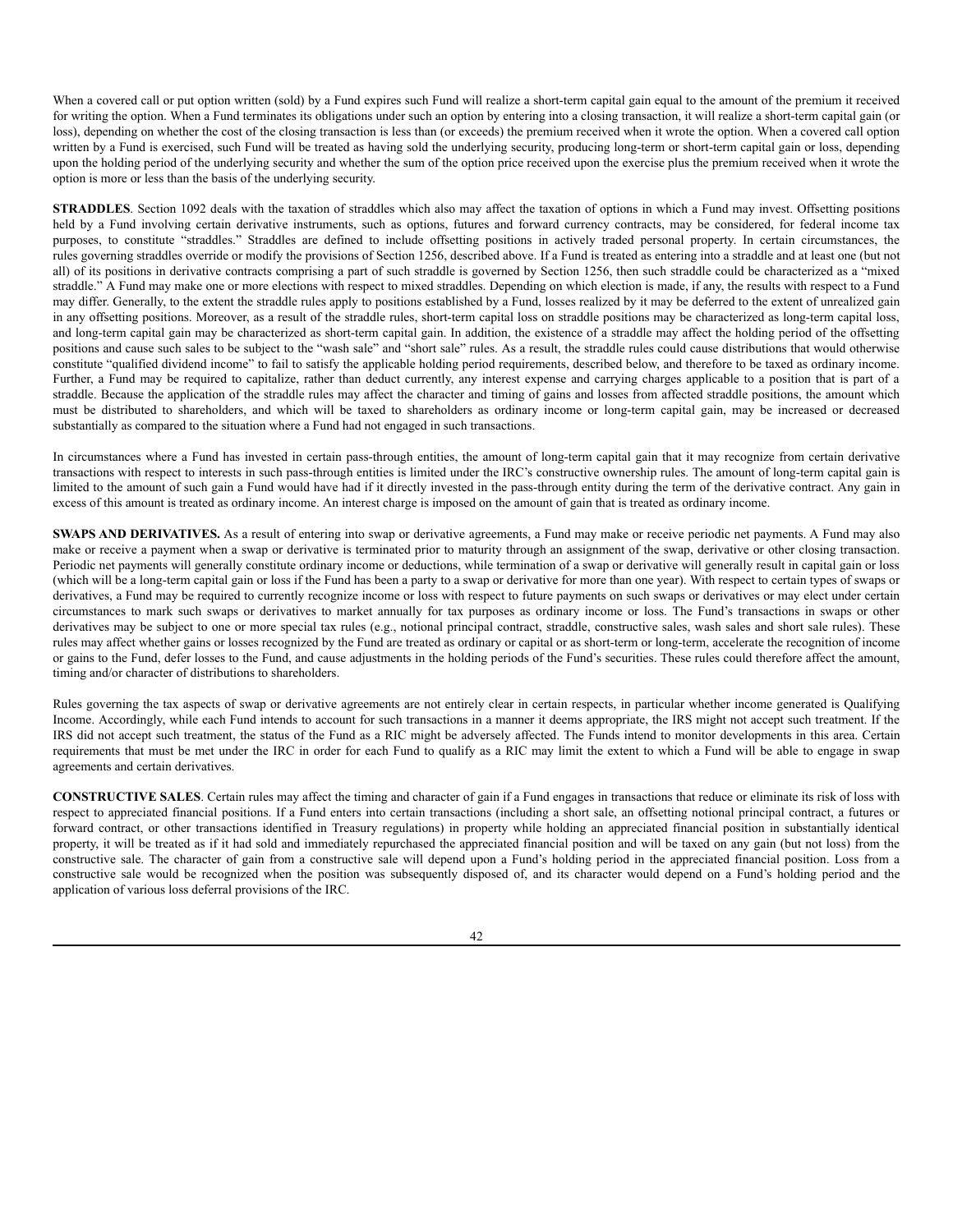When a covered call or put option written (sold) by a Fund expires such Fund will realize a short-term capital gain equal to the amount of the premium it received for writing the option. When a Fund terminates its obligations under such an option by entering into a closing transaction, it will realize a short-term capital gain (or loss), depending on whether the cost of the closing transaction is less than (or exceeds) the premium received when it wrote the option. When a covered call option written by a Fund is exercised, such Fund will be treated as having sold the underlying security, producing long-term or short-term capital gain or loss, depending upon the holding period of the underlying security and whether the sum of the option price received upon the exercise plus the premium received when it wrote the option is more or less than the basis of the underlying security.

**STRADDLES**. Section 1092 deals with the taxation of straddles which also may affect the taxation of options in which a Fund may invest. Offsetting positions held by a Fund involving certain derivative instruments, such as options, futures and forward currency contracts, may be considered, for federal income tax purposes, to constitute "straddles." Straddles are defined to include offsetting positions in actively traded personal property. In certain circumstances, the rules governing straddles override or modify the provisions of Section 1256, described above. If a Fund is treated as entering into a straddle and at least one (but not all) of its positions in derivative contracts comprising a part of such straddle is governed by Section 1256, then such straddle could be characterized as a "mixed straddle." A Fund may make one or more elections with respect to mixed straddles. Depending on which election is made, if any, the results with respect to a Fund may differ. Generally, to the extent the straddle rules apply to positions established by a Fund, losses realized by it may be deferred to the extent of unrealized gain in any offsetting positions. Moreover, as a result of the straddle rules, short-term capital loss on straddle positions may be characterized as long-term capital loss, and long-term capital gain may be characterized as short-term capital gain. In addition, the existence of a straddle may affect the holding period of the offsetting positions and cause such sales to be subject to the "wash sale" and "short sale" rules. As a result, the straddle rules could cause distributions that would otherwise constitute "qualified dividend income" to fail to satisfy the applicable holding period requirements, described below, and therefore to be taxed as ordinary income. Further, a Fund may be required to capitalize, rather than deduct currently, any interest expense and carrying charges applicable to a position that is part of a straddle. Because the application of the straddle rules may affect the character and timing of gains and losses from affected straddle positions, the amount which must be distributed to shareholders, and which will be taxed to shareholders as ordinary income or long-term capital gain, may be increased or decreased substantially as compared to the situation where a Fund had not engaged in such transactions.

In circumstances where a Fund has invested in certain pass-through entities, the amount of long-term capital gain that it may recognize from certain derivative transactions with respect to interests in such pass-through entities is limited under the IRC's constructive ownership rules. The amount of long-term capital gain is limited to the amount of such gain a Fund would have had if it directly invested in the pass-through entity during the term of the derivative contract. Any gain in excess of this amount is treated as ordinary income. An interest charge is imposed on the amount of gain that is treated as ordinary income.

**SWAPS AND DERIVATIVES.** As a result of entering into swap or derivative agreements, a Fund may make or receive periodic net payments. A Fund may also make or receive a payment when a swap or derivative is terminated prior to maturity through an assignment of the swap, derivative or other closing transaction. Periodic net payments will generally constitute ordinary income or deductions, while termination of a swap or derivative will generally result in capital gain or loss (which will be a long-term capital gain or loss if the Fund has been a party to a swap or derivative for more than one year). With respect to certain types of swaps or derivatives, a Fund may be required to currently recognize income or loss with respect to future payments on such swaps or derivatives or may elect under certain circumstances to mark such swaps or derivatives to market annually for tax purposes as ordinary income or loss. The Fund's transactions in swaps or other derivatives may be subject to one or more special tax rules (e.g., notional principal contract, straddle, constructive sales, wash sales and short sale rules). These rules may affect whether gains or losses recognized by the Fund are treated as ordinary or capital or as short-term or long-term, accelerate the recognition of income or gains to the Fund, defer losses to the Fund, and cause adjustments in the holding periods of the Fund's securities. These rules could therefore affect the amount, timing and/or character of distributions to shareholders.

Rules governing the tax aspects of swap or derivative agreements are not entirely clear in certain respects, in particular whether income generated is Qualifying Income. Accordingly, while each Fund intends to account for such transactions in a manner it deems appropriate, the IRS might not accept such treatment. If the IRS did not accept such treatment, the status of the Fund as a RIC might be adversely affected. The Funds intend to monitor developments in this area. Certain requirements that must be met under the IRC in order for each Fund to qualify as a RIC may limit the extent to which a Fund will be able to engage in swap agreements and certain derivatives.

**CONSTRUCTIVE SALES**. Certain rules may affect the timing and character of gain if a Fund engages in transactions that reduce or eliminate its risk of loss with respect to appreciated financial positions. If a Fund enters into certain transactions (including a short sale, an offsetting notional principal contract, a futures or forward contract, or other transactions identified in Treasury regulations) in property while holding an appreciated financial position in substantially identical property, it will be treated as if it had sold and immediately repurchased the appreciated financial position and will be taxed on any gain (but not loss) from the constructive sale. The character of gain from a constructive sale will depend upon a Fund's holding period in the appreciated financial position. Loss from a constructive sale would be recognized when the position was subsequently disposed of, and its character would depend on a Fund's holding period and the application of various loss deferral provisions of the IRC.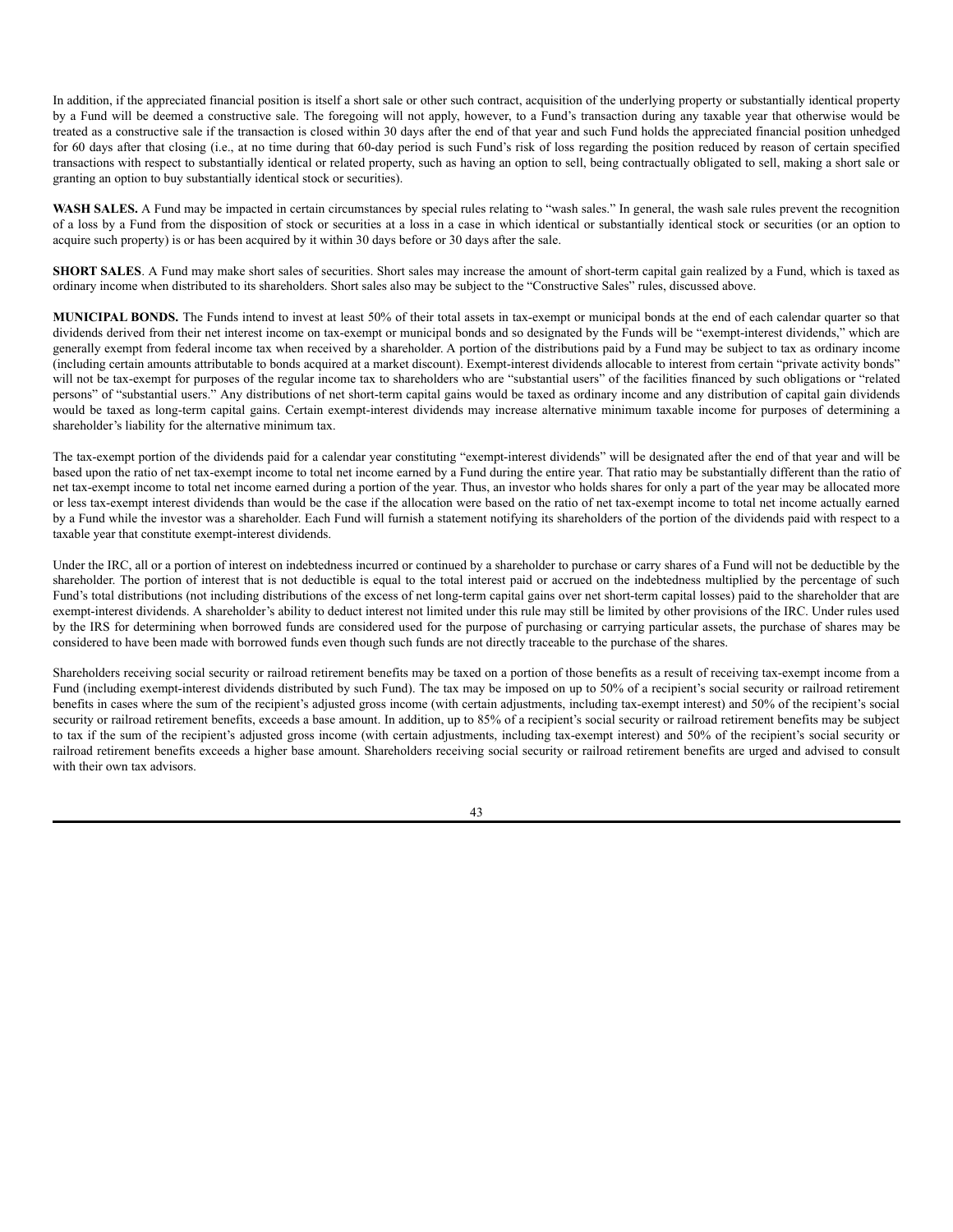In addition, if the appreciated financial position is itself a short sale or other such contract, acquisition of the underlying property or substantially identical property by a Fund will be deemed a constructive sale. The foregoing will not apply, however, to a Fund's transaction during any taxable year that otherwise would be treated as a constructive sale if the transaction is closed within 30 days after the end of that year and such Fund holds the appreciated financial position unhedged for 60 days after that closing (i.e., at no time during that 60-day period is such Fund's risk of loss regarding the position reduced by reason of certain specified transactions with respect to substantially identical or related property, such as having an option to sell, being contractually obligated to sell, making a short sale or granting an option to buy substantially identical stock or securities).

**WASH SALES.** A Fund may be impacted in certain circumstances by special rules relating to "wash sales." In general, the wash sale rules prevent the recognition of a loss by a Fund from the disposition of stock or securities at a loss in a case in which identical or substantially identical stock or securities (or an option to acquire such property) is or has been acquired by it within 30 days before or 30 days after the sale.

**SHORT SALES**. A Fund may make short sales of securities. Short sales may increase the amount of short-term capital gain realized by a Fund, which is taxed as ordinary income when distributed to its shareholders. Short sales also may be subject to the "Constructive Sales" rules, discussed above.

**MUNICIPAL BONDS.** The Funds intend to invest at least 50% of their total assets in tax-exempt or municipal bonds at the end of each calendar quarter so that dividends derived from their net interest income on tax-exempt or municipal bonds and so designated by the Funds will be "exempt-interest dividends," which are generally exempt from federal income tax when received by a shareholder. A portion of the distributions paid by a Fund may be subject to tax as ordinary income (including certain amounts attributable to bonds acquired at a market discount). Exempt-interest dividends allocable to interest from certain "private activity bonds" will not be tax-exempt for purposes of the regular income tax to shareholders who are "substantial users" of the facilities financed by such obligations or "related persons" of "substantial users." Any distributions of net short-term capital gains would be taxed as ordinary income and any distribution of capital gain dividends would be taxed as long-term capital gains. Certain exempt-interest dividends may increase alternative minimum taxable income for purposes of determining a shareholder's liability for the alternative minimum tax.

The tax-exempt portion of the dividends paid for a calendar year constituting "exempt-interest dividends" will be designated after the end of that year and will be based upon the ratio of net tax-exempt income to total net income earned by a Fund during the entire year. That ratio may be substantially different than the ratio of net tax-exempt income to total net income earned during a portion of the year. Thus, an investor who holds shares for only a part of the year may be allocated more or less tax-exempt interest dividends than would be the case if the allocation were based on the ratio of net tax-exempt income to total net income actually earned by a Fund while the investor was a shareholder. Each Fund will furnish a statement notifying its shareholders of the portion of the dividends paid with respect to a taxable year that constitute exempt-interest dividends.

Under the IRC, all or a portion of interest on indebtedness incurred or continued by a shareholder to purchase or carry shares of a Fund will not be deductible by the shareholder. The portion of interest that is not deductible is equal to the total interest paid or accrued on the indebtedness multiplied by the percentage of such Fund's total distributions (not including distributions of the excess of net long-term capital gains over net short-term capital losses) paid to the shareholder that are exempt-interest dividends. A shareholder's ability to deduct interest not limited under this rule may still be limited by other provisions of the IRC. Under rules used by the IRS for determining when borrowed funds are considered used for the purpose of purchasing or carrying particular assets, the purchase of shares may be considered to have been made with borrowed funds even though such funds are not directly traceable to the purchase of the shares.

Shareholders receiving social security or railroad retirement benefits may be taxed on a portion of those benefits as a result of receiving tax-exempt income from a Fund (including exempt-interest dividends distributed by such Fund). The tax may be imposed on up to 50% of a recipient's social security or railroad retirement benefits in cases where the sum of the recipient's adjusted gross income (with certain adjustments, including tax-exempt interest) and 50% of the recipient's social security or railroad retirement benefits, exceeds a base amount. In addition, up to 85% of a recipient's social security or railroad retirement benefits may be subject to tax if the sum of the recipient's adjusted gross income (with certain adjustments, including tax-exempt interest) and 50% of the recipient's social security or railroad retirement benefits exceeds a higher base amount. Shareholders receiving social security or railroad retirement benefits are urged and advised to consult with their own tax advisors.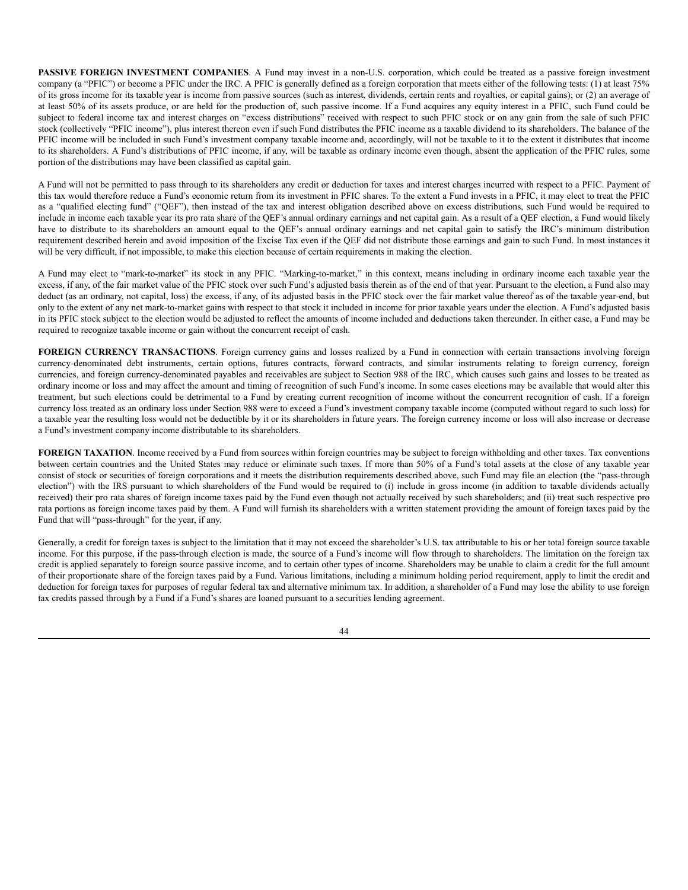**PASSIVE FOREIGN INVESTMENT COMPANIES**. A Fund may invest in a non-U.S. corporation, which could be treated as a passive foreign investment company (a "PFIC") or become a PFIC under the IRC. A PFIC is generally defined as a foreign corporation that meets either of the following tests: (1) at least 75% of its gross income for its taxable year is income from passive sources (such as interest, dividends, certain rents and royalties, or capital gains); or (2) an average of at least 50% of its assets produce, or are held for the production of, such passive income. If a Fund acquires any equity interest in a PFIC, such Fund could be subject to federal income tax and interest charges on "excess distributions" received with respect to such PFIC stock or on any gain from the sale of such PFIC stock (collectively "PFIC income"), plus interest thereon even if such Fund distributes the PFIC income as a taxable dividend to its shareholders. The balance of the PFIC income will be included in such Fund's investment company taxable income and, accordingly, will not be taxable to it to the extent it distributes that income to its shareholders. A Fund's distributions of PFIC income, if any, will be taxable as ordinary income even though, absent the application of the PFIC rules, some portion of the distributions may have been classified as capital gain.

A Fund will not be permitted to pass through to its shareholders any credit or deduction for taxes and interest charges incurred with respect to a PFIC. Payment of this tax would therefore reduce a Fund's economic return from its investment in PFIC shares. To the extent a Fund invests in a PFIC, it may elect to treat the PFIC as a "qualified electing fund" ("QEF"), then instead of the tax and interest obligation described above on excess distributions, such Fund would be required to include in income each taxable year its pro rata share of the QEF's annual ordinary earnings and net capital gain. As a result of a QEF election, a Fund would likely have to distribute to its shareholders an amount equal to the QEF's annual ordinary earnings and net capital gain to satisfy the IRC's minimum distribution requirement described herein and avoid imposition of the Excise Tax even if the QEF did not distribute those earnings and gain to such Fund. In most instances it will be very difficult, if not impossible, to make this election because of certain requirements in making the election.

A Fund may elect to "mark-to-market" its stock in any PFIC. "Marking-to-market," in this context, means including in ordinary income each taxable year the excess, if any, of the fair market value of the PFIC stock over such Fund's adjusted basis therein as of the end of that year. Pursuant to the election, a Fund also may deduct (as an ordinary, not capital, loss) the excess, if any, of its adjusted basis in the PFIC stock over the fair market value thereof as of the taxable year-end, but only to the extent of any net mark-to-market gains with respect to that stock it included in income for prior taxable years under the election. A Fund's adjusted basis in its PFIC stock subject to the election would be adjusted to reflect the amounts of income included and deductions taken thereunder. In either case, a Fund may be required to recognize taxable income or gain without the concurrent receipt of cash.

**FOREIGN CURRENCY TRANSACTIONS**. Foreign currency gains and losses realized by a Fund in connection with certain transactions involving foreign currency-denominated debt instruments, certain options, futures contracts, forward contracts, and similar instruments relating to foreign currency, foreign currencies, and foreign currency-denominated payables and receivables are subject to Section 988 of the IRC, which causes such gains and losses to be treated as ordinary income or loss and may affect the amount and timing of recognition of such Fund's income. In some cases elections may be available that would alter this treatment, but such elections could be detrimental to a Fund by creating current recognition of income without the concurrent recognition of cash. If a foreign currency loss treated as an ordinary loss under Section 988 were to exceed a Fund's investment company taxable income (computed without regard to such loss) for a taxable year the resulting loss would not be deductible by it or its shareholders in future years. The foreign currency income or loss will also increase or decrease a Fund's investment company income distributable to its shareholders.

**FOREIGN TAXATION**. Income received by a Fund from sources within foreign countries may be subject to foreign withholding and other taxes. Tax conventions between certain countries and the United States may reduce or eliminate such taxes. If more than 50% of a Fund's total assets at the close of any taxable year consist of stock or securities of foreign corporations and it meets the distribution requirements described above, such Fund may file an election (the "pass-through election") with the IRS pursuant to which shareholders of the Fund would be required to (i) include in gross income (in addition to taxable dividends actually received) their pro rata shares of foreign income taxes paid by the Fund even though not actually received by such shareholders; and (ii) treat such respective pro rata portions as foreign income taxes paid by them. A Fund will furnish its shareholders with a written statement providing the amount of foreign taxes paid by the Fund that will "pass-through" for the year, if any.

Generally, a credit for foreign taxes is subject to the limitation that it may not exceed the shareholder's U.S. tax attributable to his or her total foreign source taxable income. For this purpose, if the pass-through election is made, the source of a Fund's income will flow through to shareholders. The limitation on the foreign tax credit is applied separately to foreign source passive income, and to certain other types of income. Shareholders may be unable to claim a credit for the full amount of their proportionate share of the foreign taxes paid by a Fund. Various limitations, including a minimum holding period requirement, apply to limit the credit and deduction for foreign taxes for purposes of regular federal tax and alternative minimum tax. In addition, a shareholder of a Fund may lose the ability to use foreign tax credits passed through by a Fund if a Fund's shares are loaned pursuant to a securities lending agreement.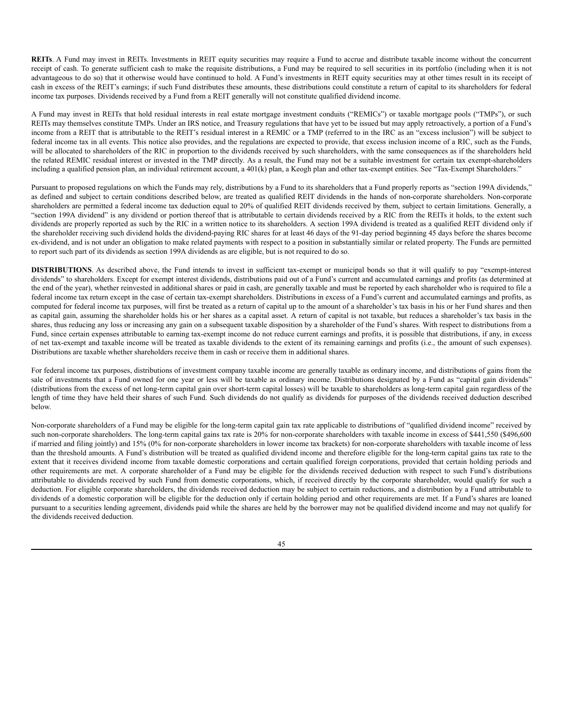**REITs**. A Fund may invest in REITs. Investments in REIT equity securities may require a Fund to accrue and distribute taxable income without the concurrent receipt of cash. To generate sufficient cash to make the requisite distributions, a Fund may be required to sell securities in its portfolio (including when it is not advantageous to do so) that it otherwise would have continued to hold. A Fund's investments in REIT equity securities may at other times result in its receipt of cash in excess of the REIT's earnings; if such Fund distributes these amounts, these distributions could constitute a return of capital to its shareholders for federal income tax purposes. Dividends received by a Fund from a REIT generally will not constitute qualified dividend income.

A Fund may invest in REITs that hold residual interests in real estate mortgage investment conduits ("REMICs") or taxable mortgage pools ("TMPs"), or such REITs may themselves constitute TMPs. Under an IRS notice, and Treasury regulations that have yet to be issued but may apply retroactively, a portion of a Fund's income from a REIT that is attributable to the REIT's residual interest in a REMIC or a TMP (referred to in the IRC as an "excess inclusion") will be subject to federal income tax in all events. This notice also provides, and the regulations are expected to provide, that excess inclusion income of a RIC, such as the Funds, will be allocated to shareholders of the RIC in proportion to the dividends received by such shareholders, with the same consequences as if the shareholders held the related REMIC residual interest or invested in the TMP directly. As a result, the Fund may not be a suitable investment for certain tax exempt-shareholders including a qualified pension plan, an individual retirement account, a 401(k) plan, a Keogh plan and other tax-exempt entities. See "Tax-Exempt Shareholders."

Pursuant to proposed regulations on which the Funds may rely, distributions by a Fund to its shareholders that a Fund properly reports as "section 199A dividends," as defined and subject to certain conditions described below, are treated as qualified REIT dividends in the hands of non-corporate shareholders. Non-corporate shareholders are permitted a federal income tax deduction equal to 20% of qualified REIT dividends received by them, subject to certain limitations. Generally, a "section 199A dividend" is any dividend or portion thereof that is attributable to certain dividends received by a RIC from the REITs it holds, to the extent such dividends are properly reported as such by the RIC in a written notice to its shareholders. A section 199A dividend is treated as a qualified REIT dividend only if the shareholder receiving such dividend holds the dividend-paying RIC shares for at least 46 days of the 91-day period beginning 45 days before the shares become ex-dividend, and is not under an obligation to make related payments with respect to a position in substantially similar or related property. The Funds are permitted to report such part of its dividends as section 199A dividends as are eligible, but is not required to do so.

**DISTRIBUTIONS**. As described above, the Fund intends to invest in sufficient tax-exempt or municipal bonds so that it will qualify to pay "exempt-interest dividends" to shareholders. Except for exempt interest dividends, distributions paid out of a Fund's current and accumulated earnings and profits (as determined at the end of the year), whether reinvested in additional shares or paid in cash, are generally taxable and must be reported by each shareholder who is required to file a federal income tax return except in the case of certain tax-exempt shareholders. Distributions in excess of a Fund's current and accumulated earnings and profits, as computed for federal income tax purposes, will first be treated as a return of capital up to the amount of a shareholder's tax basis in his or her Fund shares and then as capital gain, assuming the shareholder holds his or her shares as a capital asset. A return of capital is not taxable, but reduces a shareholder's tax basis in the shares, thus reducing any loss or increasing any gain on a subsequent taxable disposition by a shareholder of the Fund's shares. With respect to distributions from a Fund, since certain expenses attributable to earning tax-exempt income do not reduce current earnings and profits, it is possible that distributions, if any, in excess of net tax-exempt and taxable income will be treated as taxable dividends to the extent of its remaining earnings and profits (i.e., the amount of such expenses). Distributions are taxable whether shareholders receive them in cash or receive them in additional shares.

For federal income tax purposes, distributions of investment company taxable income are generally taxable as ordinary income, and distributions of gains from the sale of investments that a Fund owned for one year or less will be taxable as ordinary income. Distributions designated by a Fund as "capital gain dividends" (distributions from the excess of net long-term capital gain over short-term capital losses) will be taxable to shareholders as long-term capital gain regardless of the length of time they have held their shares of such Fund. Such dividends do not qualify as dividends for purposes of the dividends received deduction described below.

Non-corporate shareholders of a Fund may be eligible for the long-term capital gain tax rate applicable to distributions of "qualified dividend income" received by such non-corporate shareholders. The long-term capital gains tax rate is 20% for non-corporate shareholders with taxable income in excess of $441,550 ($496,600 if married and filing jointly) and 15% (0% for non-corporate shareholders in lower income tax brackets) for non-corporate shareholders with taxable income of less than the threshold amounts. A Fund's distribution will be treated as qualified dividend income and therefore eligible for the long-term capital gains tax rate to the extent that it receives dividend income from taxable domestic corporations and certain qualified foreign corporations, provided that certain holding periods and other requirements are met. A corporate shareholder of a Fund may be eligible for the dividends received deduction with respect to such Fund's distributions attributable to dividends received by such Fund from domestic corporations, which, if received directly by the corporate shareholder, would qualify for such a deduction. For eligible corporate shareholders, the dividends received deduction may be subject to certain reductions, and a distribution by a Fund attributable to dividends of a domestic corporation will be eligible for the deduction only if certain holding period and other requirements are met. If a Fund's shares are loaned pursuant to a securities lending agreement, dividends paid while the shares are held by the borrower may not be qualified dividend income and may not qualify for the dividends received deduction.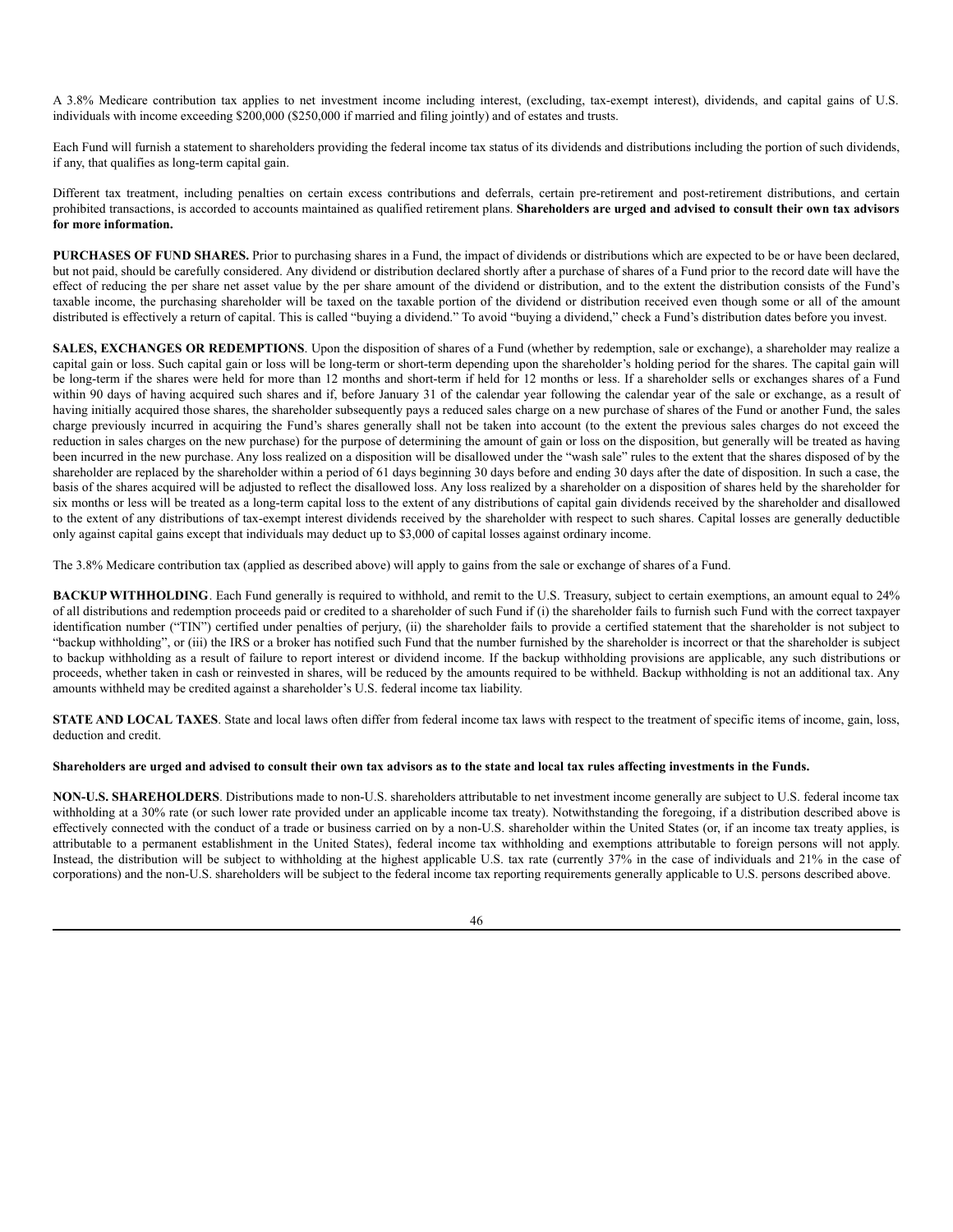A 3.8% Medicare contribution tax applies to net investment income including interest, (excluding, tax-exempt interest), dividends, and capital gains of U.S. individuals with income exceeding $200,000 ($250,000 if married and filing jointly) and of estates and trusts.

Each Fund will furnish a statement to shareholders providing the federal income tax status of its dividends and distributions including the portion of such dividends, if any, that qualifies as long-term capital gain.

Different tax treatment, including penalties on certain excess contributions and deferrals, certain pre-retirement and post-retirement distributions, and certain prohibited transactions, is accorded to accounts maintained as qualified retirement plans. **Shareholders are urged and advised to consult their own tax advisors for more information.**

**PURCHASES OF FUND SHARES.** Prior to purchasing shares in a Fund, the impact of dividends or distributions which are expected to be or have been declared, but not paid, should be carefully considered. Any dividend or distribution declared shortly after a purchase of shares of a Fund prior to the record date will have the effect of reducing the per share net asset value by the per share amount of the dividend or distribution, and to the extent the distribution consists of the Fund's taxable income, the purchasing shareholder will be taxed on the taxable portion of the dividend or distribution received even though some or all of the amount distributed is effectively a return of capital. This is called "buying a dividend." To avoid "buying a dividend," check a Fund's distribution dates before you invest.

**SALES, EXCHANGES OR REDEMPTIONS**. Upon the disposition of shares of a Fund (whether by redemption, sale or exchange), a shareholder may realize a capital gain or loss. Such capital gain or loss will be long-term or short-term depending upon the shareholder's holding period for the shares. The capital gain will be long-term if the shares were held for more than 12 months and short-term if held for 12 months or less. If a shareholder sells or exchanges shares of a Fund within 90 days of having acquired such shares and if, before January 31 of the calendar year following the calendar year of the sale or exchange, as a result of having initially acquired those shares, the shareholder subsequently pays a reduced sales charge on a new purchase of shares of the Fund or another Fund, the sales charge previously incurred in acquiring the Fund's shares generally shall not be taken into account (to the extent the previous sales charges do not exceed the reduction in sales charges on the new purchase) for the purpose of determining the amount of gain or loss on the disposition, but generally will be treated as having been incurred in the new purchase. Any loss realized on a disposition will be disallowed under the "wash sale" rules to the extent that the shares disposed of by the shareholder are replaced by the shareholder within a period of 61 days beginning 30 days before and ending 30 days after the date of disposition. In such a case, the basis of the shares acquired will be adjusted to reflect the disallowed loss. Any loss realized by a shareholder on a disposition of shares held by the shareholder for six months or less will be treated as a long-term capital loss to the extent of any distributions of capital gain dividends received by the shareholder and disallowed to the extent of any distributions of tax-exempt interest dividends received by the shareholder with respect to such shares. Capital losses are generally deductible only against capital gains except that individuals may deduct up to $3,000 of capital losses against ordinary income.

The 3.8% Medicare contribution tax (applied as described above) will apply to gains from the sale or exchange of shares of a Fund.

**BACKUP WITHHOLDING**. Each Fund generally is required to withhold, and remit to the U.S. Treasury, subject to certain exemptions, an amount equal to 24% of all distributions and redemption proceeds paid or credited to a shareholder of such Fund if (i) the shareholder fails to furnish such Fund with the correct taxpayer identification number ("TIN") certified under penalties of perjury, (ii) the shareholder fails to provide a certified statement that the shareholder is not subject to "backup withholding", or (iii) the IRS or a broker has notified such Fund that the number furnished by the shareholder is incorrect or that the shareholder is subject to backup withholding as a result of failure to report interest or dividend income. If the backup withholding provisions are applicable, any such distributions or proceeds, whether taken in cash or reinvested in shares, will be reduced by the amounts required to be withheld. Backup withholding is not an additional tax. Any amounts withheld may be credited against a shareholder's U.S. federal income tax liability.

**STATE AND LOCAL TAXES**. State and local laws often differ from federal income tax laws with respect to the treatment of specific items of income, gain, loss, deduction and credit.

**Shareholders are urged and advised to consult their own tax advisors as to the state and local tax rules affecting investments in the Funds.**

**NON-U.S. SHAREHOLDERS**. Distributions made to non-U.S. shareholders attributable to net investment income generally are subject to U.S. federal income tax withholding at a 30% rate (or such lower rate provided under an applicable income tax treaty). Notwithstanding the foregoing, if a distribution described above is effectively connected with the conduct of a trade or business carried on by a non-U.S. shareholder within the United States (or, if an income tax treaty applies, is attributable to a permanent establishment in the United States), federal income tax withholding and exemptions attributable to foreign persons will not apply. Instead, the distribution will be subject to withholding at the highest applicable U.S. tax rate (currently 37% in the case of individuals and 21% in the case of corporations) and the non-U.S. shareholders will be subject to the federal income tax reporting requirements generally applicable to U.S. persons described above.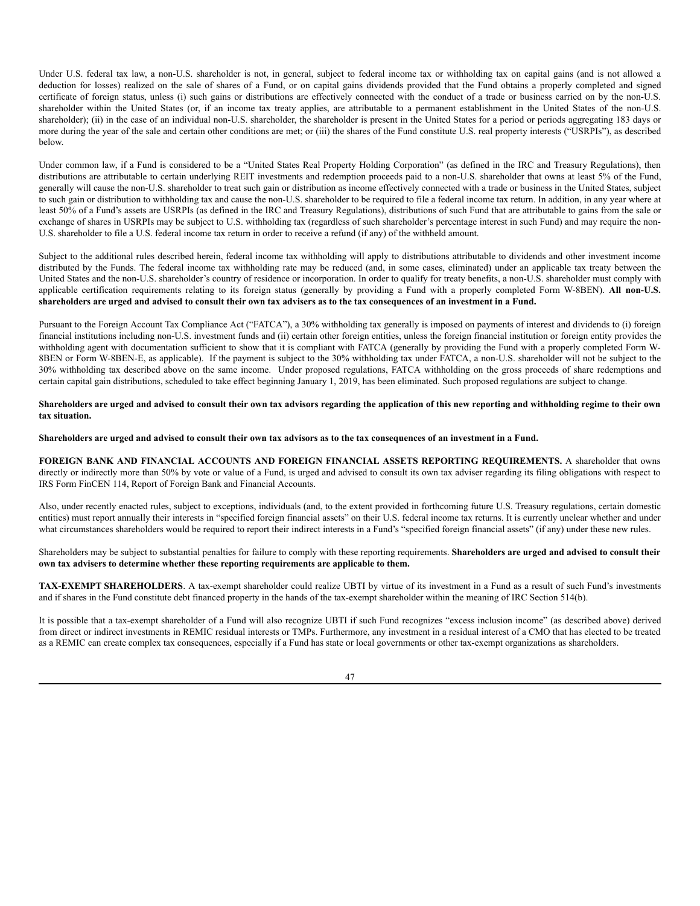Under U.S. federal tax law, a non-U.S. shareholder is not, in general, subject to federal income tax or withholding tax on capital gains (and is not allowed a deduction for losses) realized on the sale of shares of a Fund, or on capital gains dividends provided that the Fund obtains a properly completed and signed certificate of foreign status, unless (i) such gains or distributions are effectively connected with the conduct of a trade or business carried on by the non-U.S. shareholder within the United States (or, if an income tax treaty applies, are attributable to a permanent establishment in the United States of the non-U.S. shareholder); (ii) in the case of an individual non-U.S. shareholder, the shareholder is present in the United States for a period or periods aggregating 183 days or more during the year of the sale and certain other conditions are met; or (iii) the shares of the Fund constitute U.S. real property interests ("USRPIs"), as described below.

Under common law, if a Fund is considered to be a "United States Real Property Holding Corporation" (as defined in the IRC and Treasury Regulations), then distributions are attributable to certain underlying REIT investments and redemption proceeds paid to a non-U.S. shareholder that owns at least 5% of the Fund, generally will cause the non-U.S. shareholder to treat such gain or distribution as income effectively connected with a trade or business in the United States, subject to such gain or distribution to withholding tax and cause the non-U.S. shareholder to be required to file a federal income tax return. In addition, in any year where at least 50% of a Fund's assets are USRPIs (as defined in the IRC and Treasury Regulations), distributions of such Fund that are attributable to gains from the sale or exchange of shares in USRPIs may be subject to U.S. withholding tax (regardless of such shareholder's percentage interest in such Fund) and may require the non-U.S. shareholder to file a U.S. federal income tax return in order to receive a refund (if any) of the withheld amount.

Subject to the additional rules described herein, federal income tax withholding will apply to distributions attributable to dividends and other investment income distributed by the Funds. The federal income tax withholding rate may be reduced (and, in some cases, eliminated) under an applicable tax treaty between the United States and the non-U.S. shareholder's country of residence or incorporation. In order to qualify for treaty benefits, a non-U.S. shareholder must comply with applicable certification requirements relating to its foreign status (generally by providing a Fund with a properly completed Form W-8BEN). **All non-U.S. shareholders are urged and advised to consult their own tax advisers as to the tax consequences of an investment in a Fund.**

Pursuant to the Foreign Account Tax Compliance Act ("FATCA"), a 30% withholding tax generally is imposed on payments of interest and dividends to (i) foreign financial institutions including non-U.S. investment funds and (ii) certain other foreign entities, unless the foreign financial institution or foreign entity provides the withholding agent with documentation sufficient to show that it is compliant with FATCA (generally by providing the Fund with a properly completed Form W-8BEN or Form W-8BEN-E, as applicable). If the payment is subject to the 30% withholding tax under FATCA, a non-U.S. shareholder will not be subject to the 30% withholding tax described above on the same income. Under proposed regulations, FATCA withholding on the gross proceeds of share redemptions and certain capital gain distributions, scheduled to take effect beginning January 1, 2019, has been eliminated. Such proposed regulations are subject to change.

**Shareholders are urged and advised to consult their own tax advisors regarding the application of this new reporting and withholding regime to their own tax situation.**

**Shareholders are urged and advised to consult their own tax advisors as to the tax consequences of an investment in a Fund.**

**FOREIGN BANK AND FINANCIAL ACCOUNTS AND FOREIGN FINANCIAL ASSETS REPORTING REQUIREMENTS.** A shareholder that owns directly or indirectly more than 50% by vote or value of a Fund, is urged and advised to consult its own tax adviser regarding its filing obligations with respect to IRS Form FinCEN 114, Report of Foreign Bank and Financial Accounts.

Also, under recently enacted rules, subject to exceptions, individuals (and, to the extent provided in forthcoming future U.S. Treasury regulations, certain domestic entities) must report annually their interests in "specified foreign financial assets" on their U.S. federal income tax returns. It is currently unclear whether and under what circumstances shareholders would be required to report their indirect interests in a Fund's "specified foreign financial assets" (if any) under these new rules.

Shareholders may be subject to substantial penalties for failure to comply with these reporting requirements. **Shareholders are urged and advised to consult their own tax advisers to determine whether these reporting requirements are applicable to them.**

**TAX-EXEMPT SHAREHOLDERS**. A tax-exempt shareholder could realize UBTI by virtue of its investment in a Fund as a result of such Fund's investments and if shares in the Fund constitute debt financed property in the hands of the tax-exempt shareholder within the meaning of IRC Section 514(b).

It is possible that a tax-exempt shareholder of a Fund will also recognize UBTI if such Fund recognizes "excess inclusion income" (as described above) derived from direct or indirect investments in REMIC residual interests or TMPs. Furthermore, any investment in a residual interest of a CMO that has elected to be treated as a REMIC can create complex tax consequences, especially if a Fund has state or local governments or other tax-exempt organizations as shareholders.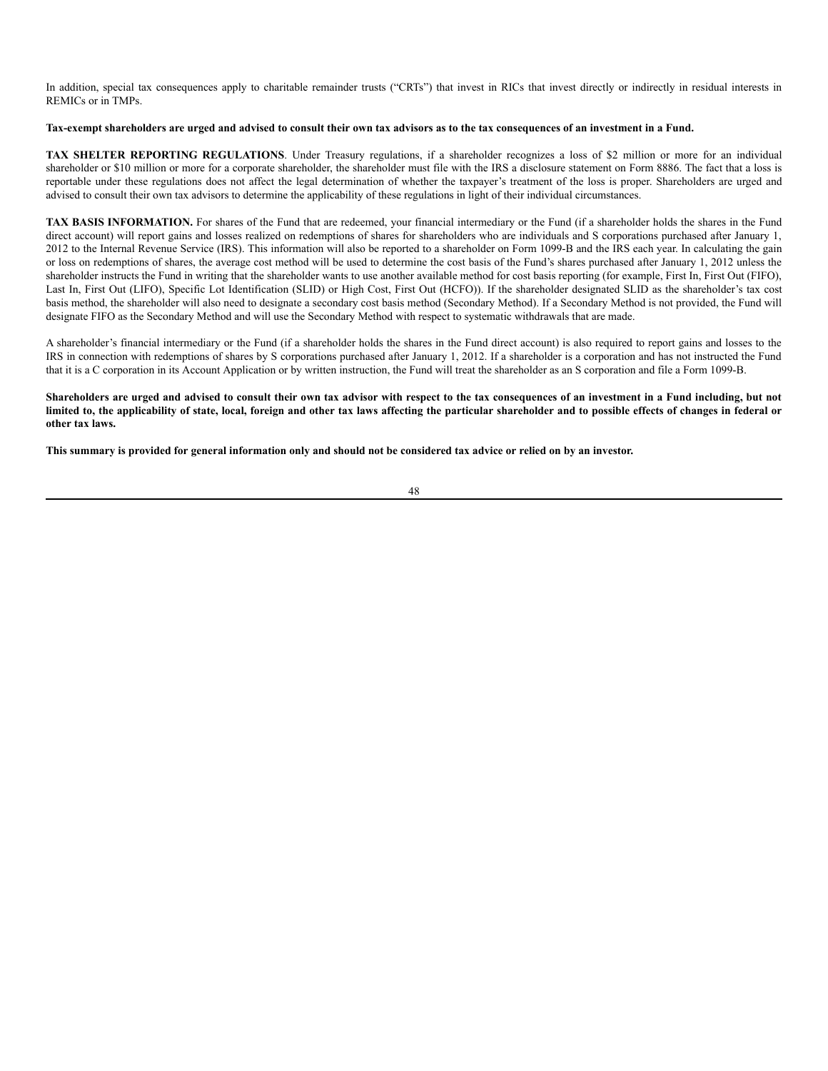In addition, special tax consequences apply to charitable remainder trusts ("CRTs") that invest in RICs that invest directly or indirectly in residual interests in REMICs or in TMPs.

**Tax-exempt shareholders are urged and advised to consult their own tax advisors as to the tax consequences of an investment in a Fund.**

**TAX SHELTER REPORTING REGULATIONS**. Under Treasury regulations, if a shareholder recognizes a loss of $2 million or more for an individual shareholder or $10 million or more for a corporate shareholder, the shareholder must file with the IRS a disclosure statement on Form 8886. The fact that a loss is reportable under these regulations does not affect the legal determination of whether the taxpayer's treatment of the loss is proper. Shareholders are urged and advised to consult their own tax advisors to determine the applicability of these regulations in light of their individual circumstances.

**TAX BASIS INFORMATION.** For shares of the Fund that are redeemed, your financial intermediary or the Fund (if a shareholder holds the shares in the Fund direct account) will report gains and losses realized on redemptions of shares for shareholders who are individuals and S corporations purchased after January 1, 2012 to the Internal Revenue Service (IRS). This information will also be reported to a shareholder on Form 1099-B and the IRS each year. In calculating the gain or loss on redemptions of shares, the average cost method will be used to determine the cost basis of the Fund's shares purchased after January 1, 2012 unless the shareholder instructs the Fund in writing that the shareholder wants to use another available method for cost basis reporting (for example, First In, First Out (FIFO), Last In, First Out (LIFO), Specific Lot Identification (SLID) or High Cost, First Out (HCFO)). If the shareholder designated SLID as the shareholder's tax cost basis method, the shareholder will also need to designate a secondary cost basis method (Secondary Method). If a Secondary Method is not provided, the Fund will designate FIFO as the Secondary Method and will use the Secondary Method with respect to systematic withdrawals that are made.

A shareholder's financial intermediary or the Fund (if a shareholder holds the shares in the Fund direct account) is also required to report gains and losses to the IRS in connection with redemptions of shares by S corporations purchased after January 1, 2012. If a shareholder is a corporation and has not instructed the Fund that it is a C corporation in its Account Application or by written instruction, the Fund will treat the shareholder as an S corporation and file a Form 1099-B.

**Shareholders are urged and advised to consult their own tax advisor with respect to the tax consequences of an investment in a Fund including, but not limited to, the applicability of state, local, foreign and other tax laws affecting the particular shareholder and to possible effects of changes in federal or other tax laws.**

**This summary is provided for general information only and should not be considered tax advice or relied on by an investor.**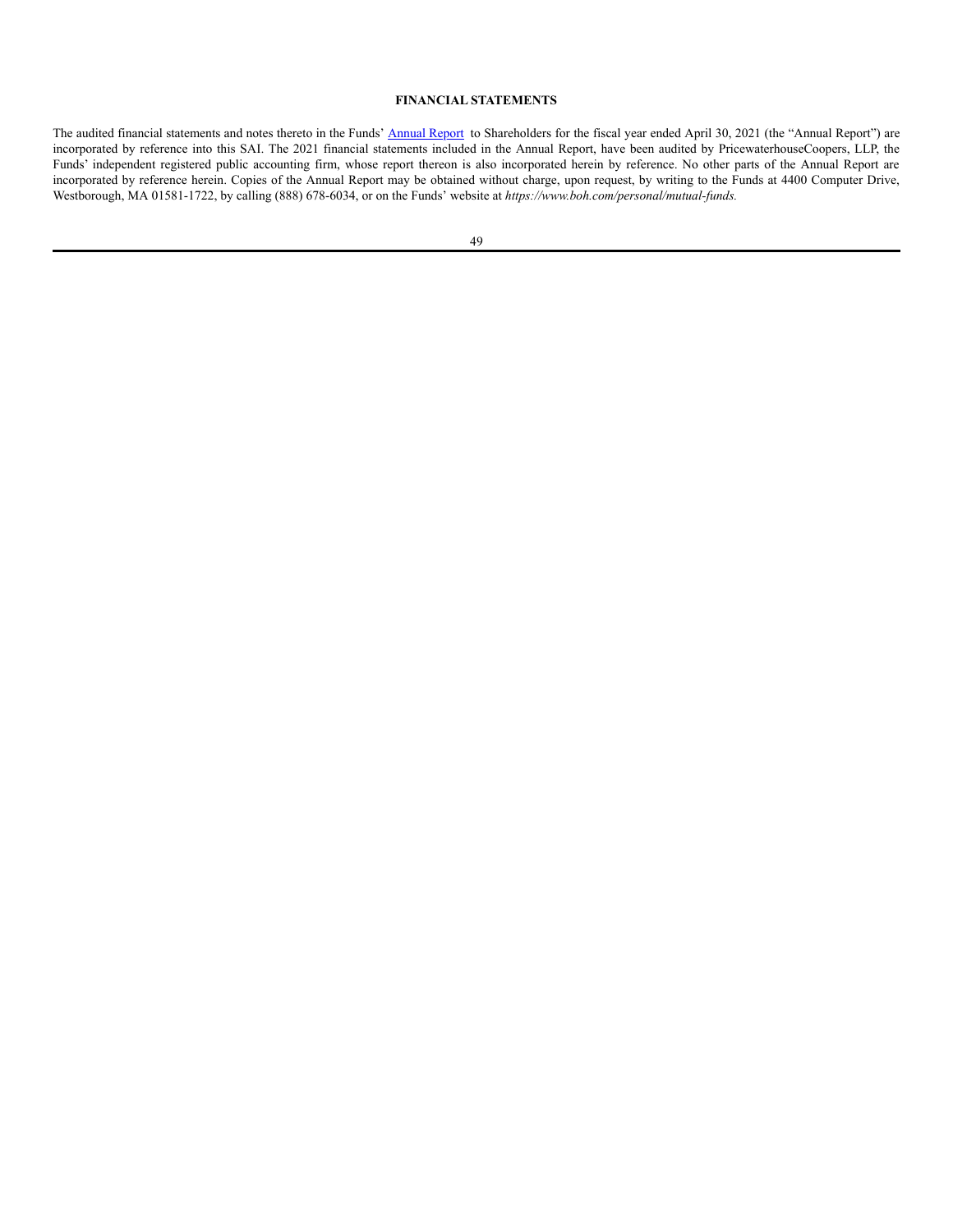## FINANCIAL STATEMENTS

The audited financial statements and notes thereto in the Funds' Annual Report to Shareholders for the fiscal year ended April 30, 2021 (the "Annual Report") are incorporated by reference into this SAI. The 2021 financial statements included in the Annual Report, have been audited by PricewaterhouseCoopers, LLP, the Funds' independent registered public accounting firm, whose report thereon is also incorporated herein by reference. No other parts of the Annual Report are incorporated by reference herein. Copies of the Annual Report may be obtained without charge, upon request, by writing to the Funds at 4400 Computer Drive, Westborough, MA 01581-1722, by calling (888) 678-6034, or on the Funds' website at *https://www.boh.com/personal/mutual-funds.*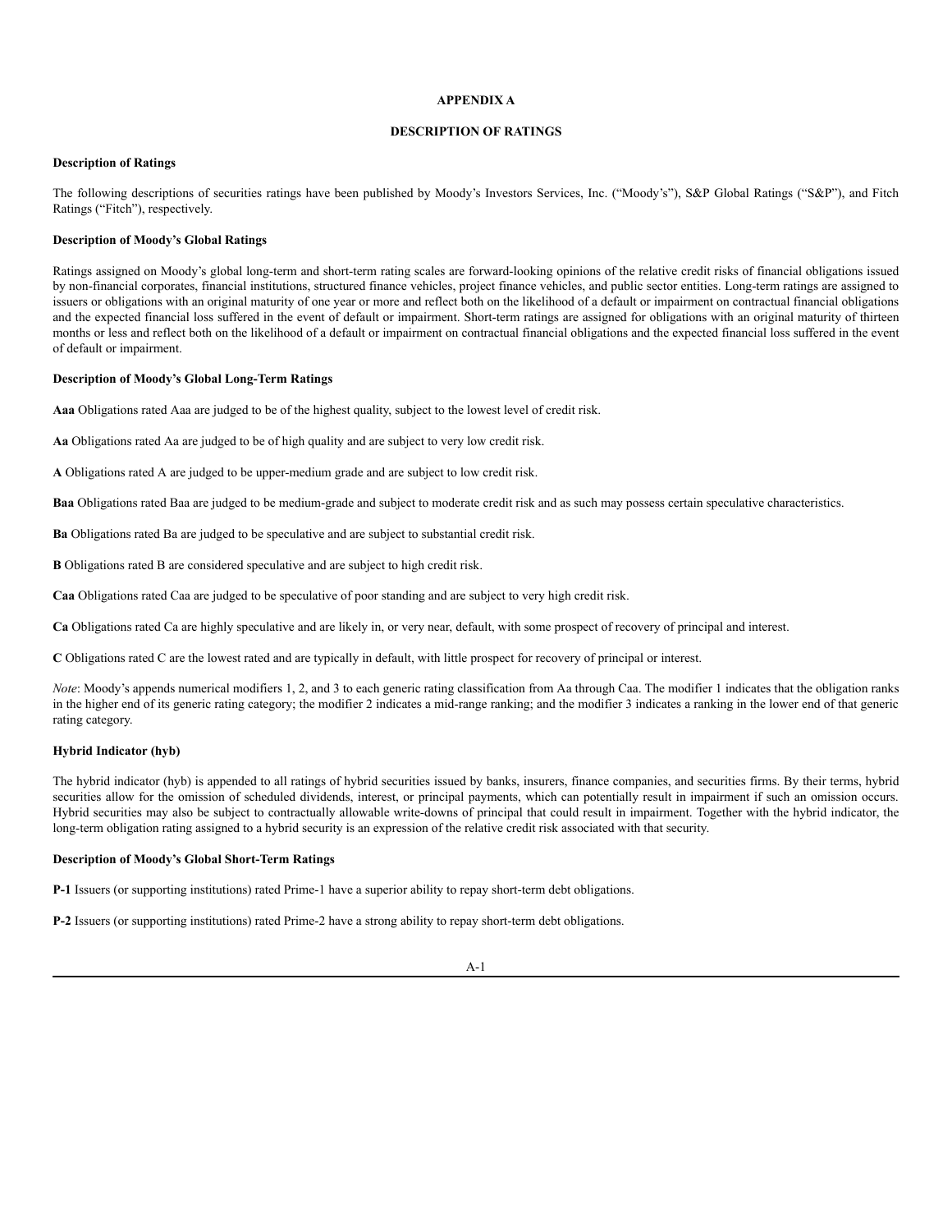# APPENDIX A

# DESCRIPTION OF RATINGS

**Description of Ratings**

The following descriptions of securities ratings have been published by Moody's Investors Services, Inc. ("Moody's"), S&P Global Ratings ("S&P"), and Fitch Ratings ("Fitch"), respectively.

**Description of Moody's Global Ratings**

Ratings assigned on Moody's global long-term and short-term rating scales are forward-looking opinions of the relative credit risks of financial obligations issued by non-financial corporates, financial institutions, structured finance vehicles, project finance vehicles, and public sector entities. Long-term ratings are assigned to issuers or obligations with an original maturity of one year or more and reflect both on the likelihood of a default or impairment on contractual financial obligations and the expected financial loss suffered in the event of default or impairment. Short-term ratings are assigned for obligations with an original maturity of thirteen months or less and reflect both on the likelihood of a default or impairment on contractual financial obligations and the expected financial loss suffered in the event of default or impairment.

**Description of Moody's Global Long-Term Ratings**

**Aaa** Obligations rated Aaa are judged to be of the highest quality, subject to the lowest level of credit risk.

**Aa** Obligations rated Aa are judged to be of high quality and are subject to very low credit risk.

**A** Obligations rated A are judged to be upper-medium grade and are subject to low credit risk.

**Baa** Obligations rated Baa are judged to be medium-grade and subject to moderate credit risk and as such may possess certain speculative characteristics.

**Ba** Obligations rated Ba are judged to be speculative and are subject to substantial credit risk.

**B** Obligations rated B are considered speculative and are subject to high credit risk.

**Caa** Obligations rated Caa are judged to be speculative of poor standing and are subject to very high credit risk.

**Ca** Obligations rated Ca are highly speculative and are likely in, or very near, default, with some prospect of recovery of principal and interest.

**C** Obligations rated C are the lowest rated and are typically in default, with little prospect for recovery of principal or interest.

*Note*: Moody's appends numerical modifiers 1, 2, and 3 to each generic rating classification from Aa through Caa. The modifier 1 indicates that the obligation ranks in the higher end of its generic rating category; the modifier 2 indicates a mid-range ranking; and the modifier 3 indicates a ranking in the lower end of that generic rating category.

**Hybrid Indicator (hyb)**

The hybrid indicator (hyb) is appended to all ratings of hybrid securities issued by banks, insurers, finance companies, and securities firms. By their terms, hybrid securities allow for the omission of scheduled dividends, interest, or principal payments, which can potentially result in impairment if such an omission occurs. Hybrid securities may also be subject to contractually allowable write-downs of principal that could result in impairment. Together with the hybrid indicator, the long-term obligation rating assigned to a hybrid security is an expression of the relative credit risk associated with that security.

**Description of Moody's Global Short-Term Ratings**

**P-1** Issuers (or supporting institutions) rated Prime-1 have a superior ability to repay short-term debt obligations.

**P-2** Issuers (or supporting institutions) rated Prime-2 have a strong ability to repay short-term debt obligations.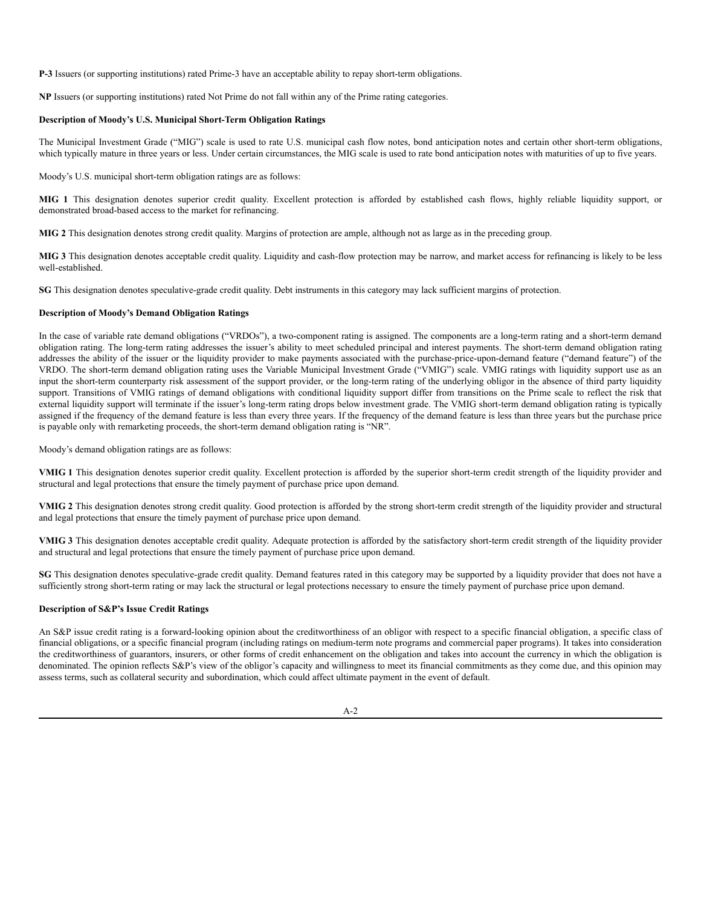**P-3** Issuers (or supporting institutions) rated Prime-3 have an acceptable ability to repay short-term obligations.

**NP** Issuers (or supporting institutions) rated Not Prime do not fall within any of the Prime rating categories.

**Description of Moody's U.S. Municipal Short-Term Obligation Ratings**

The Municipal Investment Grade ("MIG") scale is used to rate U.S. municipal cash flow notes, bond anticipation notes and certain other short-term obligations, which typically mature in three years or less. Under certain circumstances, the MIG scale is used to rate bond anticipation notes with maturities of up to five years.

Moody's U.S. municipal short-term obligation ratings are as follows:

**MIG 1** This designation denotes superior credit quality. Excellent protection is afforded by established cash flows, highly reliable liquidity support, or demonstrated broad-based access to the market for refinancing.

**MIG 2** This designation denotes strong credit quality. Margins of protection are ample, although not as large as in the preceding group.

**MIG 3** This designation denotes acceptable credit quality. Liquidity and cash-flow protection may be narrow, and market access for refinancing is likely to be less well-established.

**SG** This designation denotes speculative-grade credit quality. Debt instruments in this category may lack sufficient margins of protection.

**Description of Moody's Demand Obligation Ratings**

In the case of variable rate demand obligations ("VRDOs"), a two-component rating is assigned. The components are a long-term rating and a short-term demand obligation rating. The long-term rating addresses the issuer's ability to meet scheduled principal and interest payments. The short-term demand obligation rating addresses the ability of the issuer or the liquidity provider to make payments associated with the purchase-price-upon-demand feature ("demand feature") of the VRDO. The short-term demand obligation rating uses the Variable Municipal Investment Grade ("VMIG") scale. VMIG ratings with liquidity support use as an input the short-term counterparty risk assessment of the support provider, or the long-term rating of the underlying obligor in the absence of third party liquidity support. Transitions of VMIG ratings of demand obligations with conditional liquidity support differ from transitions on the Prime scale to reflect the risk that external liquidity support will terminate if the issuer's long-term rating drops below investment grade. The VMIG short-term demand obligation rating is typically assigned if the frequency of the demand feature is less than every three years. If the frequency of the demand feature is less than three years but the purchase price is payable only with remarketing proceeds, the short-term demand obligation rating is "NR".

Moody's demand obligation ratings are as follows:

**VMIG 1** This designation denotes superior credit quality. Excellent protection is afforded by the superior short-term credit strength of the liquidity provider and structural and legal protections that ensure the timely payment of purchase price upon demand.

**VMIG 2** This designation denotes strong credit quality. Good protection is afforded by the strong short-term credit strength of the liquidity provider and structural and legal protections that ensure the timely payment of purchase price upon demand.

**VMIG 3** This designation denotes acceptable credit quality. Adequate protection is afforded by the satisfactory short-term credit strength of the liquidity provider and structural and legal protections that ensure the timely payment of purchase price upon demand.

**SG** This designation denotes speculative-grade credit quality. Demand features rated in this category may be supported by a liquidity provider that does not have a sufficiently strong short-term rating or may lack the structural or legal protections necessary to ensure the timely payment of purchase price upon demand.

**Description of S&P's Issue Credit Ratings**

An S&P issue credit rating is a forward-looking opinion about the creditworthiness of an obligor with respect to a specific financial obligation, a specific class of financial obligations, or a specific financial program (including ratings on medium-term note programs and commercial paper programs). It takes into consideration the creditworthiness of guarantors, insurers, or other forms of credit enhancement on the obligation and takes into account the currency in which the obligation is denominated. The opinion reflects S&P's view of the obligor's capacity and willingness to meet its financial commitments as they come due, and this opinion may assess terms, such as collateral security and subordination, which could affect ultimate payment in the event of default.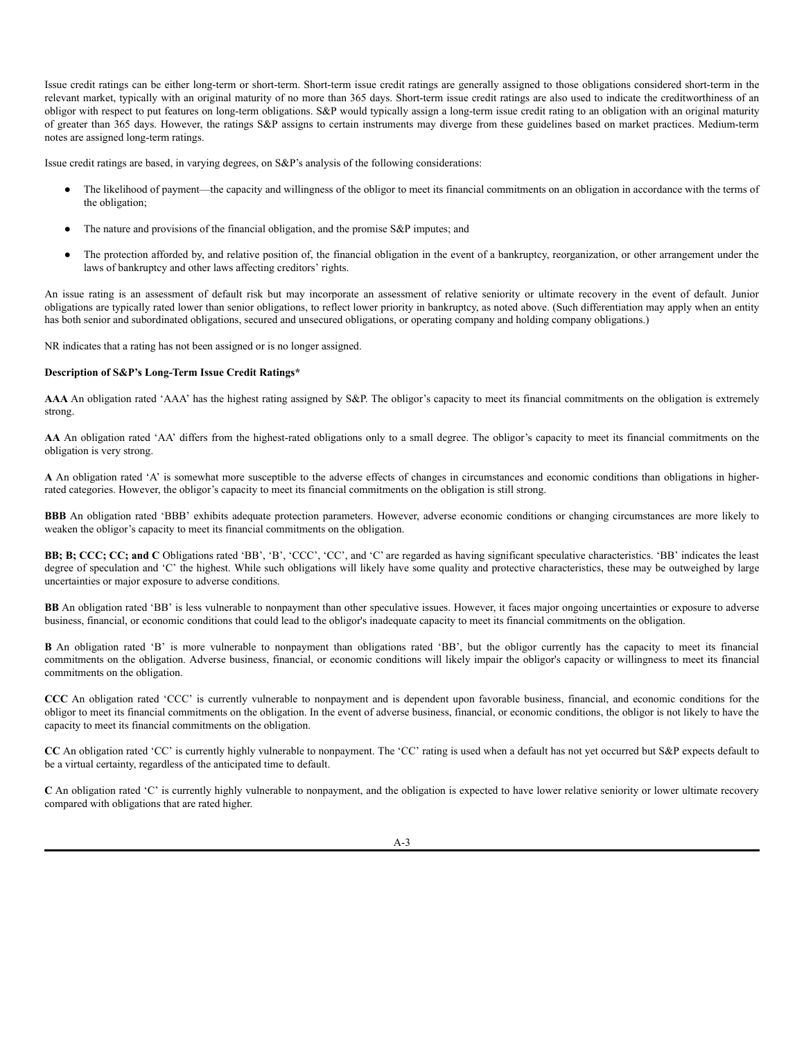Issue credit ratings can be either long-term or short-term. Short-term issue credit ratings are generally assigned to those obligations considered short-term in the relevant market, typically with an original maturity of no more than 365 days. Short-term issue credit ratings are also used to indicate the creditworthiness of an obligor with respect to put features on long-term obligations. S&P would typically assign a long-term issue credit rating to an obligation with an original maturity of greater than 365 days. However, the ratings S&P assigns to certain instruments may diverge from these guidelines based on market practices. Medium-term notes are assigned long-term ratings.

Issue credit ratings are based, in varying degrees, on S&P's analysis of the following considerations:

- The likelihood of payment—the capacity and willingness of the obligor to meet its financial commitments on an obligation in accordance with the terms of the obligation;
- The nature and provisions of the financial obligation, and the promise S&P imputes; and
- The protection afforded by, and relative position of, the financial obligation in the event of a bankruptcy, reorganization, or other arrangement under the laws of bankruptcy and other laws affecting creditors' rights.

An issue rating is an assessment of default risk but may incorporate an assessment of relative seniority or ultimate recovery in the event of default. Junior obligations are typically rated lower than senior obligations, to reflect lower priority in bankruptcy, as noted above. (Such differentiation may apply when an entity has both senior and subordinated obligations, secured and unsecured obligations, or operating company and holding company obligations.)

NR indicates that a rating has not been assigned or is no longer assigned.

**Description of S&P's Long-Term Issue Credit Ratings***

**AAA** An obligation rated 'AAA' has the highest rating assigned by S&P. The obligor's capacity to meet its financial commitments on the obligation is extremely strong.

**AA** An obligation rated 'AA' differs from the highest-rated obligations only to a small degree. The obligor's capacity to meet its financial commitments on the obligation is very strong.

**A** An obligation rated 'A' is somewhat more susceptible to the adverse effects of changes in circumstances and economic conditions than obligations in higher-rated categories. However, the obligor's capacity to meet its financial commitments on the obligation is still strong.

**BBB** An obligation rated 'BBB' exhibits adequate protection parameters. However, adverse economic conditions or changing circumstances are more likely to weaken the obligor's capacity to meet its financial commitments on the obligation.

**BB; B; CCC; CC; and C** Obligations rated 'BB', 'B', 'CCC', 'CC', and 'C' are regarded as having significant speculative characteristics. 'BB' indicates the least degree of speculation and 'C' the highest. While such obligations will likely have some quality and protective characteristics, these may be outweighed by large uncertainties or major exposure to adverse conditions.

**BB** An obligation rated 'BB' is less vulnerable to nonpayment than other speculative issues. However, it faces major ongoing uncertainties or exposure to adverse business, financial, or economic conditions that could lead to the obligor's inadequate capacity to meet its financial commitments on the obligation.

**B** An obligation rated 'B' is more vulnerable to nonpayment than obligations rated 'BB', but the obligor currently has the capacity to meet its financial commitments on the obligation. Adverse business, financial, or economic conditions will likely impair the obligor's capacity or willingness to meet its financial commitments on the obligation.

**CCC** An obligation rated 'CCC' is currently vulnerable to nonpayment and is dependent upon favorable business, financial, and economic conditions for the obligor to meet its financial commitments on the obligation. In the event of adverse business, financial, or economic conditions, the obligor is not likely to have the capacity to meet its financial commitments on the obligation.

**CC** An obligation rated 'CC' is currently highly vulnerable to nonpayment. The 'CC' rating is used when a default has not yet occurred but S&P expects default to be a virtual certainty, regardless of the anticipated time to default.

**C** An obligation rated 'C' is currently highly vulnerable to nonpayment, and the obligation is expected to have lower relative seniority or lower ultimate recovery compared with obligations that are rated higher.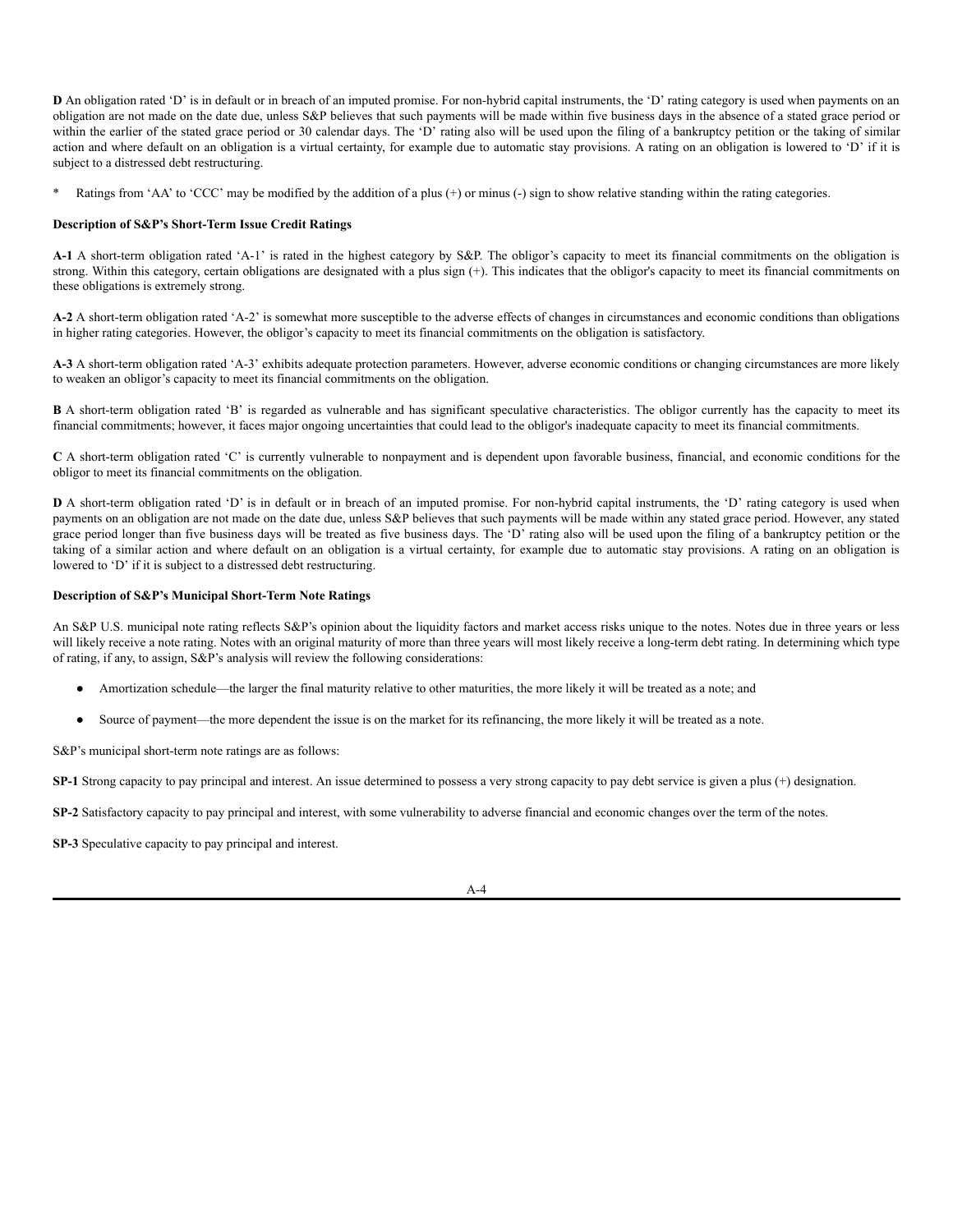**D** An obligation rated 'D' is in default or in breach of an imputed promise. For non-hybrid capital instruments, the 'D' rating category is used when payments on an obligation are not made on the date due, unless S&P believes that such payments will be made within five business days in the absence of a stated grace period or within the earlier of the stated grace period or 30 calendar days. The 'D' rating also will be used upon the filing of a bankruptcy petition or the taking of similar action and where default on an obligation is a virtual certainty, for example due to automatic stay provisions. A rating on an obligation is lowered to 'D' if it is subject to a distressed debt restructuring.

\* Ratings from 'AA' to 'CCC' may be modified by the addition of a plus (+) or minus (-) sign to show relative standing within the rating categories.

**Description of S&P's Short-Term Issue Credit Ratings**

**A-1** A short-term obligation rated 'A-1' is rated in the highest category by S&P. The obligor's capacity to meet its financial commitments on the obligation is strong. Within this category, certain obligations are designated with a plus sign (+). This indicates that the obligor's capacity to meet its financial commitments on these obligations is extremely strong.

**A-2** A short-term obligation rated 'A-2' is somewhat more susceptible to the adverse effects of changes in circumstances and economic conditions than obligations in higher rating categories. However, the obligor's capacity to meet its financial commitments on the obligation is satisfactory.

**A-3** A short-term obligation rated 'A-3' exhibits adequate protection parameters. However, adverse economic conditions or changing circumstances are more likely to weaken an obligor's capacity to meet its financial commitments on the obligation.

**B** A short-term obligation rated 'B' is regarded as vulnerable and has significant speculative characteristics. The obligor currently has the capacity to meet its financial commitments; however, it faces major ongoing uncertainties that could lead to the obligor's inadequate capacity to meet its financial commitments.

**C** A short-term obligation rated 'C' is currently vulnerable to nonpayment and is dependent upon favorable business, financial, and economic conditions for the obligor to meet its financial commitments on the obligation.

**D** A short-term obligation rated 'D' is in default or in breach of an imputed promise. For non-hybrid capital instruments, the 'D' rating category is used when payments on an obligation are not made on the date due, unless S&P believes that such payments will be made within any stated grace period. However, any stated grace period longer than five business days will be treated as five business days. The 'D' rating also will be used upon the filing of a bankruptcy petition or the taking of a similar action and where default on an obligation is a virtual certainty, for example due to automatic stay provisions. A rating on an obligation is lowered to 'D' if it is subject to a distressed debt restructuring.

**Description of S&P's Municipal Short-Term Note Ratings**

An S&P U.S. municipal note rating reflects S&P's opinion about the liquidity factors and market access risks unique to the notes. Notes due in three years or less will likely receive a note rating. Notes with an original maturity of more than three years will most likely receive a long-term debt rating. In determining which type of rating, if any, to assign, S&P's analysis will review the following considerations:

- Amortization schedule—the larger the final maturity relative to other maturities, the more likely it will be treated as a note; and
- Source of payment—the more dependent the issue is on the market for its refinancing, the more likely it will be treated as a note.

S&P's municipal short-term note ratings are as follows:

**SP-1** Strong capacity to pay principal and interest. An issue determined to possess a very strong capacity to pay debt service is given a plus (+) designation.

**SP-2** Satisfactory capacity to pay principal and interest, with some vulnerability to adverse financial and economic changes over the term of the notes.

**SP-3** Speculative capacity to pay principal and interest.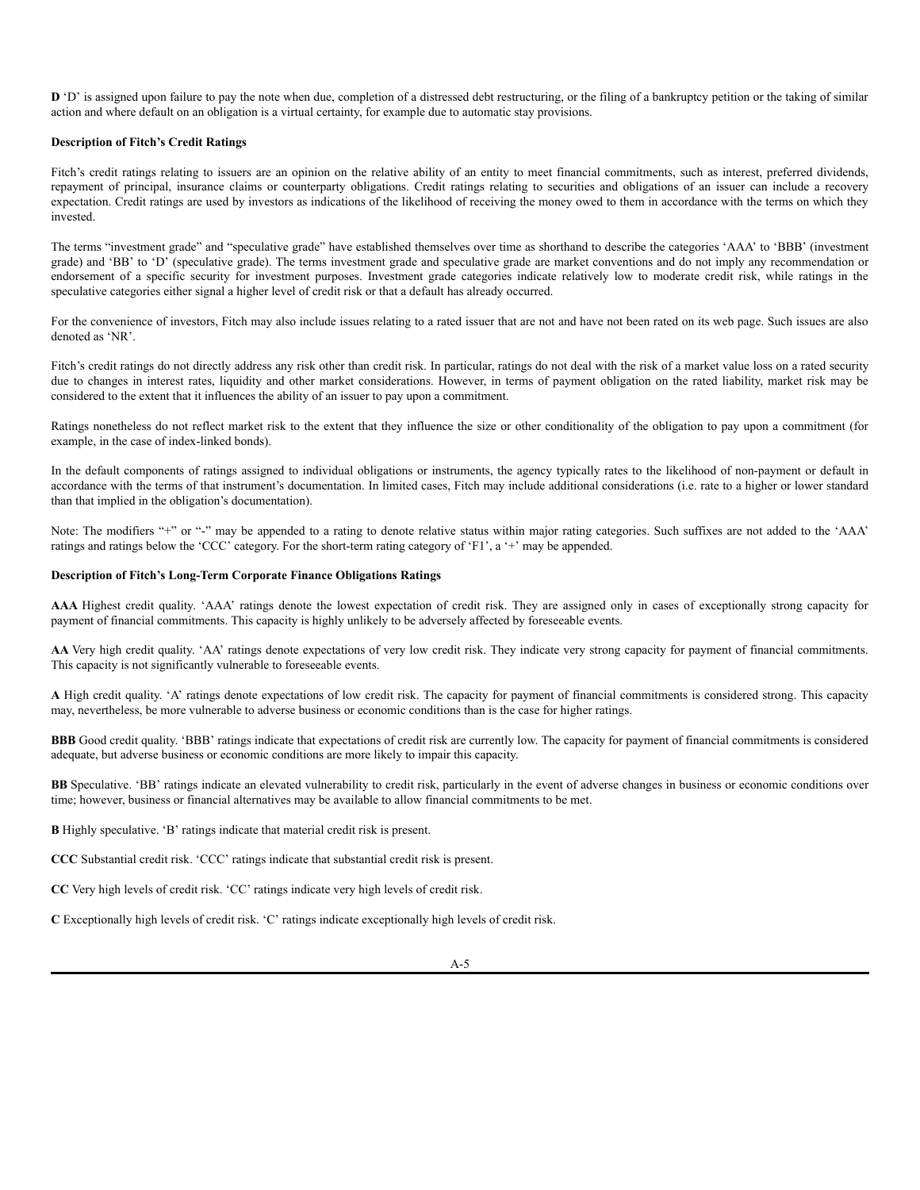**D** 'D' is assigned upon failure to pay the note when due, completion of a distressed debt restructuring, or the filing of a bankruptcy petition or the taking of similar action and where default on an obligation is a virtual certainty, for example due to automatic stay provisions.

**Description of Fitch's Credit Ratings**

Fitch's credit ratings relating to issuers are an opinion on the relative ability of an entity to meet financial commitments, such as interest, preferred dividends, repayment of principal, insurance claims or counterparty obligations. Credit ratings relating to securities and obligations of an issuer can include a recovery expectation. Credit ratings are used by investors as indications of the likelihood of receiving the money owed to them in accordance with the terms on which they invested.

The terms "investment grade" and "speculative grade" have established themselves over time as shorthand to describe the categories 'AAA' to 'BBB' (investment grade) and 'BB' to 'D' (speculative grade). The terms investment grade and speculative grade are market conventions and do not imply any recommendation or endorsement of a specific security for investment purposes. Investment grade categories indicate relatively low to moderate credit risk, while ratings in the speculative categories either signal a higher level of credit risk or that a default has already occurred.

For the convenience of investors, Fitch may also include issues relating to a rated issuer that are not and have not been rated on its web page. Such issues are also denoted as 'NR'.

Fitch's credit ratings do not directly address any risk other than credit risk. In particular, ratings do not deal with the risk of a market value loss on a rated security due to changes in interest rates, liquidity and other market considerations. However, in terms of payment obligation on the rated liability, market risk may be considered to the extent that it influences the ability of an issuer to pay upon a commitment.

Ratings nonetheless do not reflect market risk to the extent that they influence the size or other conditionality of the obligation to pay upon a commitment (for example, in the case of index-linked bonds).

In the default components of ratings assigned to individual obligations or instruments, the agency typically rates to the likelihood of non-payment or default in accordance with the terms of that instrument's documentation. In limited cases, Fitch may include additional considerations (i.e. rate to a higher or lower standard than that implied in the obligation's documentation).

Note: The modifiers "+" or "-" may be appended to a rating to denote relative status within major rating categories. Such suffixes are not added to the 'AAA' ratings and ratings below the 'CCC' category. For the short-term rating category of 'F1', a '+' may be appended.

**Description of Fitch's Long-Term Corporate Finance Obligations Ratings**

**AAA** Highest credit quality. 'AAA' ratings denote the lowest expectation of credit risk. They are assigned only in cases of exceptionally strong capacity for payment of financial commitments. This capacity is highly unlikely to be adversely affected by foreseeable events.

**AA** Very high credit quality. 'AA' ratings denote expectations of very low credit risk. They indicate very strong capacity for payment of financial commitments. This capacity is not significantly vulnerable to foreseeable events.

**A** High credit quality. 'A' ratings denote expectations of low credit risk. The capacity for payment of financial commitments is considered strong. This capacity may, nevertheless, be more vulnerable to adverse business or economic conditions than is the case for higher ratings.

**BBB** Good credit quality. 'BBB' ratings indicate that expectations of credit risk are currently low. The capacity for payment of financial commitments is considered adequate, but adverse business or economic conditions are more likely to impair this capacity.

**BB** Speculative. 'BB' ratings indicate an elevated vulnerability to credit risk, particularly in the event of adverse changes in business or economic conditions over time; however, business or financial alternatives may be available to allow financial commitments to be met.

**B** Highly speculative. 'B' ratings indicate that material credit risk is present.

**CCC** Substantial credit risk. 'CCC' ratings indicate that substantial credit risk is present.

**CC** Very high levels of credit risk. 'CC' ratings indicate very high levels of credit risk.

**C** Exceptionally high levels of credit risk. 'C' ratings indicate exceptionally high levels of credit risk.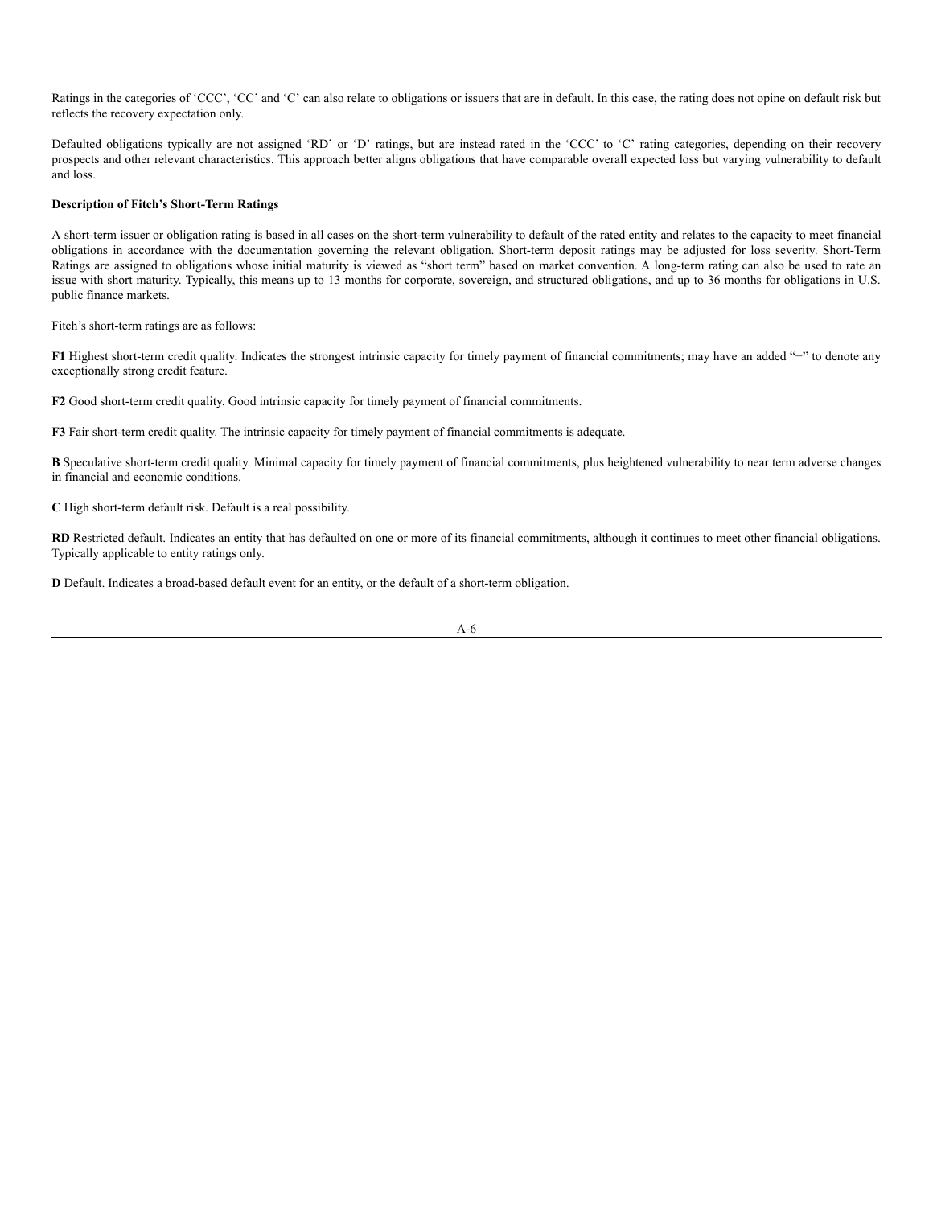Ratings in the categories of 'CCC', 'CC' and 'C' can also relate to obligations or issuers that are in default. In this case, the rating does not opine on default risk but reflects the recovery expectation only.

Defaulted obligations typically are not assigned 'RD' or 'D' ratings, but are instead rated in the 'CCC' to 'C' rating categories, depending on their recovery prospects and other relevant characteristics. This approach better aligns obligations that have comparable overall expected loss but varying vulnerability to default and loss.

**Description of Fitch's Short-Term Ratings**

A short-term issuer or obligation rating is based in all cases on the short-term vulnerability to default of the rated entity and relates to the capacity to meet financial obligations in accordance with the documentation governing the relevant obligation. Short-term deposit ratings may be adjusted for loss severity. Short-Term Ratings are assigned to obligations whose initial maturity is viewed as "short term" based on market convention. A long-term rating can also be used to rate an issue with short maturity. Typically, this means up to 13 months for corporate, sovereign, and structured obligations, and up to 36 months for obligations in U.S. public finance markets.

Fitch's short-term ratings are as follows:

**F1** Highest short-term credit quality. Indicates the strongest intrinsic capacity for timely payment of financial commitments; may have an added "+" to denote any exceptionally strong credit feature.

**F2** Good short-term credit quality. Good intrinsic capacity for timely payment of financial commitments.

**F3** Fair short-term credit quality. The intrinsic capacity for timely payment of financial commitments is adequate.

**B** Speculative short-term credit quality. Minimal capacity for timely payment of financial commitments, plus heightened vulnerability to near term adverse changes in financial and economic conditions.

**C** High short-term default risk. Default is a real possibility.

**RD** Restricted default. Indicates an entity that has defaulted on one or more of its financial commitments, although it continues to meet other financial obligations. Typically applicable to entity ratings only.

**D** Default. Indicates a broad-based default event for an entity, or the default of a short-term obligation.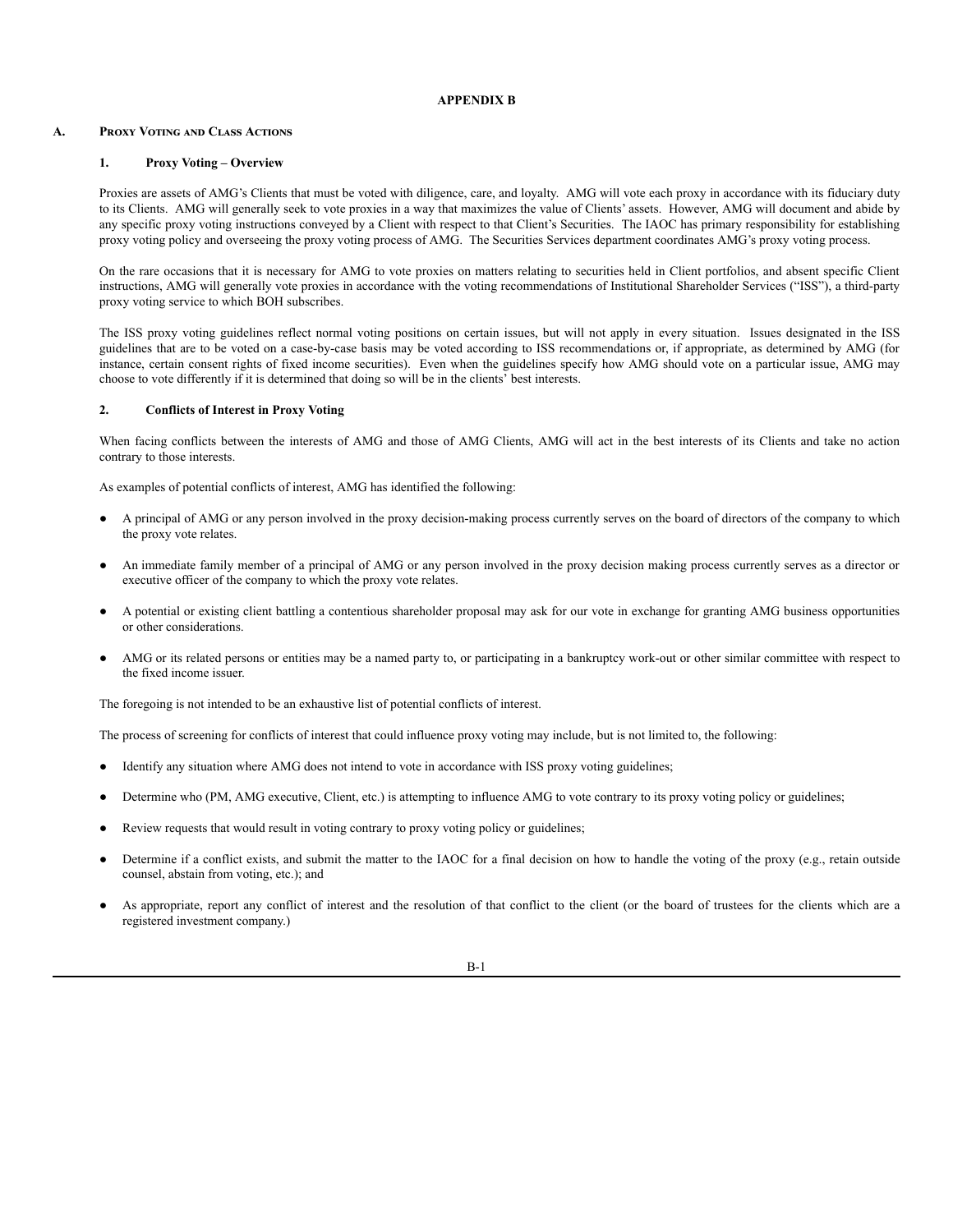## APPENDIX B

### A. Proxy Voting and Class Actions

#### 1. Proxy Voting – Overview

Proxies are assets of AMG's Clients that must be voted with diligence, care, and loyalty. AMG will vote each proxy in accordance with its fiduciary duty to its Clients. AMG will generally seek to vote proxies in a way that maximizes the value of Clients' assets. However, AMG will document and abide by any specific proxy voting instructions conveyed by a Client with respect to that Client's Securities. The IAOC has primary responsibility for establishing proxy voting policy and overseeing the proxy voting process of AMG. The Securities Services department coordinates AMG's proxy voting process.

On the rare occasions that it is necessary for AMG to vote proxies on matters relating to securities held in Client portfolios, and absent specific Client instructions, AMG will generally vote proxies in accordance with the voting recommendations of Institutional Shareholder Services ("ISS"), a third-party proxy voting service to which BOH subscribes.

The ISS proxy voting guidelines reflect normal voting positions on certain issues, but will not apply in every situation. Issues designated in the ISS guidelines that are to be voted on a case-by-case basis may be voted according to ISS recommendations or, if appropriate, as determined by AMG (for instance, certain consent rights of fixed income securities). Even when the guidelines specify how AMG should vote on a particular issue, AMG may choose to vote differently if it is determined that doing so will be in the clients' best interests.

#### 2. Conflicts of Interest in Proxy Voting

When facing conflicts between the interests of AMG and those of AMG Clients, AMG will act in the best interests of its Clients and take no action contrary to those interests.

As examples of potential conflicts of interest, AMG has identified the following:

- A principal of AMG or any person involved in the proxy decision-making process currently serves on the board of directors of the company to which the proxy vote relates.
- An immediate family member of a principal of AMG or any person involved in the proxy decision making process currently serves as a director or executive officer of the company to which the proxy vote relates.
- A potential or existing client battling a contentious shareholder proposal may ask for our vote in exchange for granting AMG business opportunities or other considerations.
- AMG or its related persons or entities may be a named party to, or participating in a bankruptcy work-out or other similar committee with respect to the fixed income issuer.

The foregoing is not intended to be an exhaustive list of potential conflicts of interest.

The process of screening for conflicts of interest that could influence proxy voting may include, but is not limited to, the following:

- Identify any situation where AMG does not intend to vote in accordance with ISS proxy voting guidelines;
- Determine who (PM, AMG executive, Client, etc.) is attempting to influence AMG to vote contrary to its proxy voting policy or guidelines;
- Review requests that would result in voting contrary to proxy voting policy or guidelines;
- Determine if a conflict exists, and submit the matter to the IAOC for a final decision on how to handle the voting of the proxy (e.g., retain outside counsel, abstain from voting, etc.); and
- As appropriate, report any conflict of interest and the resolution of that conflict to the client (or the board of trustees for the clients which are a registered investment company.)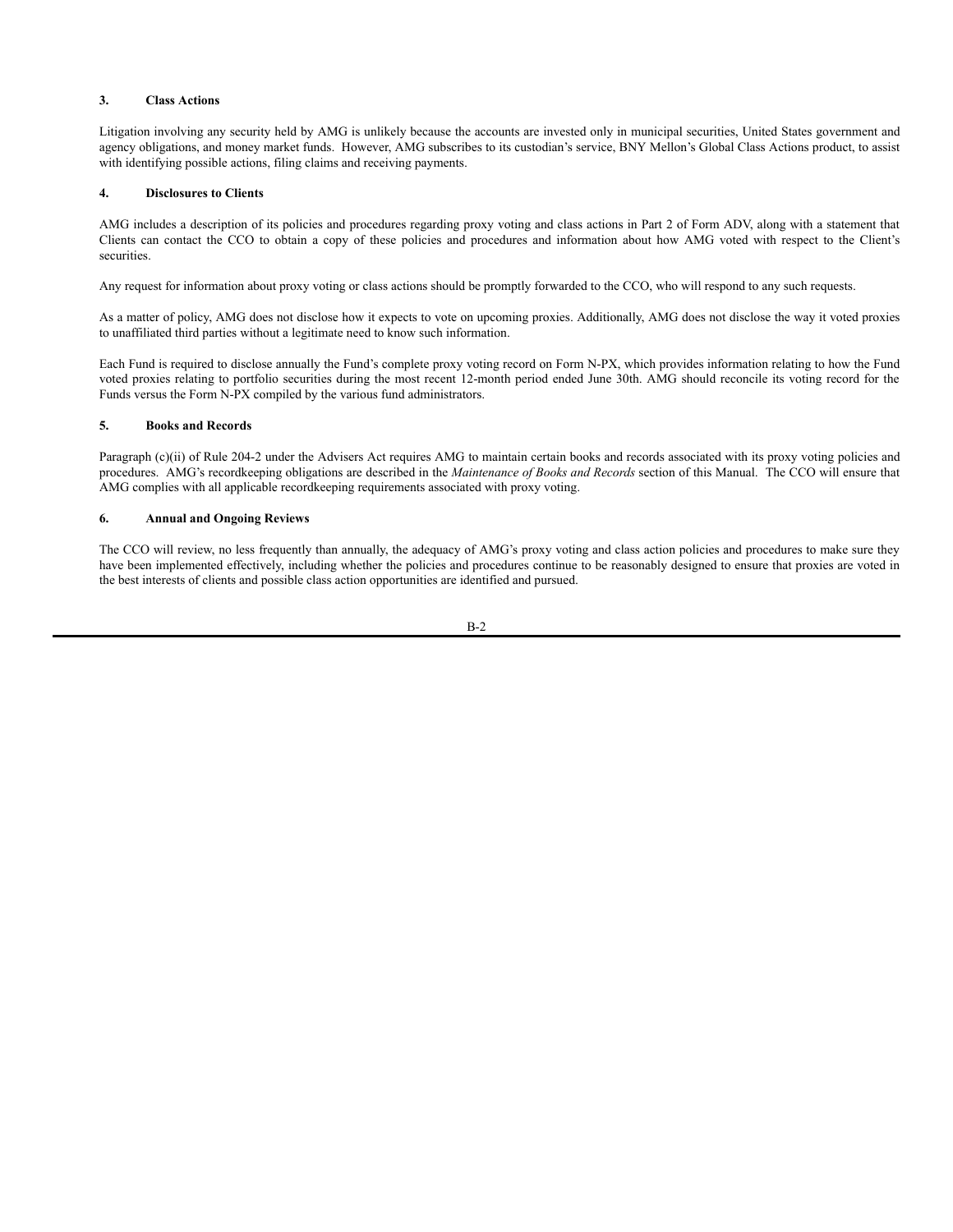### 3. Class Actions

Litigation involving any security held by AMG is unlikely because the accounts are invested only in municipal securities, United States government and agency obligations, and money market funds. However, AMG subscribes to its custodian's service, BNY Mellon's Global Class Actions product, to assist with identifying possible actions, filing claims and receiving payments.

### 4. Disclosures to Clients

AMG includes a description of its policies and procedures regarding proxy voting and class actions in Part 2 of Form ADV, along with a statement that Clients can contact the CCO to obtain a copy of these policies and procedures and information about how AMG voted with respect to the Client's securities.

Any request for information about proxy voting or class actions should be promptly forwarded to the CCO, who will respond to any such requests.

As a matter of policy, AMG does not disclose how it expects to vote on upcoming proxies. Additionally, AMG does not disclose the way it voted proxies to unaffiliated third parties without a legitimate need to know such information.

Each Fund is required to disclose annually the Fund's complete proxy voting record on Form N-PX, which provides information relating to how the Fund voted proxies relating to portfolio securities during the most recent 12-month period ended June 30th. AMG should reconcile its voting record for the Funds versus the Form N-PX compiled by the various fund administrators.

### 5. Books and Records

Paragraph (c)(ii) of Rule 204-2 under the Advisers Act requires AMG to maintain certain books and records associated with its proxy voting policies and procedures. AMG's recordkeeping obligations are described in the *Maintenance of Books and Records* section of this Manual. The CCO will ensure that AMG complies with all applicable recordkeeping requirements associated with proxy voting.

### 6. Annual and Ongoing Reviews

The CCO will review, no less frequently than annually, the adequacy of AMG's proxy voting and class action policies and procedures to make sure they have been implemented effectively, including whether the policies and procedures continue to be reasonably designed to ensure that proxies are voted in the best interests of clients and possible class action opportunities are identified and pursued.